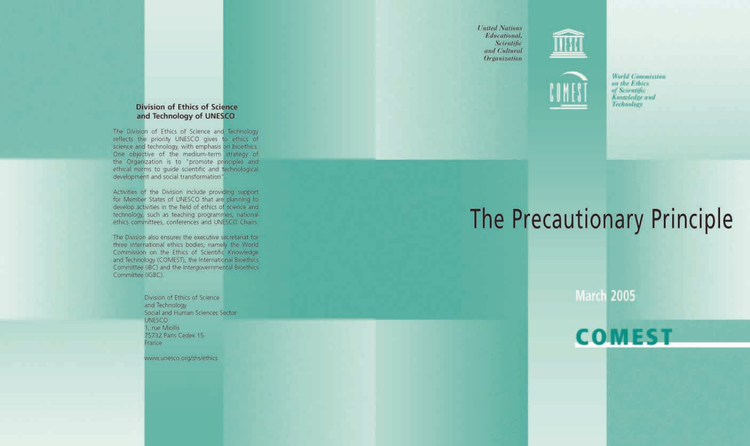United Nations
Educational,
Scientific
and Cultural
Organization

World Commission
on the Ethics
of Scientific
Knowledge and
Technology

# The Precautionary Principle

March 2005

COMEST

## Division of Ethics of Science and Technology of UNESCO

The Division of Ethics of Science and Technology reflects the priority UNESCO gives to ethics of science and technology, with emphasis on bioethics. One objective of the medium-term strategy of the Organization is to "promote principles and ethical norms to guide scientific and technological development and social transformation".

Activities of the Division include providing support for Member States of UNESCO that are planning to develop activities in the field of ethics of science and technology, such as teaching programmes, national ethics committees, conferences and UNESCO Chairs.

The Division also ensures the executive secretariat for three international ethics bodies, namely the World Commission on the Ethics of Scientific Knowledge and Technology (COMEST), the International Bioethics Committee (IBC) and the Intergovernmental Bioethics Committee (IGBC).

Division of Ethics of Science
and Technology
Social and Human Sciences Sector
UNESCO
1, rue Miollis
75732 Paris Cedex 15
France

www.unesco.org/shs/ethics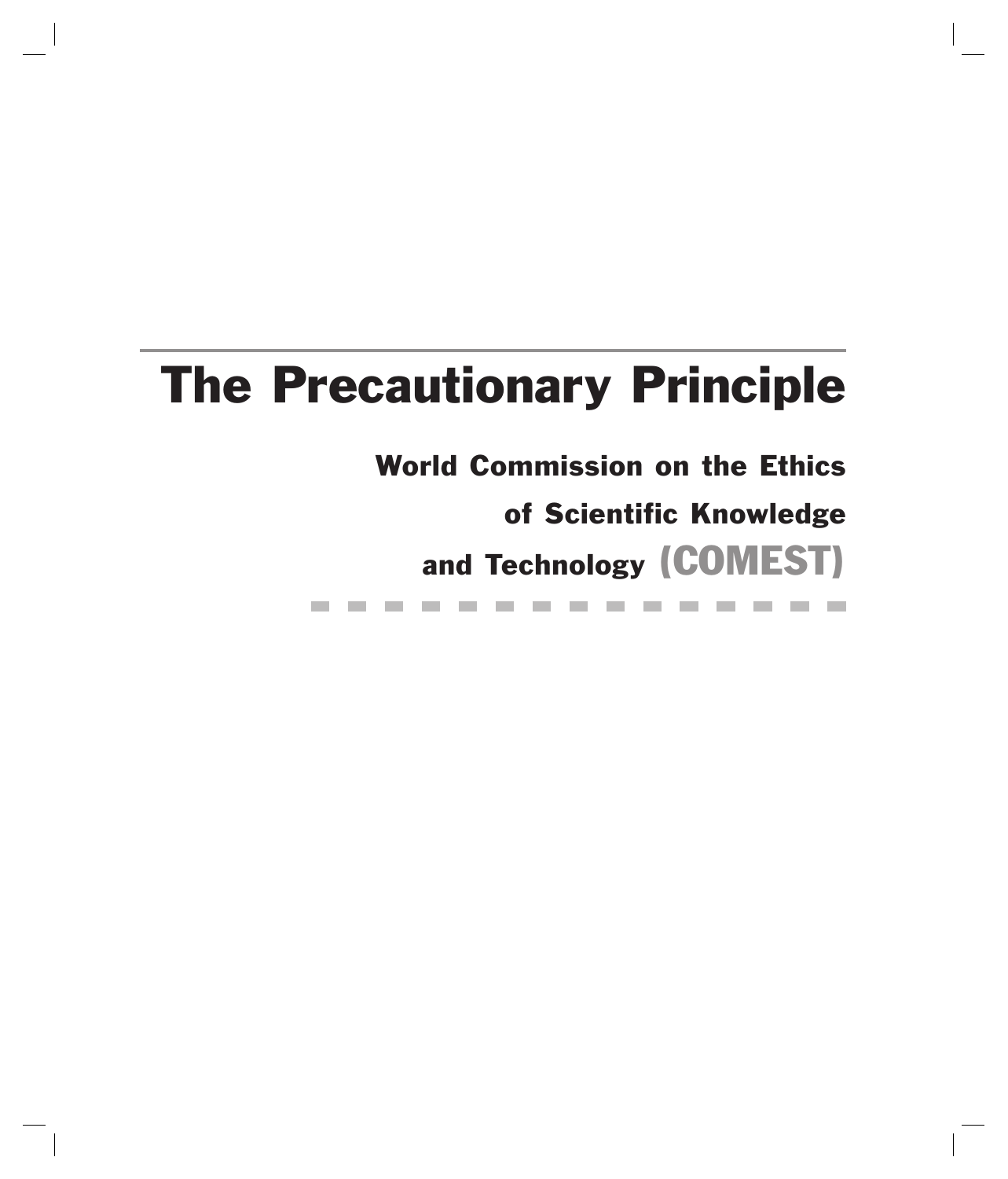# The Precautionary Principle

**World Commission on the Ethics of Scientific Knowledge and Technology (COMEST)**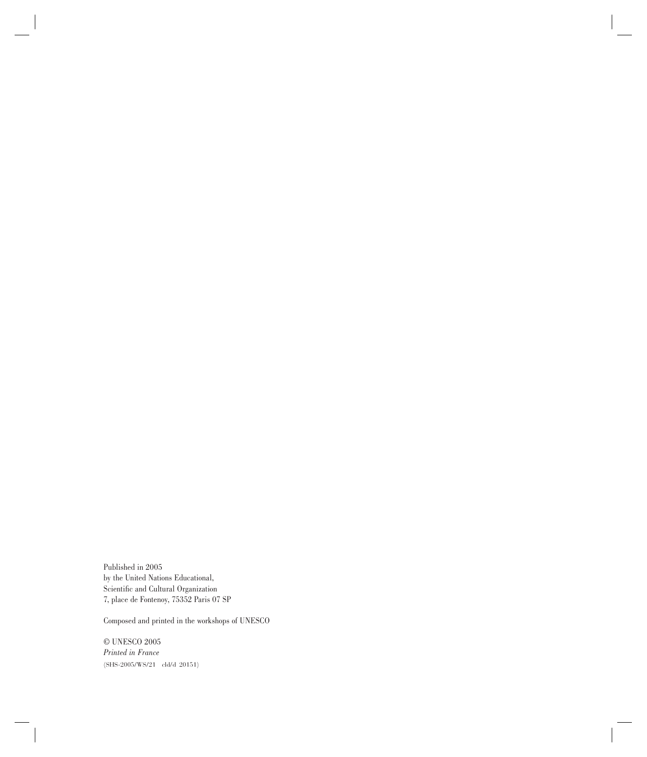Published in 2005
by the United Nations Educational,
Scientific and Cultural Organization
7, place de Fontenoy, 75352 Paris 07 SP

Composed and printed in the workshops of UNESCO

© UNESCO 2005
*Printed in France*
(SHS-2005/WS/21 cld/d 20151)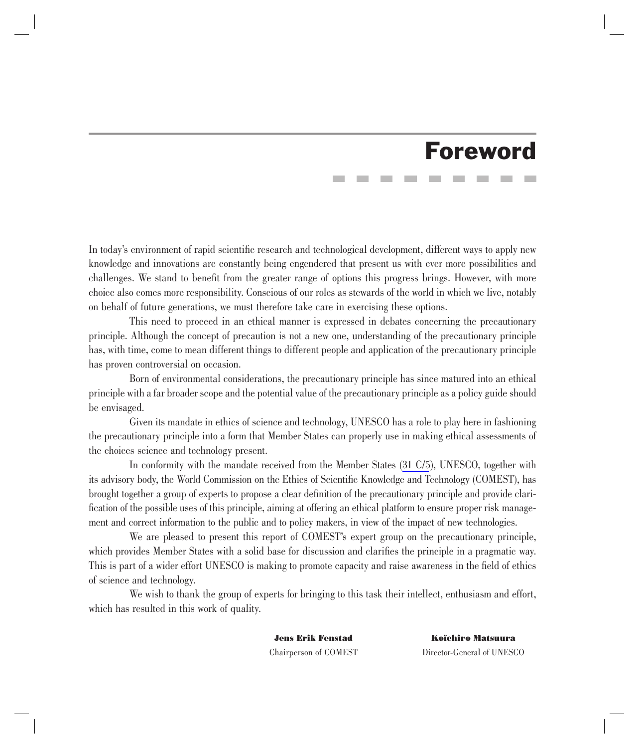# Foreword

In today's environment of rapid scientific research and technological development, different ways to apply new knowledge and innovations are constantly being engendered that present us with ever more possibilities and challenges. We stand to benefit from the greater range of options this progress brings. However, with more choice also comes more responsibility. Conscious of our roles as stewards of the world in which we live, notably on behalf of future generations, we must therefore take care in exercising these options.

This need to proceed in an ethical manner is expressed in debates concerning the precautionary principle. Although the concept of precaution is not a new one, understanding of the precautionary principle has, with time, come to mean different things to different people and application of the precautionary principle has proven controversial on occasion.

Born of environmental considerations, the precautionary principle has since matured into an ethical principle with a far broader scope and the potential value of the precautionary principle as a policy guide should be envisaged.

Given its mandate in ethics of science and technology, UNESCO has a role to play here in fashioning the precautionary principle into a form that Member States can properly use in making ethical assessments of the choices science and technology present.

In conformity with the mandate received from the Member States (31 C/5), UNESCO, together with its advisory body, the World Commission on the Ethics of Scientific Knowledge and Technology (COMEST), has brought together a group of experts to propose a clear definition of the precautionary principle and provide clarification of the possible uses of this principle, aiming at offering an ethical platform to ensure proper risk management and correct information to the public and to policy makers, in view of the impact of new technologies.

We are pleased to present this report of COMEST's expert group on the precautionary principle, which provides Member States with a solid base for discussion and clarifies the principle in a pragmatic way. This is part of a wider effort UNESCO is making to promote capacity and raise awareness in the field of ethics of science and technology.

We wish to thank the group of experts for bringing to this task their intellect, enthusiasm and effort, which has resulted in this work of quality.

**Jens Erik Fenstad**
Chairperson of COMEST

**Koïchiro Matsuura**
Director-General of UNESCO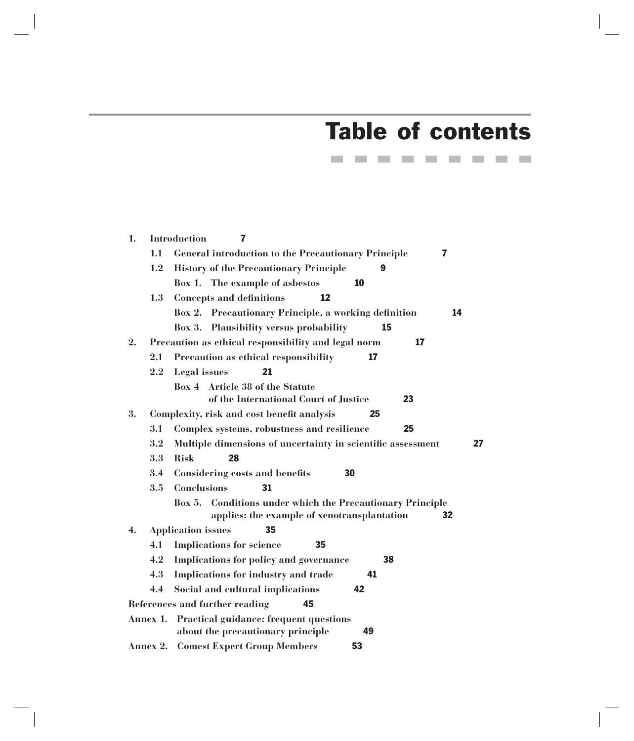# Table of contents

1. **Introduction** 7
   - 1.1 **General introduction to the Precautionary Principle** 7
   - 1.2 **History of the Precautionary Principle** 9
     - **Box 1. The example of asbestos** 10
   - 1.3 **Concepts and definitions** 12
     - **Box 2. Precautionary Principle, a working definition** 14
     - **Box 3. Plausibility versus probability** 15
2. **Precaution as ethical responsibility and legal norm** 17
   - 2.1 **Precaution as ethical responsibility** 17
   - 2.2 **Legal issues** 21
     - **Box 4 Article 38 of the Statute of the International Court of Justice** 23
3. **Complexity, risk and cost benefit analysis** 25
   - 3.1 **Complex systems, robustness and resilience** 25
   - 3.2 **Multiple dimensions of uncertainty in scientific assessment** 27
   - 3.3 **Risk** 28
   - 3.4 **Considering costs and benefits** 30
   - 3.5 **Conclusions** 31
     - **Box 5. Conditions under which the Precautionary Principle applies: the example of xenotransplantation** 32
4. **Application issues** 35
   - 4.1 **Implications for science** 35
   - 4.2 **Implications for policy and governance** 38
   - 4.3 **Implications for industry and trade** 41
   - 4.4 **Social and cultural implications** 42

**References and further reading** 45

**Annex 1. Practical guidance: frequent questions about the precautionary principle** 49

**Annex 2. Comest Expert Group Members** 53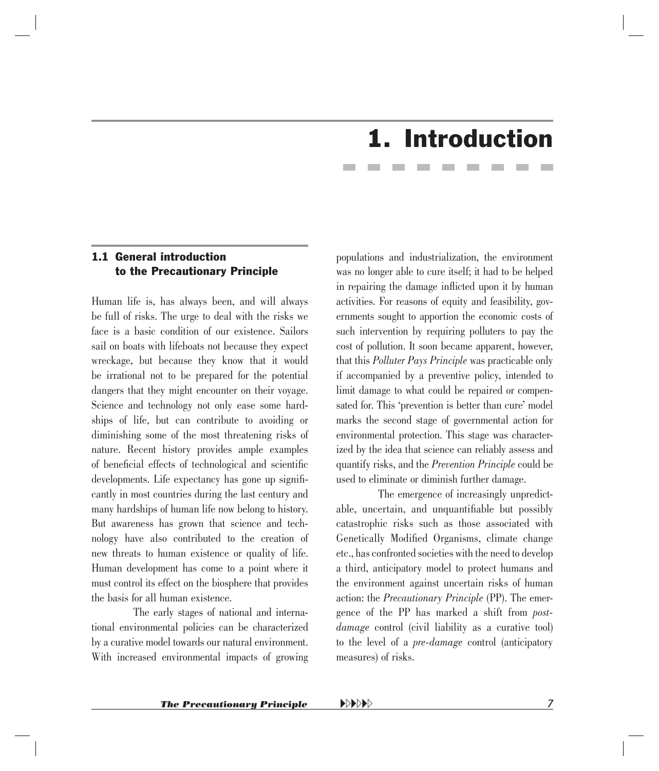# 1. Introduction

## 1.1 General introduction to the Precautionary Principle

Human life is, has always been, and will always be full of risks. The urge to deal with the risks we face is a basic condition of our existence. Sailors sail on boats with lifeboats not because they expect wreckage, but because they know that it would be irrational not to be prepared for the potential dangers that they might encounter on their voyage. Science and technology not only ease some hardships of life, but can contribute to avoiding or diminishing some of the most threatening risks of nature. Recent history provides ample examples of beneficial effects of technological and scientific developments. Life expectancy has gone up significantly in most countries during the last century and many hardships of human life now belong to history. But awareness has grown that science and technology have also contributed to the creation of new threats to human existence or quality of life. Human development has come to a point where it must control its effect on the biosphere that provides the basis for all human existence.

The early stages of national and international environmental policies can be characterized by a curative model towards our natural environment. With increased environmental impacts of growing populations and industrialization, the environment was no longer able to cure itself; it had to be helped in repairing the damage inflicted upon it by human activities. For reasons of equity and feasibility, governments sought to apportion the economic costs of such intervention by requiring polluters to pay the cost of pollution. It soon became apparent, however, that this *Polluter Pays Principle* was practicable only if accompanied by a preventive policy, intended to limit damage to what could be repaired or compensated for. This 'prevention is better than cure' model marks the second stage of governmental action for environmental protection. This stage was characterized by the idea that science can reliably assess and quantify risks, and the *Prevention Principle* could be used to eliminate or diminish further damage.

The emergence of increasingly unpredictable, uncertain, and unquantifiable but possibly catastrophic risks such as those associated with Genetically Modified Organisms, climate change etc., has confronted societies with the need to develop a third, anticipatory model to protect humans and the environment against uncertain risks of human action: the *Precautionary Principle* (PP). The emergence of the PP has marked a shift from *post-damage* control (civil liability as a curative tool) to the level of a *pre-damage* control (anticipatory measures) of risks.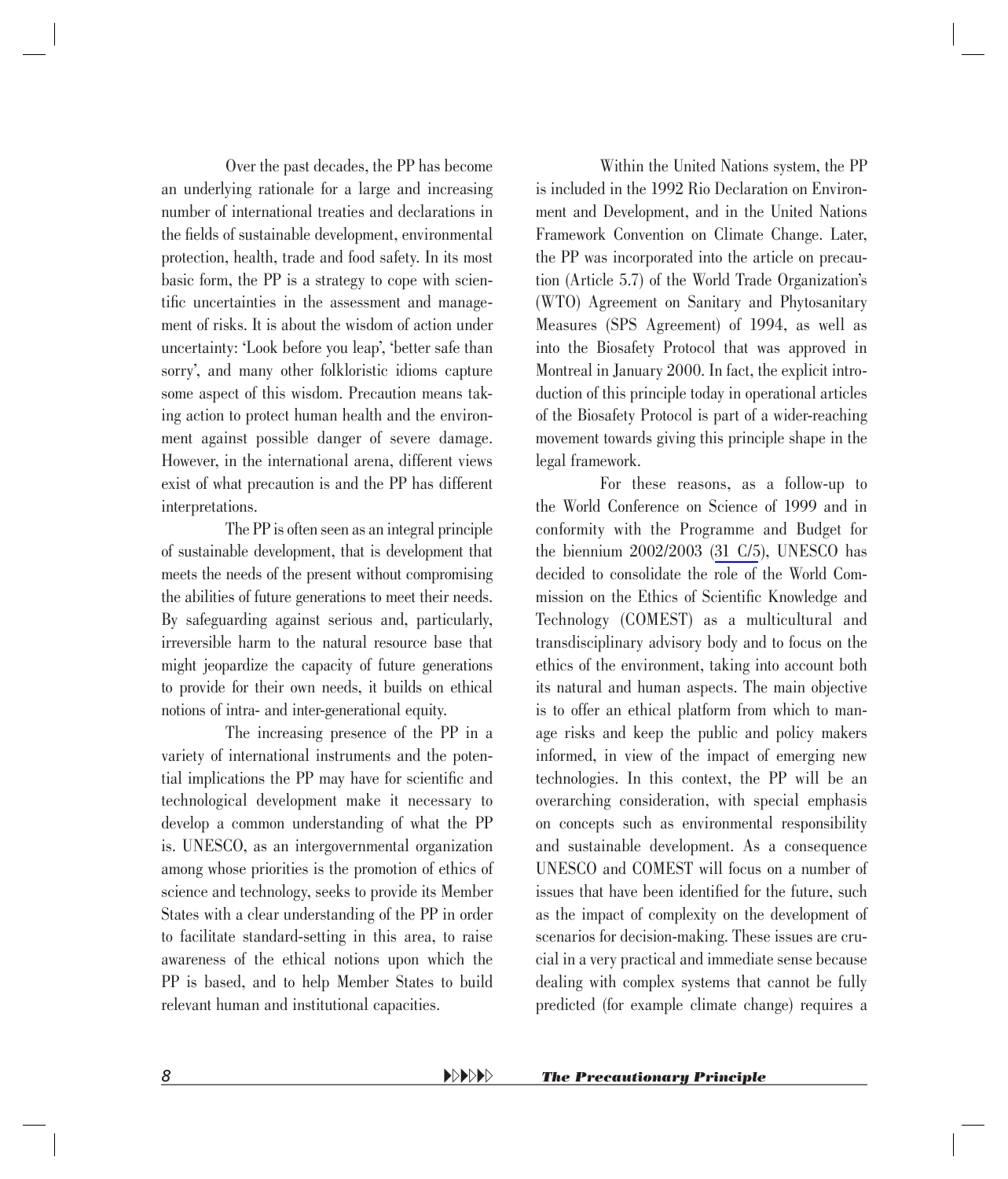Over the past decades, the PP has become an underlying rationale for a large and increasing number of international treaties and declarations in the fields of sustainable development, environmental protection, health, trade and food safety. In its most basic form, the PP is a strategy to cope with scientific uncertainties in the assessment and management of risks. It is about the wisdom of action under uncertainty: 'Look before you leap', 'better safe than sorry', and many other folkloristic idioms capture some aspect of this wisdom. Precaution means taking action to protect human health and the environment against possible danger of severe damage. However, in the international arena, different views exist of what precaution is and the PP has different interpretations.

The PP is often seen as an integral principle of sustainable development, that is development that meets the needs of the present without compromising the abilities of future generations to meet their needs. By safeguarding against serious and, particularly, irreversible harm to the natural resource base that might jeopardize the capacity of future generations to provide for their own needs, it builds on ethical notions of intra- and inter-generational equity.

The increasing presence of the PP in a variety of international instruments and the potential implications the PP may have for scientific and technological development make it necessary to develop a common understanding of what the PP is. UNESCO, as an intergovernmental organization among whose priorities is the promotion of ethics of science and technology, seeks to provide its Member States with a clear understanding of the PP in order to facilitate standard-setting in this area, to raise awareness of the ethical notions upon which the PP is based, and to help Member States to build relevant human and institutional capacities.

Within the United Nations system, the PP is included in the 1992 Rio Declaration on Environment and Development, and in the United Nations Framework Convention on Climate Change. Later, the PP was incorporated into the article on precaution (Article 5.7) of the World Trade Organization's (WTO) Agreement on Sanitary and Phytosanitary Measures (SPS Agreement) of 1994, as well as into the Biosafety Protocol that was approved in Montreal in January 2000. In fact, the explicit introduction of this principle today in operational articles of the Biosafety Protocol is part of a wider-reaching movement towards giving this principle shape in the legal framework.

For these reasons, as a follow-up to the World Conference on Science of 1999 and in conformity with the Programme and Budget for the biennium 2002/2003 (31 C/5), UNESCO has decided to consolidate the role of the World Commission on the Ethics of Scientific Knowledge and Technology (COMEST) as a multicultural and transdisciplinary advisory body and to focus on the ethics of the environment, taking into account both its natural and human aspects. The main objective is to offer an ethical platform from which to manage risks and keep the public and policy makers informed, in view of the impact of emerging new technologies. In this context, the PP will be an overarching consideration, with special emphasis on concepts such as environmental responsibility and sustainable development. As a consequence UNESCO and COMEST will focus on a number of issues that have been identified for the future, such as the impact of complexity on the development of scenarios for decision-making. These issues are crucial in a very practical and immediate sense because dealing with complex systems that cannot be fully predicted (for example climate change) requires a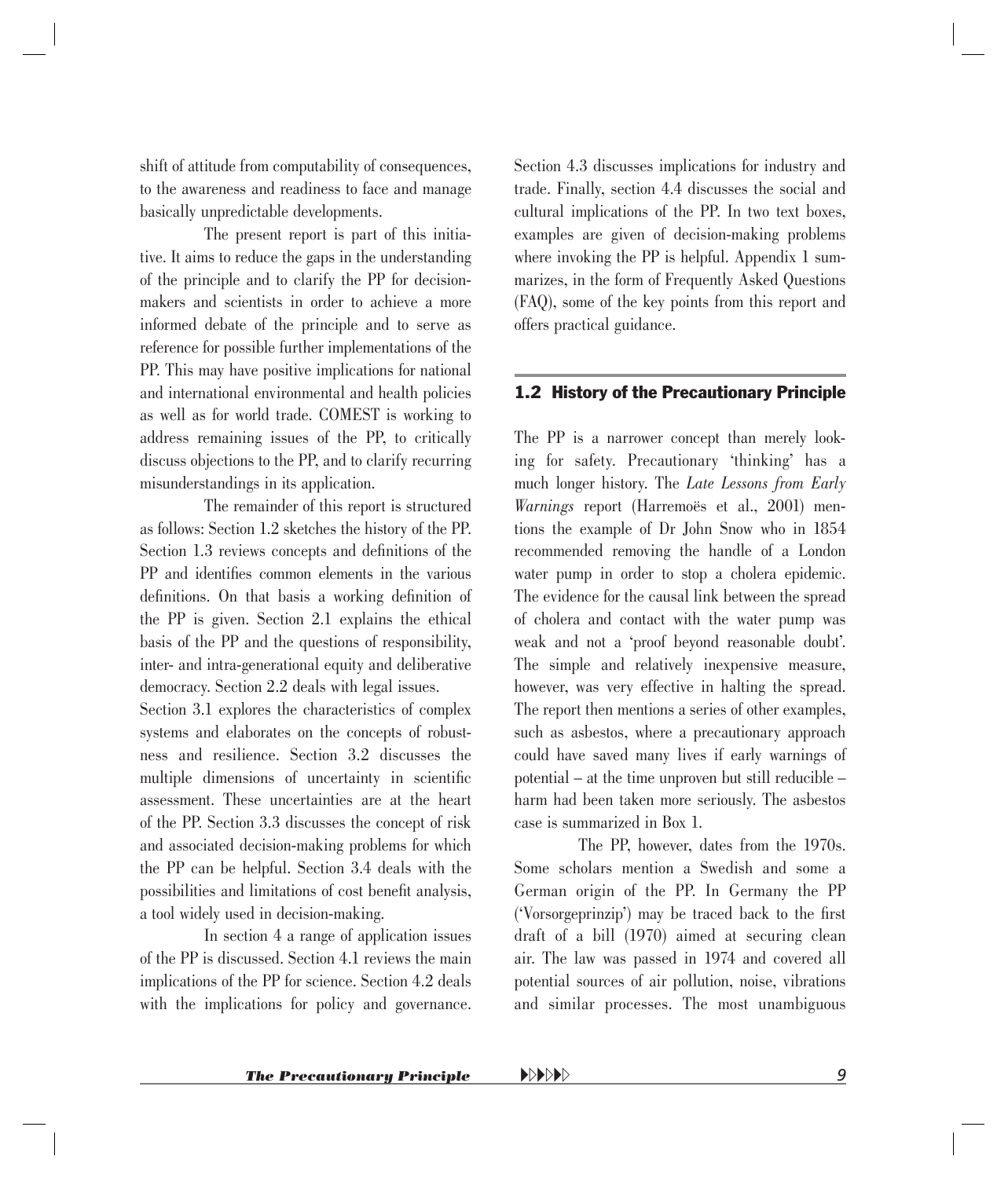shift of attitude from computability of consequences, to the awareness and readiness to face and manage basically unpredictable developments.

The present report is part of this initiative. It aims to reduce the gaps in the understanding of the principle and to clarify the PP for decision-makers and scientists in order to achieve a more informed debate of the principle and to serve as reference for possible further implementations of the PP. This may have positive implications for national and international environmental and health policies as well as for world trade. COMEST is working to address remaining issues of the PP, to critically discuss objections to the PP, and to clarify recurring misunderstandings in its application.

The remainder of this report is structured as follows: Section 1.2 sketches the history of the PP. Section 1.3 reviews concepts and definitions of the PP and identifies common elements in the various definitions. On that basis a working definition of the PP is given. Section 2.1 explains the ethical basis of the PP and the questions of responsibility, inter- and intra-generational equity and deliberative democracy. Section 2.2 deals with legal issues.

Section 3.1 explores the characteristics of complex systems and elaborates on the concepts of robustness and resilience. Section 3.2 discusses the multiple dimensions of uncertainty in scientific assessment. These uncertainties are at the heart of the PP. Section 3.3 discusses the concept of risk and associated decision-making problems for which the PP can be helpful. Section 3.4 deals with the possibilities and limitations of cost benefit analysis, a tool widely used in decision-making.

In section 4 a range of application issues of the PP is discussed. Section 4.1 reviews the main implications of the PP for science. Section 4.2 deals with the implications for policy and governance. Section 4.3 discusses implications for industry and trade. Finally, section 4.4 discusses the social and cultural implications of the PP. In two text boxes, examples are given of decision-making problems where invoking the PP is helpful. Appendix 1 summarizes, in the form of Frequently Asked Questions (FAQ), some of the key points from this report and offers practical guidance.

## 1.2 History of the Precautionary Principle

The PP is a narrower concept than merely looking for safety. Precautionary 'thinking' has a much longer history. The *Late Lessons from Early Warnings* report (Harremoës et al., 2001) mentions the example of Dr John Snow who in 1854 recommended removing the handle of a London water pump in order to stop a cholera epidemic. The evidence for the causal link between the spread of cholera and contact with the water pump was weak and not a 'proof beyond reasonable doubt'. The simple and relatively inexpensive measure, however, was very effective in halting the spread. The report then mentions a series of other examples, such as asbestos, where a precautionary approach could have saved many lives if early warnings of potential – at the time unproven but still reducible – harm had been taken more seriously. The asbestos case is summarized in Box 1.

The PP, however, dates from the 1970s. Some scholars mention a Swedish and some a German origin of the PP. In Germany the PP ('Vorsorgeprinzip') may be traced back to the first draft of a bill (1970) aimed at securing clean air. The law was passed in 1974 and covered all potential sources of air pollution, noise, vibrations and similar processes. The most unambiguous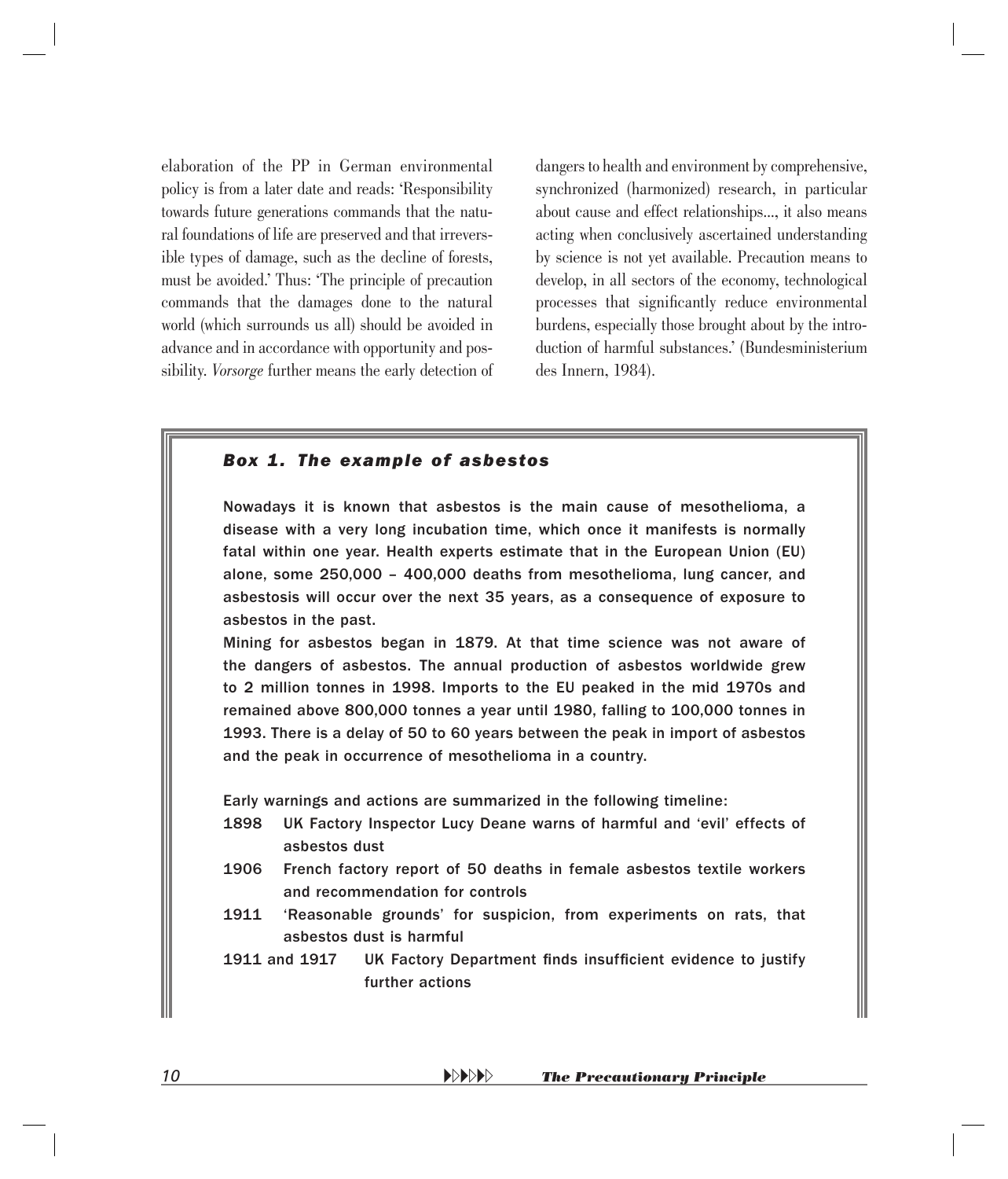elaboration of the PP in German environmental policy is from a later date and reads: 'Responsibility towards future generations commands that the natural foundations of life are preserved and that irreversible types of damage, such as the decline of forests, must be avoided.' Thus: 'The principle of precaution commands that the damages done to the natural world (which surrounds us all) should be avoided in advance and in accordance with opportunity and possibility. *Vorsorge* further means the early detection of dangers to health and environment by comprehensive, synchronized (harmonized) research, in particular about cause and effect relationships..., it also means acting when conclusively ascertained understanding by science is not yet available. Precaution means to develop, in all sectors of the economy, technological processes that significantly reduce environmental burdens, especially those brought about by the introduction of harmful substances.' (Bundesministerium des Innern, 1984).

### *Box 1. The example of asbestos*

Nowadays it is known that asbestos is the main cause of mesothelioma, a disease with a very long incubation time, which once it manifests is normally fatal within one year. Health experts estimate that in the European Union (EU) alone, some 250,000 – 400,000 deaths from mesothelioma, lung cancer, and asbestosis will occur over the next 35 years, as a consequence of exposure to asbestos in the past.

Mining for asbestos began in 1879. At that time science was not aware of the dangers of asbestos. The annual production of asbestos worldwide grew to 2 million tonnes in 1998. Imports to the EU peaked in the mid 1970s and remained above 800,000 tonnes a year until 1980, falling to 100,000 tonnes in 1993. There is a delay of 50 to 60 years between the peak in import of asbestos and the peak in occurrence of mesothelioma in a country.

Early warnings and actions are summarized in the following timeline:

- 1898 UK Factory Inspector Lucy Deane warns of harmful and 'evil' effects of asbestos dust
- 1906 French factory report of 50 deaths in female asbestos textile workers and recommendation for controls
- 1911 'Reasonable grounds' for suspicion, from experiments on rats, that asbestos dust is harmful
- 1911 and 1917 UK Factory Department finds insufficient evidence to justify further actions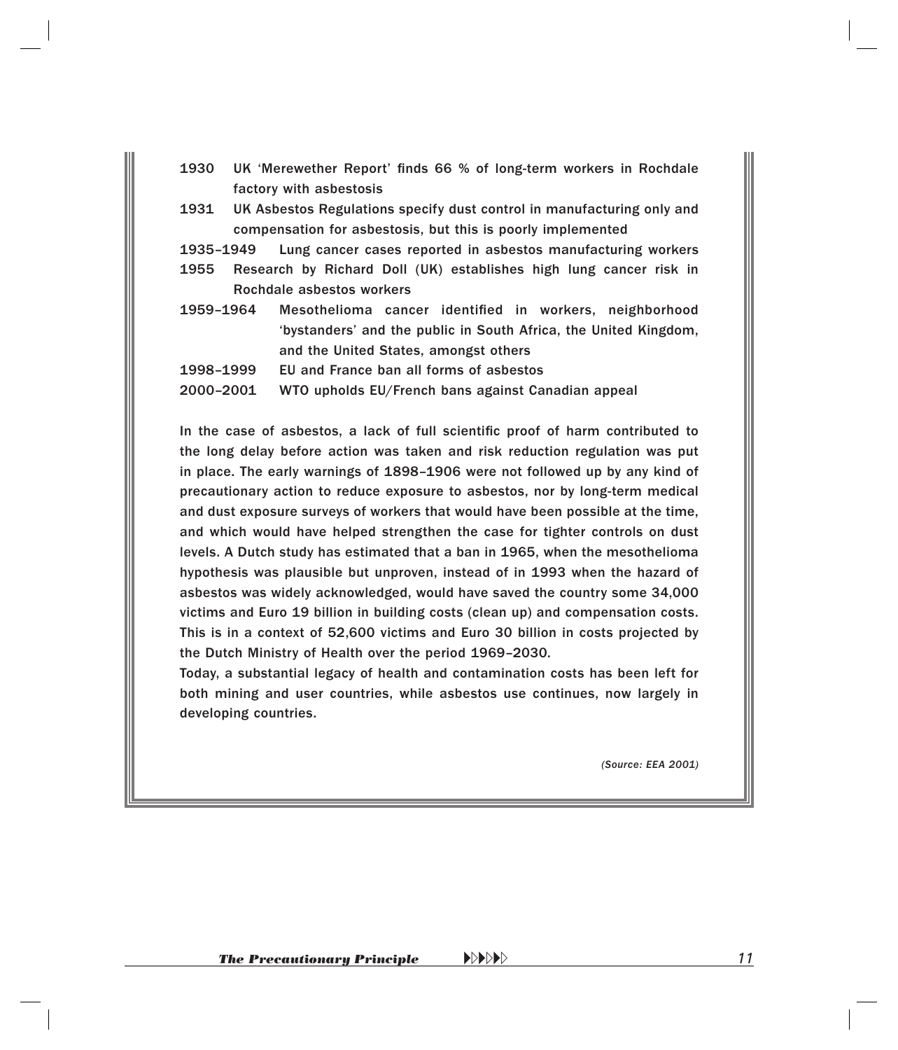1930 UK 'Merewether Report' finds 66 % of long-term workers in Rochdale factory with asbestosis

1931 UK Asbestos Regulations specify dust control in manufacturing only and compensation for asbestosis, but this is poorly implemented

1935–1949 Lung cancer cases reported in asbestos manufacturing workers

1955 Research by Richard Doll (UK) establishes high lung cancer risk in Rochdale asbestos workers

1959–1964 Mesothelioma cancer identified in workers, neighborhood 'bystanders' and the public in South Africa, the United Kingdom, and the United States, amongst others

1998–1999 EU and France ban all forms of asbestos

2000–2001 WTO upholds EU/French bans against Canadian appeal

In the case of asbestos, a lack of full scientific proof of harm contributed to the long delay before action was taken and risk reduction regulation was put in place. The early warnings of 1898–1906 were not followed up by any kind of precautionary action to reduce exposure to asbestos, nor by long-term medical and dust exposure surveys of workers that would have been possible at the time, and which would have helped strengthen the case for tighter controls on dust levels. A Dutch study has estimated that a ban in 1965, when the mesothelioma hypothesis was plausible but unproven, instead of in 1993 when the hazard of asbestos was widely acknowledged, would have saved the country some 34,000 victims and Euro 19 billion in building costs (clean up) and compensation costs. This is in a context of 52,600 victims and Euro 30 billion in costs projected by the Dutch Ministry of Health over the period 1969–2030.

Today, a substantial legacy of health and contamination costs has been left for both mining and user countries, while asbestos use continues, now largely in developing countries.

*(Source: EEA 2001)*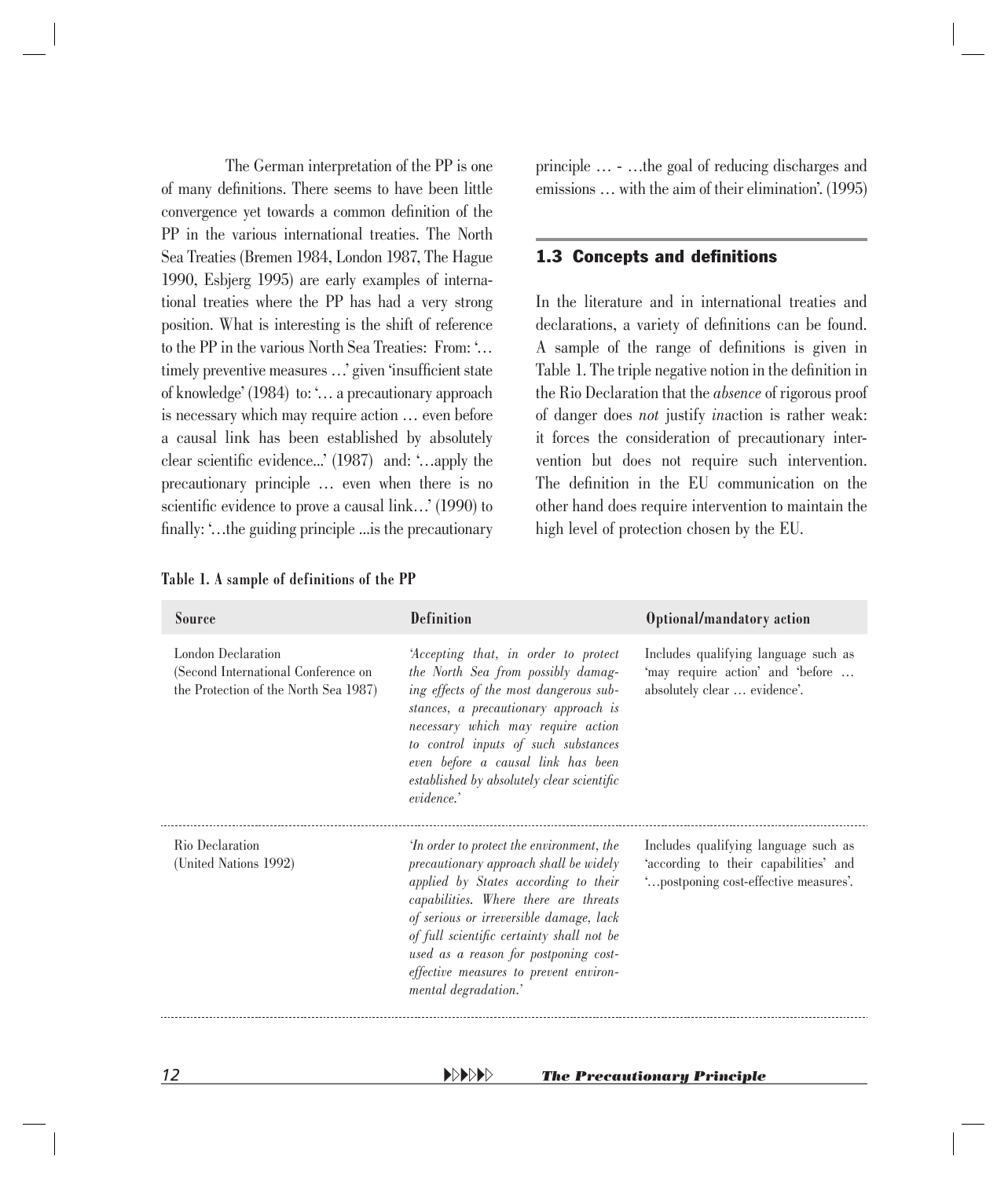The German interpretation of the PP is one of many definitions. There seems to have been little convergence yet towards a common definition of the PP in the various international treaties. The North Sea Treaties (Bremen 1984, London 1987, The Hague 1990, Esbjerg 1995) are early examples of international treaties where the PP has had a very strong position. What is interesting is the shift of reference to the PP in the various North Sea Treaties: From: '… timely preventive measures …' given 'insufficient state of knowledge' (1984) to: '… a precautionary approach is necessary which may require action … even before a causal link has been established by absolutely clear scientific evidence...' (1987) and: '…apply the precautionary principle … even when there is no scientific evidence to prove a causal link…' (1990) to finally: '…the guiding principle ...is the precautionary principle … - …the goal of reducing discharges and emissions … with the aim of their elimination'. (1995)

## 1.3 Concepts and definitions

In the literature and in international treaties and declarations, a variety of definitions can be found. A sample of the range of definitions is given in Table 1. The triple negative notion in the definition in the Rio Declaration that the *absence* of rigorous proof of danger does *not* justify *in*action is rather weak: it forces the consideration of precautionary intervention but does not require such intervention. The definition in the EU communication on the other hand does require intervention to maintain the high level of protection chosen by the EU.

**Table 1. A sample of definitions of the PP**

| Source | Definition | Optional/mandatory action |
|---|---|---|
| London Declaration (Second International Conference on the Protection of the North Sea 1987) | *'Accepting that, in order to protect the North Sea from possibly damaging effects of the most dangerous substances, a precautionary approach is necessary which may require action to control inputs of such substances even before a causal link has been established by absolutely clear scientific evidence.'* | Includes qualifying language such as 'may require action' and 'before … absolutely clear … evidence'. |
| Rio Declaration (United Nations 1992) | *'In order to protect the environment, the precautionary approach shall be widely applied by States according to their capabilities. Where there are threats of serious or irreversible damage, lack of full scientific certainty shall not be used as a reason for postponing cost-effective measures to prevent environmental degradation.'* | Includes qualifying language such as 'according to their capabilities' and '…postponing cost-effective measures'. |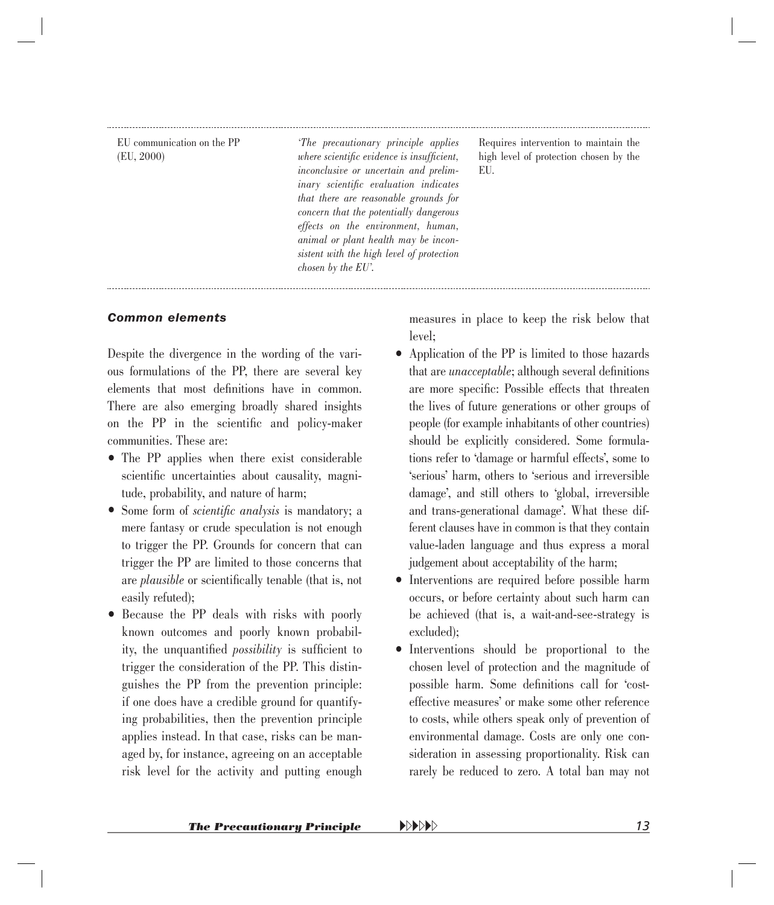| | | |
|---|---|---|
| EU communication on the PP (EU, 2000) | *'The precautionary principle applies where scientific evidence is insufficient, inconclusive or uncertain and preliminary scientific evaluation indicates that there are reasonable grounds for concern that the potentially dangerous effects on the environment, human, animal or plant health may be inconsistent with the high level of protection chosen by the EU'.* | Requires intervention to maintain the high level of protection chosen by the EU. |

### *Common elements*

Despite the divergence in the wording of the various formulations of the PP, there are several key elements that most definitions have in common. There are also emerging broadly shared insights on the PP in the scientific and policy-maker communities. These are:

- The PP applies when there exist considerable scientific uncertainties about causality, magnitude, probability, and nature of harm;
- Some form of *scientific analysis* is mandatory; a mere fantasy or crude speculation is not enough to trigger the PP. Grounds for concern that can trigger the PP are limited to those concerns that are *plausible* or scientifically tenable (that is, not easily refuted);
- Because the PP deals with risks with poorly known outcomes and poorly known probability, the unquantified *possibility* is sufficient to trigger the consideration of the PP. This distinguishes the PP from the prevention principle: if one does have a credible ground for quantifying probabilities, then the prevention principle applies instead. In that case, risks can be managed by, for instance, agreeing on an acceptable risk level for the activity and putting enough measures in place to keep the risk below that level;
- Application of the PP is limited to those hazards that are *unacceptable*; although several definitions are more specific: Possible effects that threaten the lives of future generations or other groups of people (for example inhabitants of other countries) should be explicitly considered. Some formulations refer to 'damage or harmful effects', some to 'serious' harm, others to 'serious and irreversible damage', and still others to 'global, irreversible and trans-generational damage'. What these different clauses have in common is that they contain value-laden language and thus express a moral judgement about acceptability of the harm;
- Interventions are required before possible harm occurs, or before certainty about such harm can be achieved (that is, a wait-and-see-strategy is excluded);
- Interventions should be proportional to the chosen level of protection and the magnitude of possible harm. Some definitions call for 'cost-effective measures' or make some other reference to costs, while others speak only of prevention of environmental damage. Costs are only one consideration in assessing proportionality. Risk can rarely be reduced to zero. A total ban may not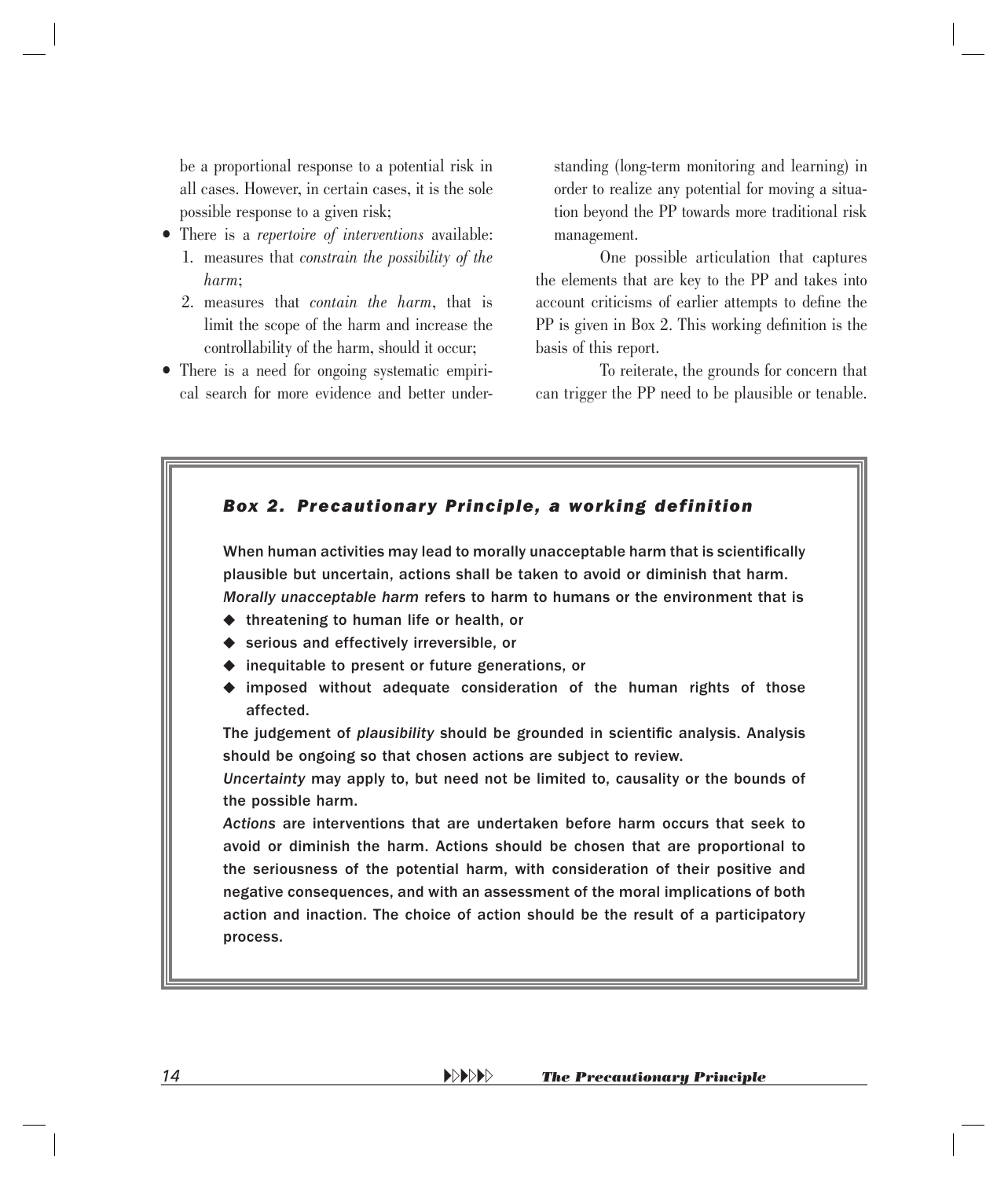be a proportional response to a potential risk in all cases. However, in certain cases, it is the sole possible response to a given risk;

- There is a *repertoire of interventions* available:
  1. measures that *constrain the possibility of the harm*;
  2. measures that *contain the harm*, that is limit the scope of the harm and increase the controllability of the harm, should it occur;
- There is a need for ongoing systematic empirical search for more evidence and better understanding (long-term monitoring and learning) in order to realize any potential for moving a situation beyond the PP towards more traditional risk management.

One possible articulation that captures the elements that are key to the PP and takes into account criticisms of earlier attempts to define the PP is given in Box 2. This working definition is the basis of this report.

To reiterate, the grounds for concern that can trigger the PP need to be plausible or tenable.

> ***Box 2. Precautionary Principle, a working definition***
>
> When human activities may lead to morally unacceptable harm that is scientifically plausible but uncertain, actions shall be taken to avoid or diminish that harm.
>
> *Morally unacceptable harm* refers to harm to humans or the environment that is
>
> - threatening to human life or health, or
> - serious and effectively irreversible, or
> - inequitable to present or future generations, or
> - imposed without adequate consideration of the human rights of those affected.
>
> The judgement of *plausibility* should be grounded in scientific analysis. Analysis should be ongoing so that chosen actions are subject to review.
>
> *Uncertainty* may apply to, but need not be limited to, causality or the bounds of the possible harm.
>
> *Actions* are interventions that are undertaken before harm occurs that seek to avoid or diminish the harm. Actions should be chosen that are proportional to the seriousness of the potential harm, with consideration of their positive and negative consequences, and with an assessment of the moral implications of both action and inaction. The choice of action should be the result of a participatory process.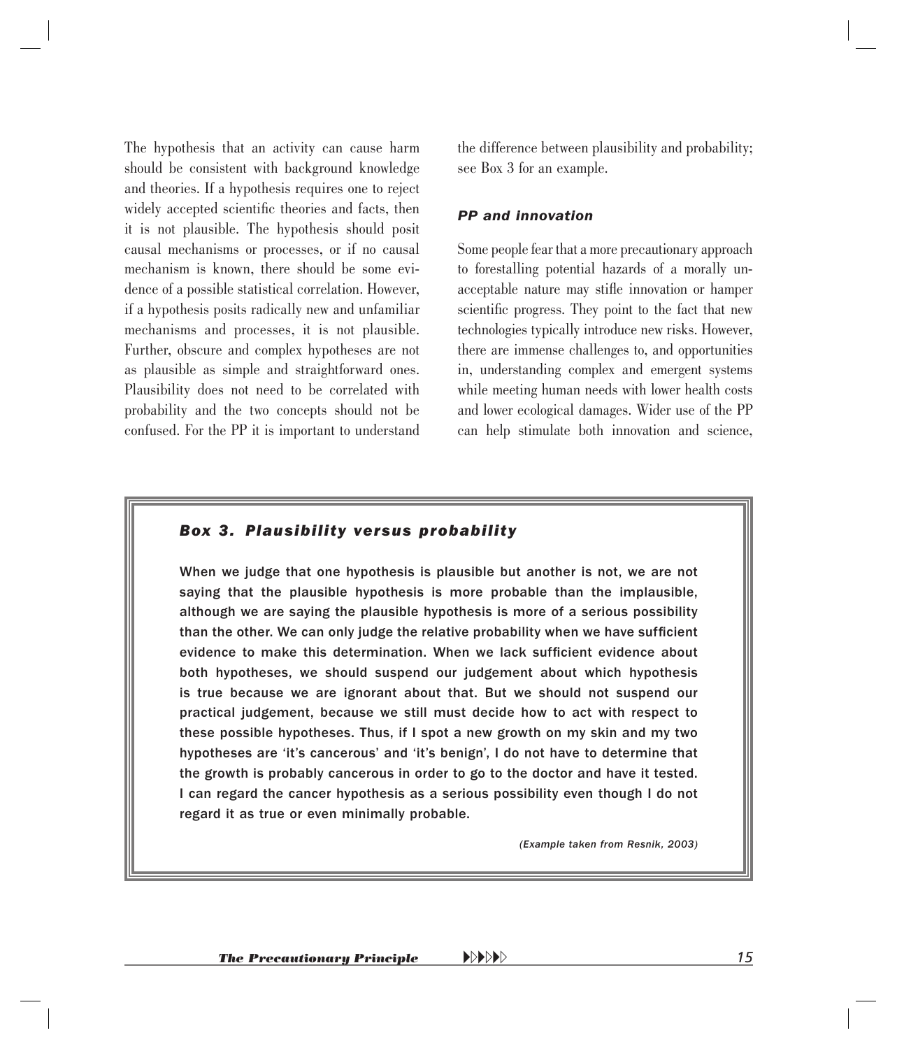The hypothesis that an activity can cause harm should be consistent with background knowledge and theories. If a hypothesis requires one to reject widely accepted scientific theories and facts, then it is not plausible. The hypothesis should posit causal mechanisms or processes, or if no causal mechanism is known, there should be some evidence of a possible statistical correlation. However, if a hypothesis posits radically new and unfamiliar mechanisms and processes, it is not plausible. Further, obscure and complex hypotheses are not as plausible as simple and straightforward ones. Plausibility does not need to be correlated with probability and the two concepts should not be confused. For the PP it is important to understand the difference between plausibility and probability; see Box 3 for an example.

### *PP and innovation*

Some people fear that a more precautionary approach to forestalling potential hazards of a morally unacceptable nature may stifle innovation or hamper scientific progress. They point to the fact that new technologies typically introduce new risks. However, there are immense challenges to, and opportunities in, understanding complex and emergent systems while meeting human needs with lower health costs and lower ecological damages. Wider use of the PP can help stimulate both innovation and science,

> ### *Box 3. Plausibility versus probability*
>
> When we judge that one hypothesis is plausible but another is not, we are not saying that the plausible hypothesis is more probable than the implausible, although we are saying the plausible hypothesis is more of a serious possibility than the other. We can only judge the relative probability when we have sufficient evidence to make this determination. When we lack sufficient evidence about both hypotheses, we should suspend our judgement about which hypothesis is true because we are ignorant about that. But we should not suspend our practical judgement, because we still must decide how to act with respect to these possible hypotheses. Thus, if I spot a new growth on my skin and my two hypotheses are 'it's cancerous' and 'it's benign', I do not have to determine that the growth is probably cancerous in order to go to the doctor and have it tested. I can regard the cancer hypothesis as a serious possibility even though I do not regard it as true or even minimally probable.
>
> *(Example taken from Resnik, 2003)*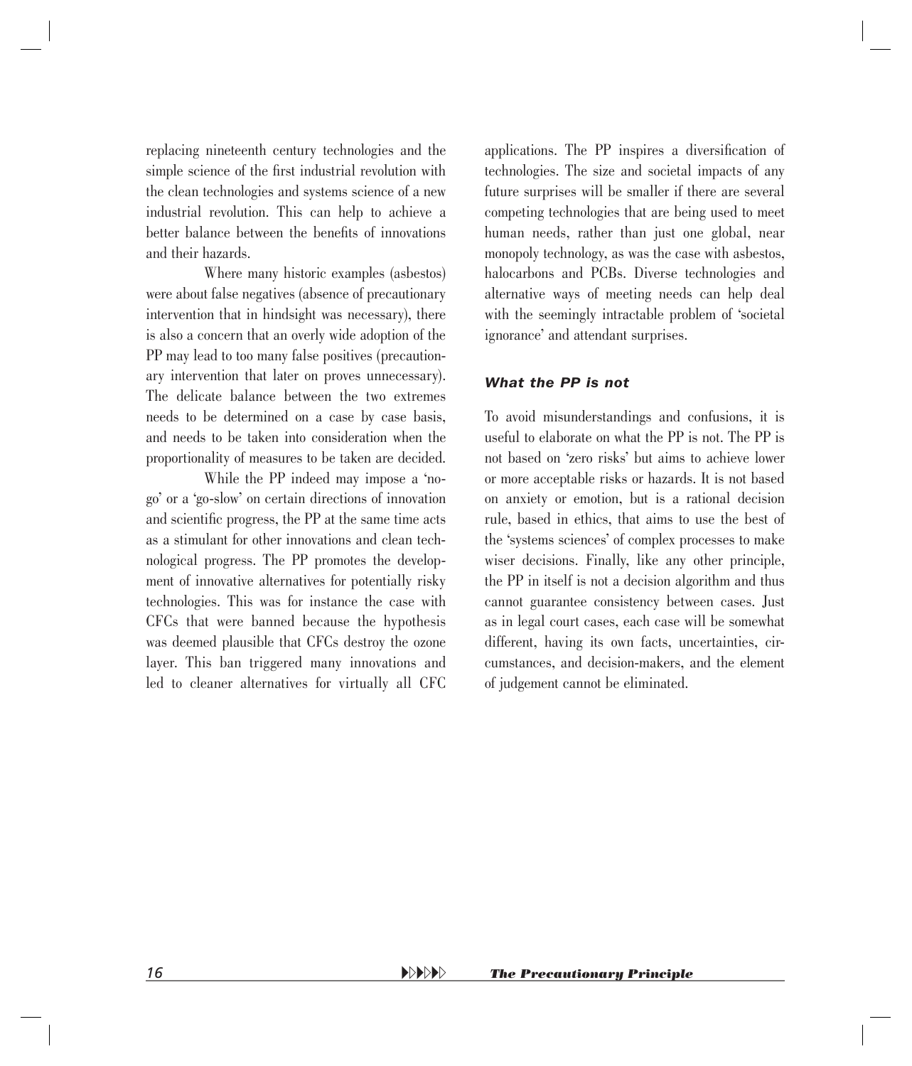replacing nineteenth century technologies and the simple science of the first industrial revolution with the clean technologies and systems science of a new industrial revolution. This can help to achieve a better balance between the benefits of innovations and their hazards.

Where many historic examples (asbestos) were about false negatives (absence of precautionary intervention that in hindsight was necessary), there is also a concern that an overly wide adoption of the PP may lead to too many false positives (precautionary intervention that later on proves unnecessary). The delicate balance between the two extremes needs to be determined on a case by case basis, and needs to be taken into consideration when the proportionality of measures to be taken are decided.

While the PP indeed may impose a 'no-go' or a 'go-slow' on certain directions of innovation and scientific progress, the PP at the same time acts as a stimulant for other innovations and clean technological progress. The PP promotes the development of innovative alternatives for potentially risky technologies. This was for instance the case with CFCs that were banned because the hypothesis was deemed plausible that CFCs destroy the ozone layer. This ban triggered many innovations and led to cleaner alternatives for virtually all CFC applications. The PP inspires a diversification of technologies. The size and societal impacts of any future surprises will be smaller if there are several competing technologies that are being used to meet human needs, rather than just one global, near monopoly technology, as was the case with asbestos, halocarbons and PCBs. Diverse technologies and alternative ways of meeting needs can help deal with the seemingly intractable problem of 'societal ignorance' and attendant surprises.

### *What the PP is not*

To avoid misunderstandings and confusions, it is useful to elaborate on what the PP is not. The PP is not based on 'zero risks' but aims to achieve lower or more acceptable risks or hazards. It is not based on anxiety or emotion, but is a rational decision rule, based in ethics, that aims to use the best of the 'systems sciences' of complex processes to make wiser decisions. Finally, like any other principle, the PP in itself is not a decision algorithm and thus cannot guarantee consistency between cases. Just as in legal court cases, each case will be somewhat different, having its own facts, uncertainties, circumstances, and decision-makers, and the element of judgement cannot be eliminated.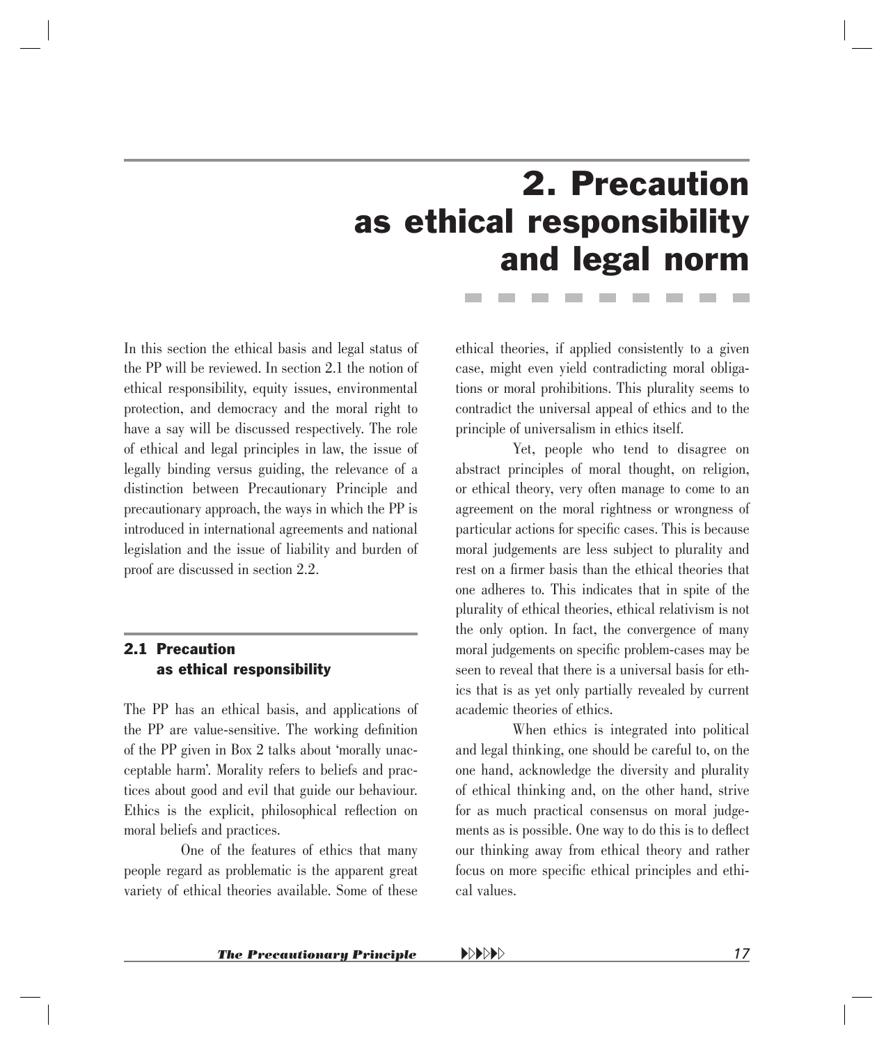# 2. Precaution as ethical responsibility and legal norm

In this section the ethical basis and legal status of the PP will be reviewed. In section 2.1 the notion of ethical responsibility, equity issues, environmental protection, and democracy and the moral right to have a say will be discussed respectively. The role of ethical and legal principles in law, the issue of legally binding versus guiding, the relevance of a distinction between Precautionary Principle and precautionary approach, the ways in which the PP is introduced in international agreements and national legislation and the issue of liability and burden of proof are discussed in section 2.2.

## 2.1 Precaution as ethical responsibility

The PP has an ethical basis, and applications of the PP are value-sensitive. The working definition of the PP given in Box 2 talks about 'morally unacceptable harm'. Morality refers to beliefs and practices about good and evil that guide our behaviour. Ethics is the explicit, philosophical reflection on moral beliefs and practices.

One of the features of ethics that many people regard as problematic is the apparent great variety of ethical theories available. Some of these ethical theories, if applied consistently to a given case, might even yield contradicting moral obligations or moral prohibitions. This plurality seems to contradict the universal appeal of ethics and to the principle of universalism in ethics itself.

Yet, people who tend to disagree on abstract principles of moral thought, on religion, or ethical theory, very often manage to come to an agreement on the moral rightness or wrongness of particular actions for specific cases. This is because moral judgements are less subject to plurality and rest on a firmer basis than the ethical theories that one adheres to. This indicates that in spite of the plurality of ethical theories, ethical relativism is not the only option. In fact, the convergence of many moral judgements on specific problem-cases may be seen to reveal that there is a universal basis for ethics that is as yet only partially revealed by current academic theories of ethics.

When ethics is integrated into political and legal thinking, one should be careful to, on the one hand, acknowledge the diversity and plurality of ethical thinking and, on the other hand, strive for as much practical consensus on moral judgements as is possible. One way to do this is to deflect our thinking away from ethical theory and rather focus on more specific ethical principles and ethical values.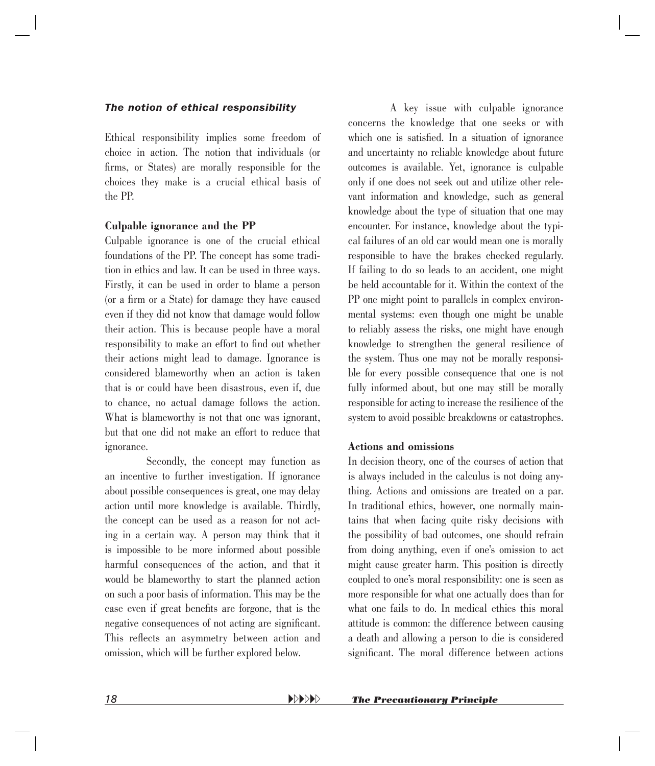### *The notion of ethical responsibility*

Ethical responsibility implies some freedom of choice in action. The notion that individuals (or firms, or States) are morally responsible for the choices they make is a crucial ethical basis of the PP.

**Culpable ignorance and the PP**

Culpable ignorance is one of the crucial ethical foundations of the PP. The concept has some tradition in ethics and law. It can be used in three ways. Firstly, it can be used in order to blame a person (or a firm or a State) for damage they have caused even if they did not know that damage would follow their action. This is because people have a moral responsibility to make an effort to find out whether their actions might lead to damage. Ignorance is considered blameworthy when an action is taken that is or could have been disastrous, even if, due to chance, no actual damage follows the action. What is blameworthy is not that one was ignorant, but that one did not make an effort to reduce that ignorance.

Secondly, the concept may function as an incentive to further investigation. If ignorance about possible consequences is great, one may delay action until more knowledge is available. Thirdly, the concept can be used as a reason for not acting in a certain way. A person may think that it is impossible to be more informed about possible harmful consequences of the action, and that it would be blameworthy to start the planned action on such a poor basis of information. This may be the case even if great benefits are forgone, that is the negative consequences of not acting are significant. This reflects an asymmetry between action and omission, which will be further explored below.

A key issue with culpable ignorance concerns the knowledge that one seeks or with which one is satisfied. In a situation of ignorance and uncertainty no reliable knowledge about future outcomes is available. Yet, ignorance is culpable only if one does not seek out and utilize other relevant information and knowledge, such as general knowledge about the type of situation that one may encounter. For instance, knowledge about the typical failures of an old car would mean one is morally responsible to have the brakes checked regularly. If failing to do so leads to an accident, one might be held accountable for it. Within the context of the PP one might point to parallels in complex environmental systems: even though one might be unable to reliably assess the risks, one might have enough knowledge to strengthen the general resilience of the system. Thus one may not be morally responsible for every possible consequence that one is not fully informed about, but one may still be morally responsible for acting to increase the resilience of the system to avoid possible breakdowns or catastrophes.

**Actions and omissions**

In decision theory, one of the courses of action that is always included in the calculus is not doing anything. Actions and omissions are treated on a par. In traditional ethics, however, one normally maintains that when facing quite risky decisions with the possibility of bad outcomes, one should refrain from doing anything, even if one's omission to act might cause greater harm. This position is directly coupled to one's moral responsibility: one is seen as more responsible for what one actually does than for what one fails to do. In medical ethics this moral attitude is common: the difference between causing a death and allowing a person to die is considered significant. The moral difference between actions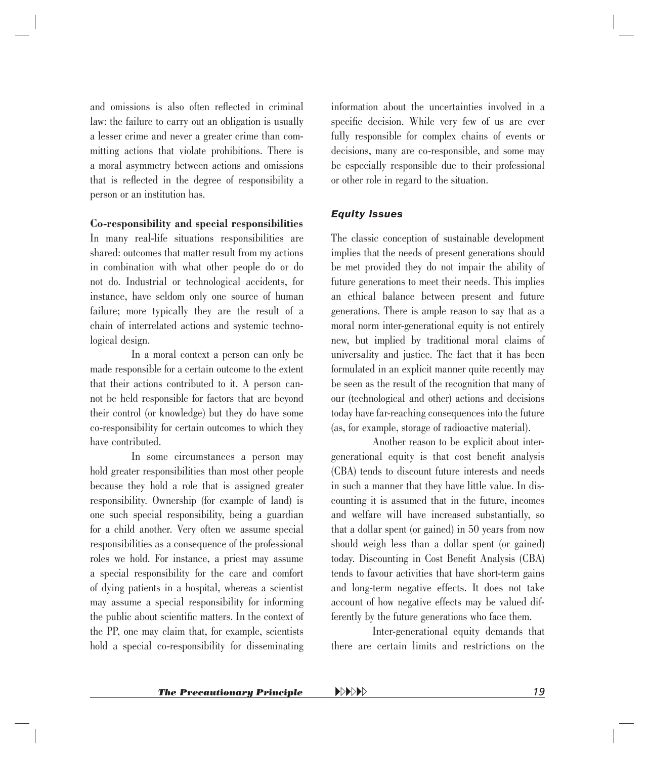and omissions is also often reflected in criminal law: the failure to carry out an obligation is usually a lesser crime and never a greater crime than committing actions that violate prohibitions. There is a moral asymmetry between actions and omissions that is reflected in the degree of responsibility a person or an institution has.

**Co-responsibility and special responsibilities**

In many real-life situations responsibilities are shared: outcomes that matter result from my actions in combination with what other people do or do not do. Industrial or technological accidents, for instance, have seldom only one source of human failure; more typically they are the result of a chain of interrelated actions and systemic technological design.

In a moral context a person can only be made responsible for a certain outcome to the extent that their actions contributed to it. A person cannot be held responsible for factors that are beyond their control (or knowledge) but they do have some co-responsibility for certain outcomes to which they have contributed.

In some circumstances a person may hold greater responsibilities than most other people because they hold a role that is assigned greater responsibility. Ownership (for example of land) is one such special responsibility, being a guardian for a child another. Very often we assume special responsibilities as a consequence of the professional roles we hold. For instance, a priest may assume a special responsibility for the care and comfort of dying patients in a hospital, whereas a scientist may assume a special responsibility for informing the public about scientific matters. In the context of the PP, one may claim that, for example, scientists hold a special co-responsibility for disseminating information about the uncertainties involved in a specific decision. While very few of us are ever fully responsible for complex chains of events or decisions, many are co-responsible, and some may be especially responsible due to their professional or other role in regard to the situation.

### *Equity issues*

The classic conception of sustainable development implies that the needs of present generations should be met provided they do not impair the ability of future generations to meet their needs. This implies an ethical balance between present and future generations. There is ample reason to say that as a moral norm inter-generational equity is not entirely new, but implied by traditional moral claims of universality and justice. The fact that it has been formulated in an explicit manner quite recently may be seen as the result of the recognition that many of our (technological and other) actions and decisions today have far-reaching consequences into the future (as, for example, storage of radioactive material).

Another reason to be explicit about inter-generational equity is that cost benefit analysis (CBA) tends to discount future interests and needs in such a manner that they have little value. In discounting it is assumed that in the future, incomes and welfare will have increased substantially, so that a dollar spent (or gained) in 50 years from now should weigh less than a dollar spent (or gained) today. Discounting in Cost Benefit Analysis (CBA) tends to favour activities that have short-term gains and long-term negative effects. It does not take account of how negative effects may be valued differently by the future generations who face them.

Inter-generational equity demands that there are certain limits and restrictions on the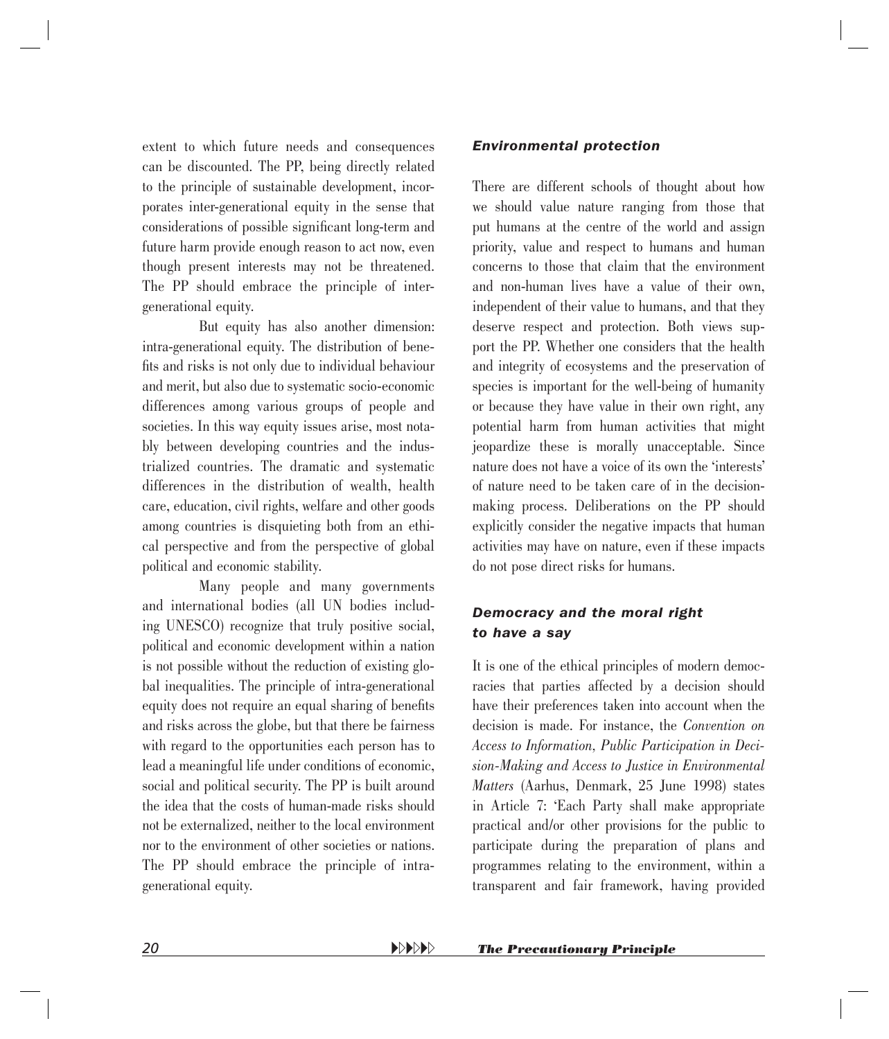extent to which future needs and consequences can be discounted. The PP, being directly related to the principle of sustainable development, incorporates inter-generational equity in the sense that considerations of possible significant long-term and future harm provide enough reason to act now, even though present interests may not be threatened. The PP should embrace the principle of inter-generational equity.

But equity has also another dimension: intra-generational equity. The distribution of benefits and risks is not only due to individual behaviour and merit, but also due to systematic socio-economic differences among various groups of people and societies. In this way equity issues arise, most notably between developing countries and the industrialized countries. The dramatic and systematic differences in the distribution of wealth, health care, education, civil rights, welfare and other goods among countries is disquieting both from an ethical perspective and from the perspective of global political and economic stability.

Many people and many governments and international bodies (all UN bodies including UNESCO) recognize that truly positive social, political and economic development within a nation is not possible without the reduction of existing global inequalities. The principle of intra-generational equity does not require an equal sharing of benefits and risks across the globe, but that there be fairness with regard to the opportunities each person has to lead a meaningful life under conditions of economic, social and political security. The PP is built around the idea that the costs of human-made risks should not be externalized, neither to the local environment nor to the environment of other societies or nations. The PP should embrace the principle of intra-generational equity.

### *Environmental protection*

There are different schools of thought about how we should value nature ranging from those that put humans at the centre of the world and assign priority, value and respect to humans and human concerns to those that claim that the environment and non-human lives have a value of their own, independent of their value to humans, and that they deserve respect and protection. Both views support the PP. Whether one considers that the health and integrity of ecosystems and the preservation of species is important for the well-being of humanity or because they have value in their own right, any potential harm from human activities that might jeopardize these is morally unacceptable. Since nature does not have a voice of its own the 'interests' of nature need to be taken care of in the decision-making process. Deliberations on the PP should explicitly consider the negative impacts that human activities may have on nature, even if these impacts do not pose direct risks for humans.

### *Democracy and the moral right to have a say*

It is one of the ethical principles of modern democracies that parties affected by a decision should have their preferences taken into account when the decision is made. For instance, the *Convention on Access to Information, Public Participation in Decision-Making and Access to Justice in Environmental Matters* (Aarhus, Denmark, 25 June 1998) states in Article 7: 'Each Party shall make appropriate practical and/or other provisions for the public to participate during the preparation of plans and programmes relating to the environment, within a transparent and fair framework, having provided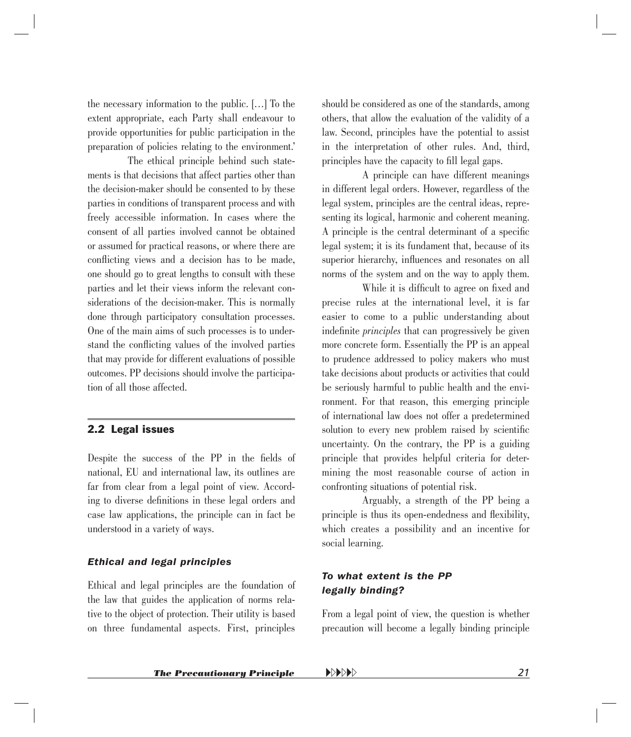the necessary information to the public. […] To the extent appropriate, each Party shall endeavour to provide opportunities for public participation in the preparation of policies relating to the environment.'

The ethical principle behind such statements is that decisions that affect parties other than the decision-maker should be consented to by these parties in conditions of transparent process and with freely accessible information. In cases where the consent of all parties involved cannot be obtained or assumed for practical reasons, or where there are conflicting views and a decision has to be made, one should go to great lengths to consult with these parties and let their views inform the relevant considerations of the decision-maker. This is normally done through participatory consultation processes. One of the main aims of such processes is to understand the conflicting values of the involved parties that may provide for different evaluations of possible outcomes. PP decisions should involve the participation of all those affected.

## 2.2 Legal issues

Despite the success of the PP in the fields of national, EU and international law, its outlines are far from clear from a legal point of view. According to diverse definitions in these legal orders and case law applications, the principle can in fact be understood in a variety of ways.

### *Ethical and legal principles*

Ethical and legal principles are the foundation of the law that guides the application of norms relative to the object of protection. Their utility is based on three fundamental aspects. First, principles should be considered as one of the standards, among others, that allow the evaluation of the validity of a law. Second, principles have the potential to assist in the interpretation of other rules. And, third, principles have the capacity to fill legal gaps.

A principle can have different meanings in different legal orders. However, regardless of the legal system, principles are the central ideas, representing its logical, harmonic and coherent meaning. A principle is the central determinant of a specific legal system; it is its fundament that, because of its superior hierarchy, influences and resonates on all norms of the system and on the way to apply them.

While it is difficult to agree on fixed and precise rules at the international level, it is far easier to come to a public understanding about indefinite *principles* that can progressively be given more concrete form. Essentially the PP is an appeal to prudence addressed to policy makers who must take decisions about products or activities that could be seriously harmful to public health and the environment. For that reason, this emerging principle of international law does not offer a predetermined solution to every new problem raised by scientific uncertainty. On the contrary, the PP is a guiding principle that provides helpful criteria for determining the most reasonable course of action in confronting situations of potential risk.

Arguably, a strength of the PP being a principle is thus its open-endedness and flexibility, which creates a possibility and an incentive for social learning.

### *To what extent is the PP legally binding?*

From a legal point of view, the question is whether precaution will become a legally binding principle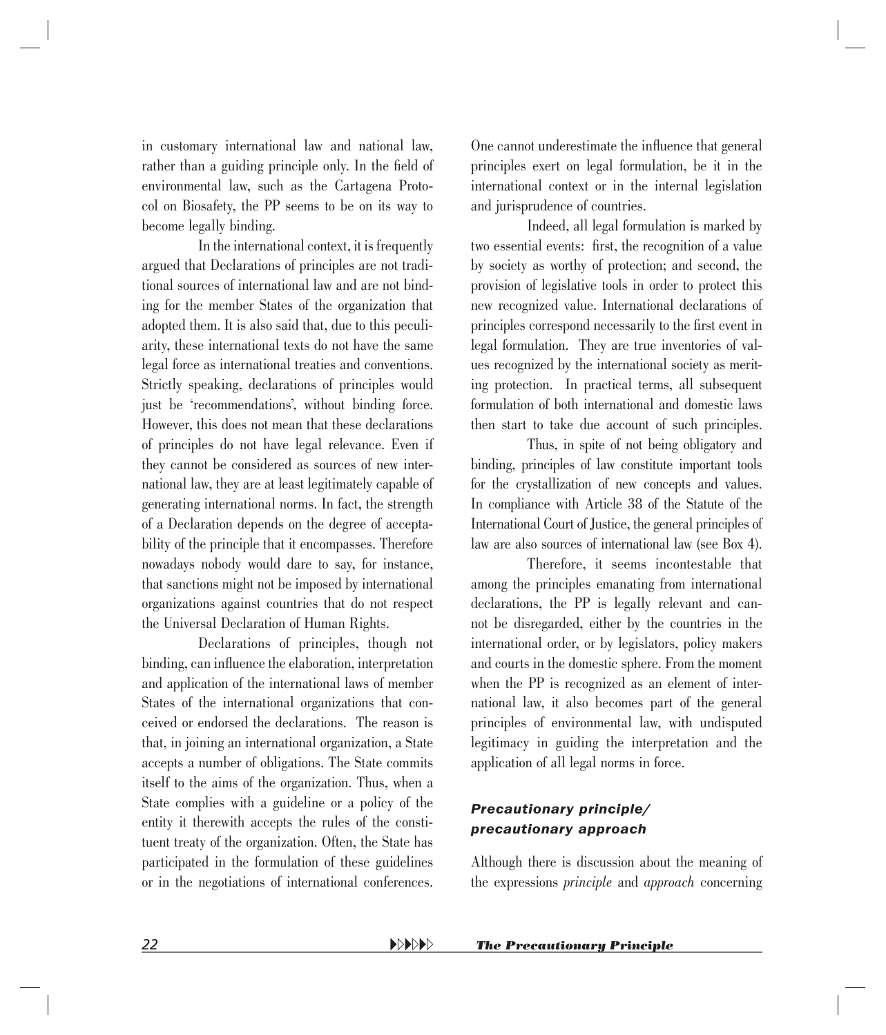in customary international law and national law, rather than a guiding principle only. In the field of environmental law, such as the Cartagena Protocol on Biosafety, the PP seems to be on its way to become legally binding.

In the international context, it is frequently argued that Declarations of principles are not traditional sources of international law and are not binding for the member States of the organization that adopted them. It is also said that, due to this peculiarity, these international texts do not have the same legal force as international treaties and conventions. Strictly speaking, declarations of principles would just be 'recommendations', without binding force. However, this does not mean that these declarations of principles do not have legal relevance. Even if they cannot be considered as sources of new international law, they are at least legitimately capable of generating international norms. In fact, the strength of a Declaration depends on the degree of acceptability of the principle that it encompasses. Therefore nowadays nobody would dare to say, for instance, that sanctions might not be imposed by international organizations against countries that do not respect the Universal Declaration of Human Rights.

Declarations of principles, though not binding, can influence the elaboration, interpretation and application of the international laws of member States of the international organizations that conceived or endorsed the declarations. The reason is that, in joining an international organization, a State accepts a number of obligations. The State commits itself to the aims of the organization. Thus, when a State complies with a guideline or a policy of the entity it therewith accepts the rules of the constituent treaty of the organization. Often, the State has participated in the formulation of these guidelines or in the negotiations of international conferences. One cannot underestimate the influence that general principles exert on legal formulation, be it in the international context or in the internal legislation and jurisprudence of countries.

Indeed, all legal formulation is marked by two essential events: first, the recognition of a value by society as worthy of protection; and second, the provision of legislative tools in order to protect this new recognized value. International declarations of principles correspond necessarily to the first event in legal formulation. They are true inventories of values recognized by the international society as meriting protection. In practical terms, all subsequent formulation of both international and domestic laws then start to take due account of such principles.

Thus, in spite of not being obligatory and binding, principles of law constitute important tools for the crystallization of new concepts and values. In compliance with Article 38 of the Statute of the International Court of Justice, the general principles of law are also sources of international law (see Box 4).

Therefore, it seems incontestable that among the principles emanating from international declarations, the PP is legally relevant and cannot be disregarded, either by the countries in the international order, or by legislators, policy makers and courts in the domestic sphere. From the moment when the PP is recognized as an element of international law, it also becomes part of the general principles of environmental law, with undisputed legitimacy in guiding the interpretation and the application of all legal norms in force.

### *Precautionary principle/ precautionary approach*

Although there is discussion about the meaning of the expressions *principle* and *approach* concerning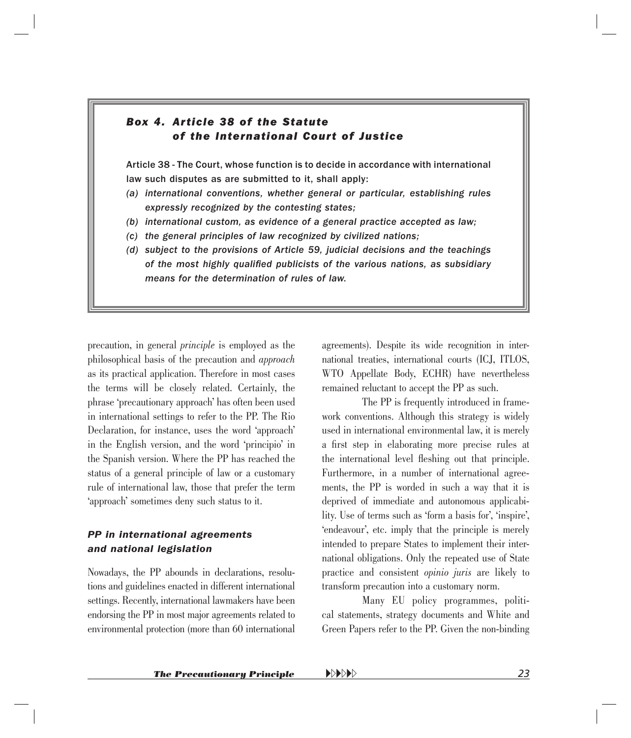### *Box 4. Article 38 of the Statute of the International Court of Justice*

Article 38 - The Court, whose function is to decide in accordance with international law such disputes as are submitted to it, shall apply:

- *(a) international conventions, whether general or particular, establishing rules expressly recognized by the contesting states;*
- *(b) international custom, as evidence of a general practice accepted as law;*
- *(c) the general principles of law recognized by civilized nations;*
- *(d) subject to the provisions of Article 59, judicial decisions and the teachings of the most highly qualified publicists of the various nations, as subsidiary means for the determination of rules of law.*

precaution, in general *principle* is employed as the philosophical basis of the precaution and *approach* as its practical application. Therefore in most cases the terms will be closely related. Certainly, the phrase 'precautionary approach' has often been used in international settings to refer to the PP. The Rio Declaration, for instance, uses the word 'approach' in the English version, and the word 'principio' in the Spanish version. Where the PP has reached the status of a general principle of law or a customary rule of international law, those that prefer the term 'approach' sometimes deny such status to it.

### *PP in international agreements and national legislation*

Nowadays, the PP abounds in declarations, resolutions and guidelines enacted in different international settings. Recently, international lawmakers have been endorsing the PP in most major agreements related to environmental protection (more than 60 international agreements). Despite its wide recognition in international treaties, international courts (ICJ, ITLOS, WTO Appellate Body, ECHR) have nevertheless remained reluctant to accept the PP as such.

The PP is frequently introduced in framework conventions. Although this strategy is widely used in international environmental law, it is merely a first step in elaborating more precise rules at the international level fleshing out that principle. Furthermore, in a number of international agreements, the PP is worded in such a way that it is deprived of immediate and autonomous applicability. Use of terms such as 'form a basis for', 'inspire', 'endeavour', etc. imply that the principle is merely intended to prepare States to implement their international obligations. Only the repeated use of State practice and consistent *opinio juris* are likely to transform precaution into a customary norm.

Many EU policy programmes, political statements, strategy documents and White and Green Papers refer to the PP. Given the non-binding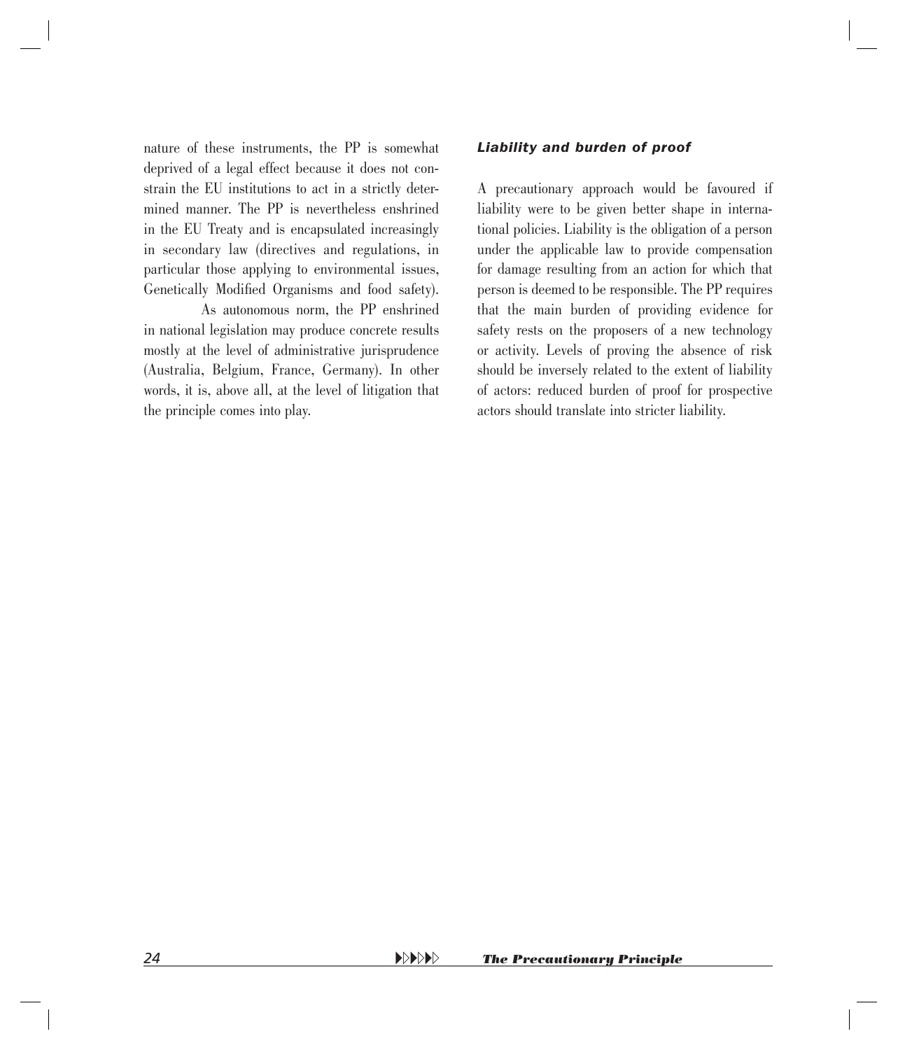nature of these instruments, the PP is somewhat deprived of a legal effect because it does not constrain the EU institutions to act in a strictly determined manner. The PP is nevertheless enshrined in the EU Treaty and is encapsulated increasingly in secondary law (directives and regulations, in particular those applying to environmental issues, Genetically Modified Organisms and food safety).

As autonomous norm, the PP enshrined in national legislation may produce concrete results mostly at the level of administrative jurisprudence (Australia, Belgium, France, Germany). In other words, it is, above all, at the level of litigation that the principle comes into play.

### *Liability and burden of proof*

A precautionary approach would be favoured if liability were to be given better shape in international policies. Liability is the obligation of a person under the applicable law to provide compensation for damage resulting from an action for which that person is deemed to be responsible. The PP requires that the main burden of providing evidence for safety rests on the proposers of a new technology or activity. Levels of proving the absence of risk should be inversely related to the extent of liability of actors: reduced burden of proof for prospective actors should translate into stricter liability.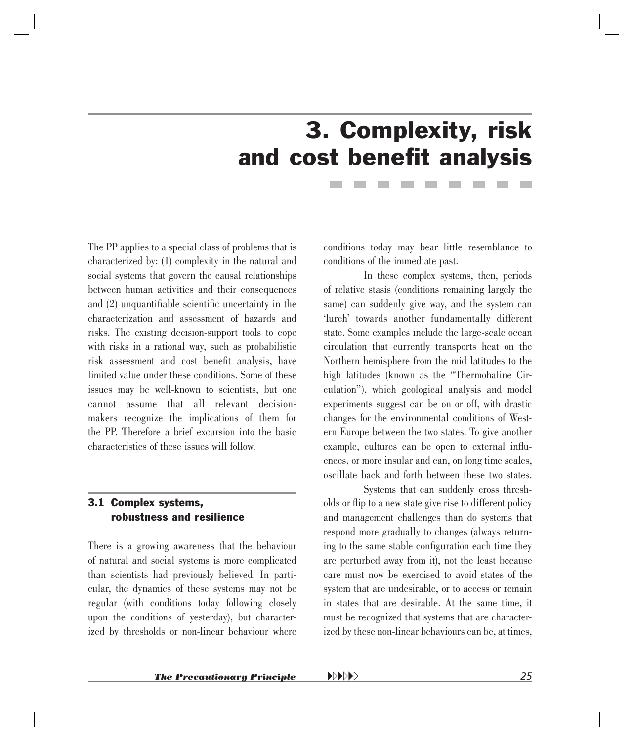# 3. Complexity, risk and cost benefit analysis

The PP applies to a special class of problems that is characterized by: (1) complexity in the natural and social systems that govern the causal relationships between human activities and their consequences and (2) unquantifiable scientific uncertainty in the characterization and assessment of hazards and risks. The existing decision-support tools to cope with risks in a rational way, such as probabilistic risk assessment and cost benefit analysis, have limited value under these conditions. Some of these issues may be well-known to scientists, but one cannot assume that all relevant decision-makers recognize the implications of them for the PP. Therefore a brief excursion into the basic characteristics of these issues will follow.

## 3.1 Complex systems, robustness and resilience

There is a growing awareness that the behaviour of natural and social systems is more complicated than scientists had previously believed. In particular, the dynamics of these systems may not be regular (with conditions today following closely upon the conditions of yesterday), but characterized by thresholds or non-linear behaviour where conditions today may bear little resemblance to conditions of the immediate past.

In these complex systems, then, periods of relative stasis (conditions remaining largely the same) can suddenly give way, and the system can 'lurch' towards another fundamentally different state. Some examples include the large-scale ocean circulation that currently transports heat on the Northern hemisphere from the mid latitudes to the high latitudes (known as the "Thermohaline Circulation"), which geological analysis and model experiments suggest can be on or off, with drastic changes for the environmental conditions of Western Europe between the two states. To give another example, cultures can be open to external influences, or more insular and can, on long time scales, oscillate back and forth between these two states.

Systems that can suddenly cross thresholds or flip to a new state give rise to different policy and management challenges than do systems that respond more gradually to changes (always returning to the same stable configuration each time they are perturbed away from it), not the least because care must now be exercised to avoid states of the system that are undesirable, or to access or remain in states that are desirable. At the same time, it must be recognized that systems that are characterized by these non-linear behaviours can be, at times,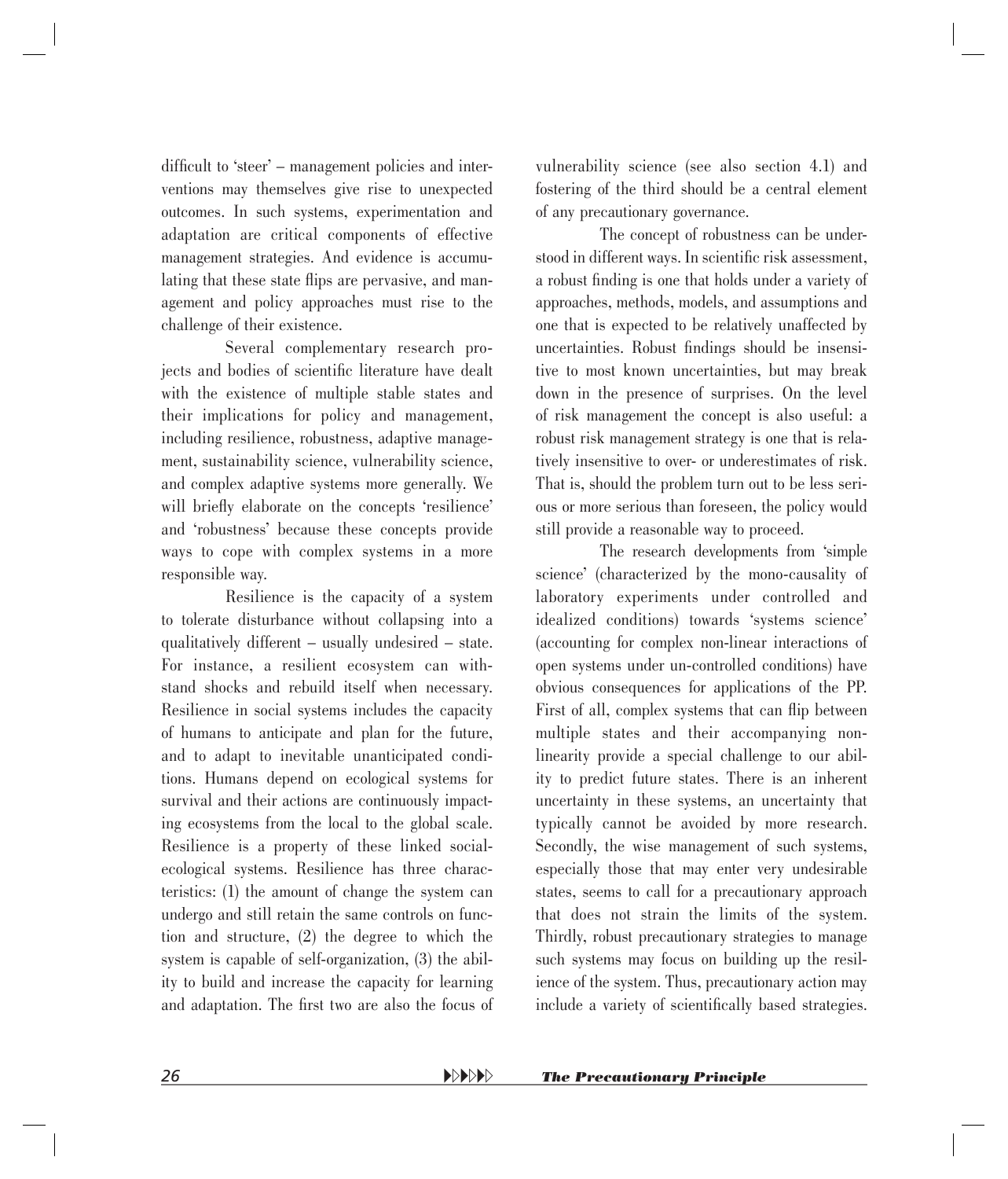difficult to 'steer' – management policies and interventions may themselves give rise to unexpected outcomes. In such systems, experimentation and adaptation are critical components of effective management strategies. And evidence is accumulating that these state flips are pervasive, and management and policy approaches must rise to the challenge of their existence.

Several complementary research projects and bodies of scientific literature have dealt with the existence of multiple stable states and their implications for policy and management, including resilience, robustness, adaptive management, sustainability science, vulnerability science, and complex adaptive systems more generally. We will briefly elaborate on the concepts 'resilience' and 'robustness' because these concepts provide ways to cope with complex systems in a more responsible way.

Resilience is the capacity of a system to tolerate disturbance without collapsing into a qualitatively different – usually undesired – state. For instance, a resilient ecosystem can withstand shocks and rebuild itself when necessary. Resilience in social systems includes the capacity of humans to anticipate and plan for the future, and to adapt to inevitable unanticipated conditions. Humans depend on ecological systems for survival and their actions are continuously impacting ecosystems from the local to the global scale. Resilience is a property of these linked social-ecological systems. Resilience has three characteristics: (1) the amount of change the system can undergo and still retain the same controls on function and structure, (2) the degree to which the system is capable of self-organization, (3) the ability to build and increase the capacity for learning and adaptation. The first two are also the focus of vulnerability science (see also section 4.1) and fostering of the third should be a central element of any precautionary governance.

The concept of robustness can be understood in different ways. In scientific risk assessment, a robust finding is one that holds under a variety of approaches, methods, models, and assumptions and one that is expected to be relatively unaffected by uncertainties. Robust findings should be insensitive to most known uncertainties, but may break down in the presence of surprises. On the level of risk management the concept is also useful: a robust risk management strategy is one that is relatively insensitive to over- or underestimates of risk. That is, should the problem turn out to be less serious or more serious than foreseen, the policy would still provide a reasonable way to proceed.

The research developments from 'simple science' (characterized by the mono-causality of laboratory experiments under controlled and idealized conditions) towards 'systems science' (accounting for complex non-linear interactions of open systems under un-controlled conditions) have obvious consequences for applications of the PP. First of all, complex systems that can flip between multiple states and their accompanying non-linearity provide a special challenge to our ability to predict future states. There is an inherent uncertainty in these systems, an uncertainty that typically cannot be avoided by more research. Secondly, the wise management of such systems, especially those that may enter very undesirable states, seems to call for a precautionary approach that does not strain the limits of the system. Thirdly, robust precautionary strategies to manage such systems may focus on building up the resilience of the system. Thus, precautionary action may include a variety of scientifically based strategies.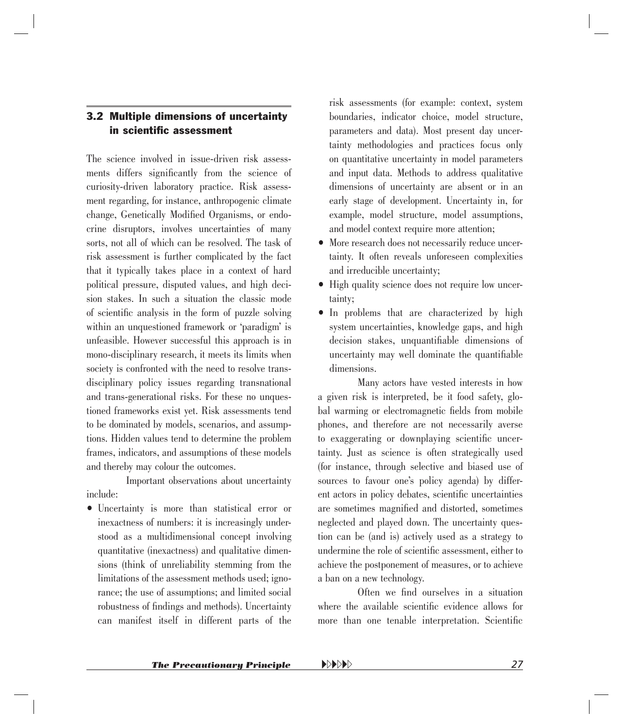## 3.2 Multiple dimensions of uncertainty in scientific assessment

The science involved in issue-driven risk assessments differs significantly from the science of curiosity-driven laboratory practice. Risk assessment regarding, for instance, anthropogenic climate change, Genetically Modified Organisms, or endocrine disruptors, involves uncertainties of many sorts, not all of which can be resolved. The task of risk assessment is further complicated by the fact that it typically takes place in a context of hard political pressure, disputed values, and high decision stakes. In such a situation the classic mode of scientific analysis in the form of puzzle solving within an unquestioned framework or 'paradigm' is unfeasible. However successful this approach is in mono-disciplinary research, it meets its limits when society is confronted with the need to resolve transdisciplinary policy issues regarding transnational and trans-generational risks. For these no unquestioned frameworks exist yet. Risk assessments tend to be dominated by models, scenarios, and assumptions. Hidden values tend to determine the problem frames, indicators, and assumptions of these models and thereby may colour the outcomes.

Important observations about uncertainty include:

- Uncertainty is more than statistical error or inexactness of numbers: it is increasingly understood as a multidimensional concept involving quantitative (inexactness) and qualitative dimensions (think of unreliability stemming from the limitations of the assessment methods used; ignorance; the use of assumptions; and limited social robustness of findings and methods). Uncertainty can manifest itself in different parts of the risk assessments (for example: context, system boundaries, indicator choice, model structure, parameters and data). Most present day uncertainty methodologies and practices focus only on quantitative uncertainty in model parameters and input data. Methods to address qualitative dimensions of uncertainty are absent or in an early stage of development. Uncertainty in, for example, model structure, model assumptions, and model context require more attention;
- More research does not necessarily reduce uncertainty. It often reveals unforeseen complexities and irreducible uncertainty;
- High quality science does not require low uncertainty;
- In problems that are characterized by high system uncertainties, knowledge gaps, and high decision stakes, unquantifiable dimensions of uncertainty may well dominate the quantifiable dimensions.

Many actors have vested interests in how a given risk is interpreted, be it food safety, global warming or electromagnetic fields from mobile phones, and therefore are not necessarily averse to exaggerating or downplaying scientific uncertainty. Just as science is often strategically used (for instance, through selective and biased use of sources to favour one's policy agenda) by different actors in policy debates, scientific uncertainties are sometimes magnified and distorted, sometimes neglected and played down. The uncertainty question can be (and is) actively used as a strategy to undermine the role of scientific assessment, either to achieve the postponement of measures, or to achieve a ban on a new technology.

Often we find ourselves in a situation where the available scientific evidence allows for more than one tenable interpretation. Scientific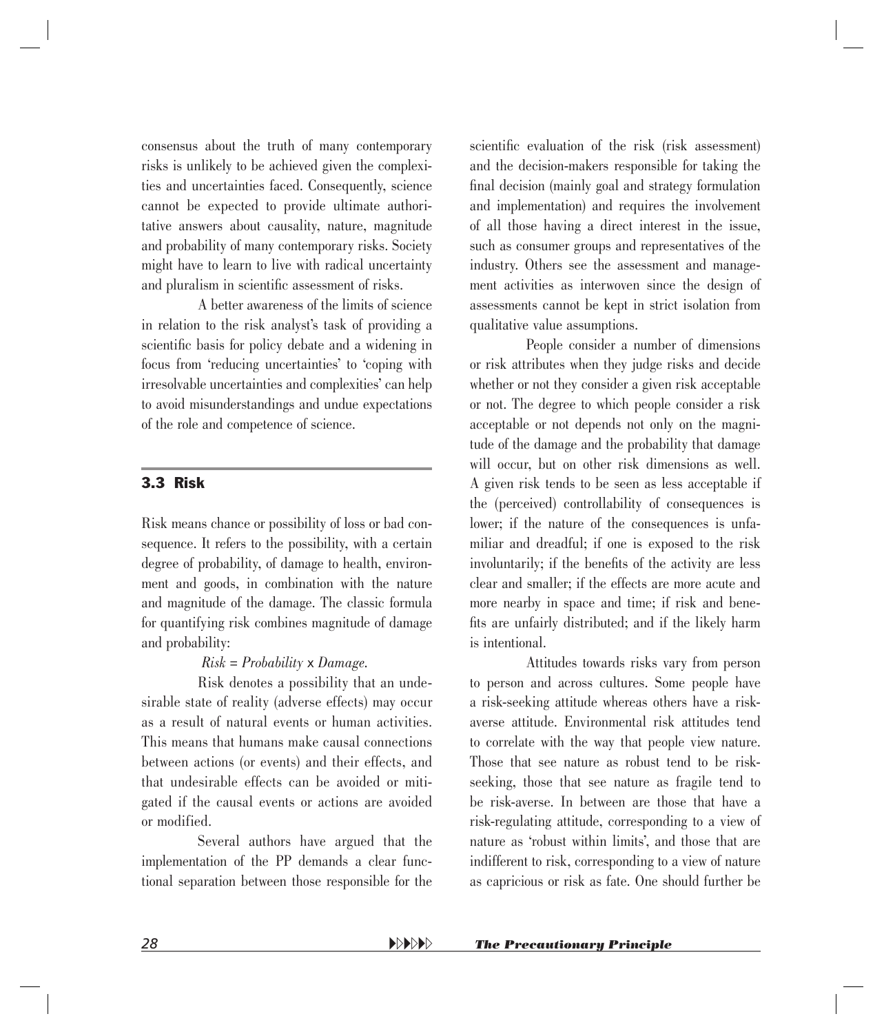consensus about the truth of many contemporary risks is unlikely to be achieved given the complexities and uncertainties faced. Consequently, science cannot be expected to provide ultimate authoritative answers about causality, nature, magnitude and probability of many contemporary risks. Society might have to learn to live with radical uncertainty and pluralism in scientific assessment of risks.

A better awareness of the limits of science in relation to the risk analyst's task of providing a scientific basis for policy debate and a widening in focus from 'reducing uncertainties' to 'coping with irresolvable uncertainties and complexities' can help to avoid misunderstandings and undue expectations of the role and competence of science.

## 3.3 Risk

Risk means chance or possibility of loss or bad consequence. It refers to the possibility, with a certain degree of probability, of damage to health, environment and goods, in combination with the nature and magnitude of the damage. The classic formula for quantifying risk combines magnitude of damage and probability:

$$Risk = Probability \times Damage.$$

Risk denotes a possibility that an undesirable state of reality (adverse effects) may occur as a result of natural events or human activities. This means that humans make causal connections between actions (or events) and their effects, and that undesirable effects can be avoided or mitigated if the causal events or actions are avoided or modified.

Several authors have argued that the implementation of the PP demands a clear functional separation between those responsible for the scientific evaluation of the risk (risk assessment) and the decision-makers responsible for taking the final decision (mainly goal and strategy formulation and implementation) and requires the involvement of all those having a direct interest in the issue, such as consumer groups and representatives of the industry. Others see the assessment and management activities as interwoven since the design of assessments cannot be kept in strict isolation from qualitative value assumptions.

People consider a number of dimensions or risk attributes when they judge risks and decide whether or not they consider a given risk acceptable or not. The degree to which people consider a risk acceptable or not depends not only on the magnitude of the damage and the probability that damage will occur, but on other risk dimensions as well. A given risk tends to be seen as less acceptable if the (perceived) controllability of consequences is lower; if the nature of the consequences is unfamiliar and dreadful; if one is exposed to the risk involuntarily; if the benefits of the activity are less clear and smaller; if the effects are more acute and more nearby in space and time; if risk and benefits are unfairly distributed; and if the likely harm is intentional.

Attitudes towards risks vary from person to person and across cultures. Some people have a risk-seeking attitude whereas others have a risk-averse attitude. Environmental risk attitudes tend to correlate with the way that people view nature. Those that see nature as robust tend to be risk-seeking, those that see nature as fragile tend to be risk-averse. In between are those that have a risk-regulating attitude, corresponding to a view of nature as 'robust within limits', and those that are indifferent to risk, corresponding to a view of nature as capricious or risk as fate. One should further be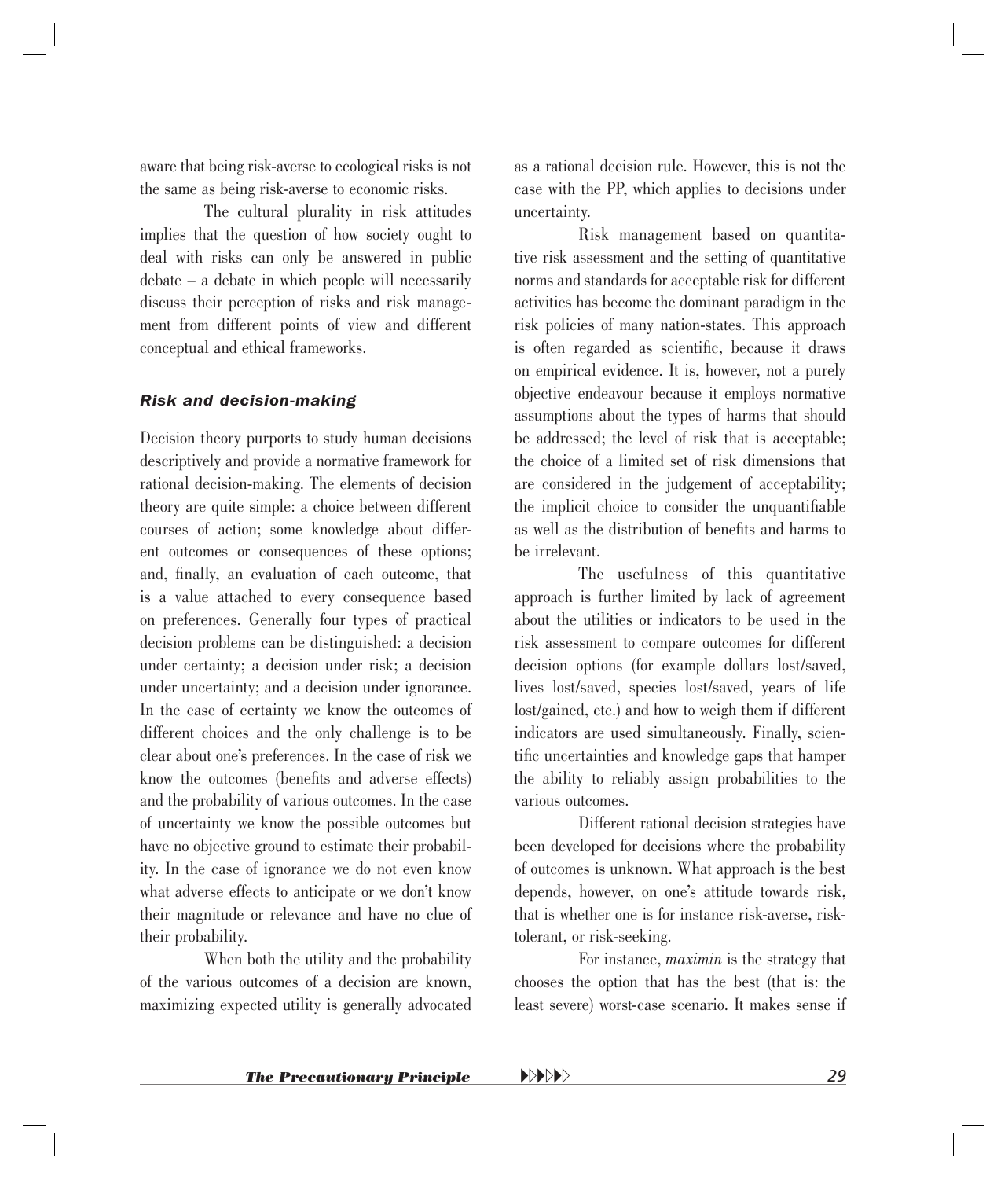aware that being risk-averse to ecological risks is not the same as being risk-averse to economic risks.

The cultural plurality in risk attitudes implies that the question of how society ought to deal with risks can only be answered in public debate – a debate in which people will necessarily discuss their perception of risks and risk management from different points of view and different conceptual and ethical frameworks.

### *Risk and decision-making*

Decision theory purports to study human decisions descriptively and provide a normative framework for rational decision-making. The elements of decision theory are quite simple: a choice between different courses of action; some knowledge about different outcomes or consequences of these options; and, finally, an evaluation of each outcome, that is a value attached to every consequence based on preferences. Generally four types of practical decision problems can be distinguished: a decision under certainty; a decision under risk; a decision under uncertainty; and a decision under ignorance. In the case of certainty we know the outcomes of different choices and the only challenge is to be clear about one's preferences. In the case of risk we know the outcomes (benefits and adverse effects) and the probability of various outcomes. In the case of uncertainty we know the possible outcomes but have no objective ground to estimate their probability. In the case of ignorance we do not even know what adverse effects to anticipate or we don't know their magnitude or relevance and have no clue of their probability.

When both the utility and the probability of the various outcomes of a decision are known, maximizing expected utility is generally advocated as a rational decision rule. However, this is not the case with the PP, which applies to decisions under uncertainty.

Risk management based on quantitative risk assessment and the setting of quantitative norms and standards for acceptable risk for different activities has become the dominant paradigm in the risk policies of many nation-states. This approach is often regarded as scientific, because it draws on empirical evidence. It is, however, not a purely objective endeavour because it employs normative assumptions about the types of harms that should be addressed; the level of risk that is acceptable; the choice of a limited set of risk dimensions that are considered in the judgement of acceptability; the implicit choice to consider the unquantifiable as well as the distribution of benefits and harms to be irrelevant.

The usefulness of this quantitative approach is further limited by lack of agreement about the utilities or indicators to be used in the risk assessment to compare outcomes for different decision options (for example dollars lost/saved, lives lost/saved, species lost/saved, years of life lost/gained, etc.) and how to weigh them if different indicators are used simultaneously. Finally, scientific uncertainties and knowledge gaps that hamper the ability to reliably assign probabilities to the various outcomes.

Different rational decision strategies have been developed for decisions where the probability of outcomes is unknown. What approach is the best depends, however, on one's attitude towards risk, that is whether one is for instance risk-averse, risk-tolerant, or risk-seeking.

For instance, *maximin* is the strategy that chooses the option that has the best (that is: the least severe) worst-case scenario. It makes sense if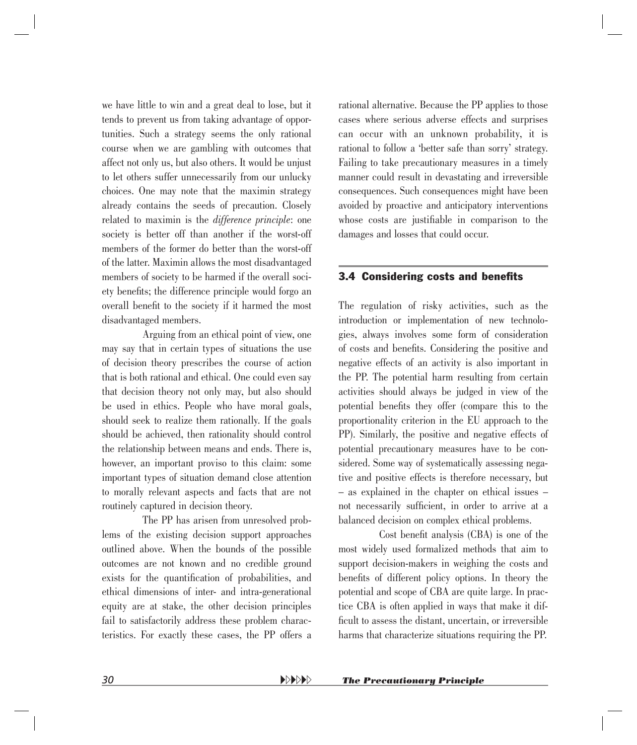we have little to win and a great deal to lose, but it tends to prevent us from taking advantage of opportunities. Such a strategy seems the only rational course when we are gambling with outcomes that affect not only us, but also others. It would be unjust to let others suffer unnecessarily from our unlucky choices. One may note that the maximin strategy already contains the seeds of precaution. Closely related to maximin is the *difference principle*: one society is better off than another if the worst-off members of the former do better than the worst-off of the latter. Maximin allows the most disadvantaged members of society to be harmed if the overall society benefits; the difference principle would forgo an overall benefit to the society if it harmed the most disadvantaged members.

Arguing from an ethical point of view, one may say that in certain types of situations the use of decision theory prescribes the course of action that is both rational and ethical. One could even say that decision theory not only may, but also should be used in ethics. People who have moral goals, should seek to realize them rationally. If the goals should be achieved, then rationality should control the relationship between means and ends. There is, however, an important proviso to this claim: some important types of situation demand close attention to morally relevant aspects and facts that are not routinely captured in decision theory.

The PP has arisen from unresolved problems of the existing decision support approaches outlined above. When the bounds of the possible outcomes are not known and no credible ground exists for the quantification of probabilities, and ethical dimensions of inter- and intra-generational equity are at stake, the other decision principles fail to satisfactorily address these problem characteristics. For exactly these cases, the PP offers a rational alternative. Because the PP applies to those cases where serious adverse effects and surprises can occur with an unknown probability, it is rational to follow a 'better safe than sorry' strategy. Failing to take precautionary measures in a timely manner could result in devastating and irreversible consequences. Such consequences might have been avoided by proactive and anticipatory interventions whose costs are justifiable in comparison to the damages and losses that could occur.

## 3.4 Considering costs and benefits

The regulation of risky activities, such as the introduction or implementation of new technologies, always involves some form of consideration of costs and benefits. Considering the positive and negative effects of an activity is also important in the PP. The potential harm resulting from certain activities should always be judged in view of the potential benefits they offer (compare this to the proportionality criterion in the EU approach to the PP). Similarly, the positive and negative effects of potential precautionary measures have to be considered. Some way of systematically assessing negative and positive effects is therefore necessary, but – as explained in the chapter on ethical issues – not necessarily sufficient, in order to arrive at a balanced decision on complex ethical problems.

Cost benefit analysis (CBA) is one of the most widely used formalized methods that aim to support decision-makers in weighing the costs and benefits of different policy options. In theory the potential and scope of CBA are quite large. In practice CBA is often applied in ways that make it difficult to assess the distant, uncertain, or irreversible harms that characterize situations requiring the PP.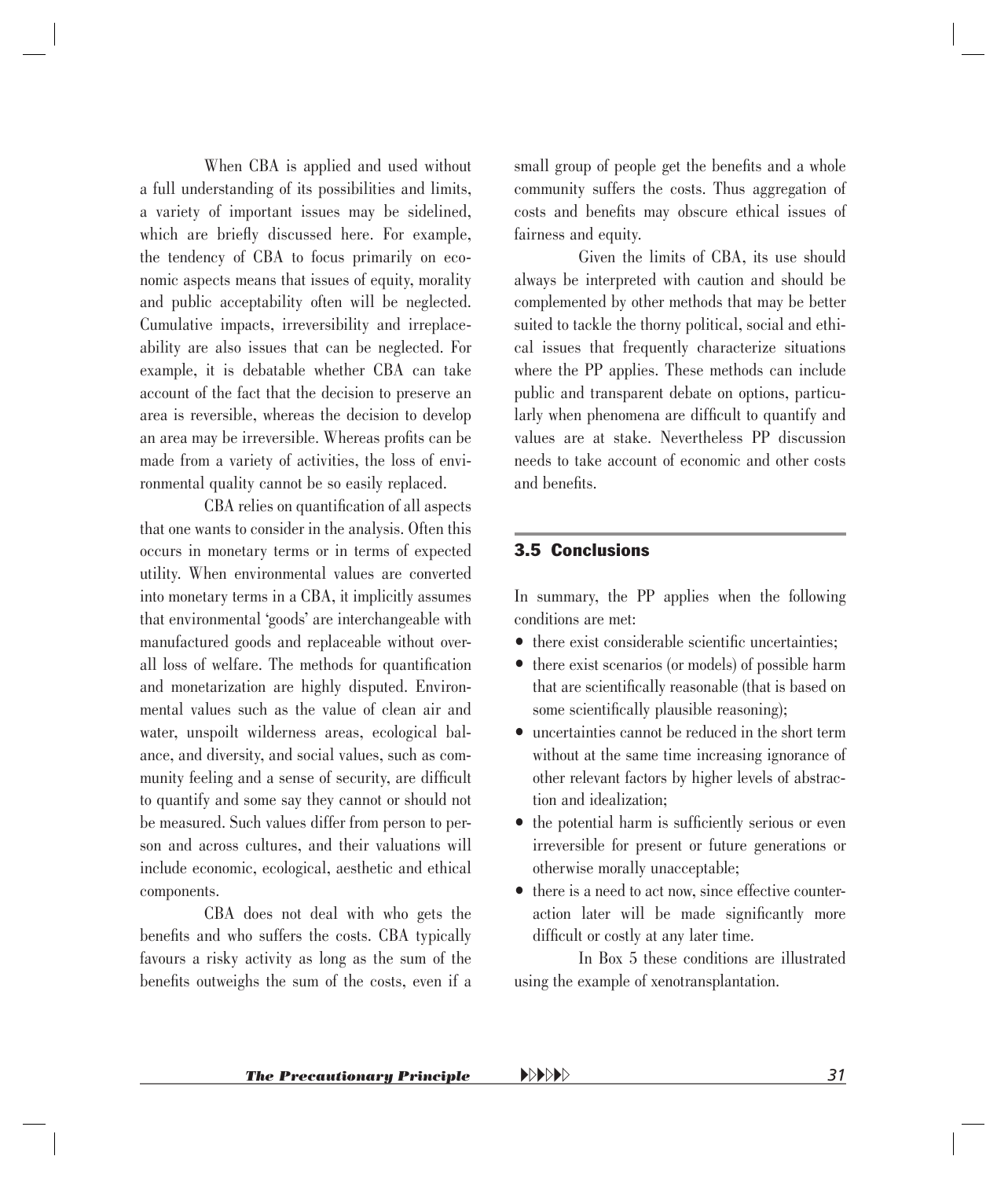When CBA is applied and used without a full understanding of its possibilities and limits, a variety of important issues may be sidelined, which are briefly discussed here. For example, the tendency of CBA to focus primarily on economic aspects means that issues of equity, morality and public acceptability often will be neglected. Cumulative impacts, irreversibility and irreplaceability are also issues that can be neglected. For example, it is debatable whether CBA can take account of the fact that the decision to preserve an area is reversible, whereas the decision to develop an area may be irreversible. Whereas profits can be made from a variety of activities, the loss of environmental quality cannot be so easily replaced.

CBA relies on quantification of all aspects that one wants to consider in the analysis. Often this occurs in monetary terms or in terms of expected utility. When environmental values are converted into monetary terms in a CBA, it implicitly assumes that environmental 'goods' are interchangeable with manufactured goods and replaceable without overall loss of welfare. The methods for quantification and monetarization are highly disputed. Environmental values such as the value of clean air and water, unspoilt wilderness areas, ecological balance, and diversity, and social values, such as community feeling and a sense of security, are difficult to quantify and some say they cannot or should not be measured. Such values differ from person to person and across cultures, and their valuations will include economic, ecological, aesthetic and ethical components.

CBA does not deal with who gets the benefits and who suffers the costs. CBA typically favours a risky activity as long as the sum of the benefits outweighs the sum of the costs, even if a small group of people get the benefits and a whole community suffers the costs. Thus aggregation of costs and benefits may obscure ethical issues of fairness and equity.

Given the limits of CBA, its use should always be interpreted with caution and should be complemented by other methods that may be better suited to tackle the thorny political, social and ethical issues that frequently characterize situations where the PP applies. These methods can include public and transparent debate on options, particularly when phenomena are difficult to quantify and values are at stake. Nevertheless PP discussion needs to take account of economic and other costs and benefits.

## 3.5 Conclusions

In summary, the PP applies when the following conditions are met:

- there exist considerable scientific uncertainties;
- there exist scenarios (or models) of possible harm that are scientifically reasonable (that is based on some scientifically plausible reasoning);
- uncertainties cannot be reduced in the short term without at the same time increasing ignorance of other relevant factors by higher levels of abstraction and idealization;
- the potential harm is sufficiently serious or even irreversible for present or future generations or otherwise morally unacceptable;
- there is a need to act now, since effective counteraction later will be made significantly more difficult or costly at any later time.

In Box 5 these conditions are illustrated using the example of xenotransplantation.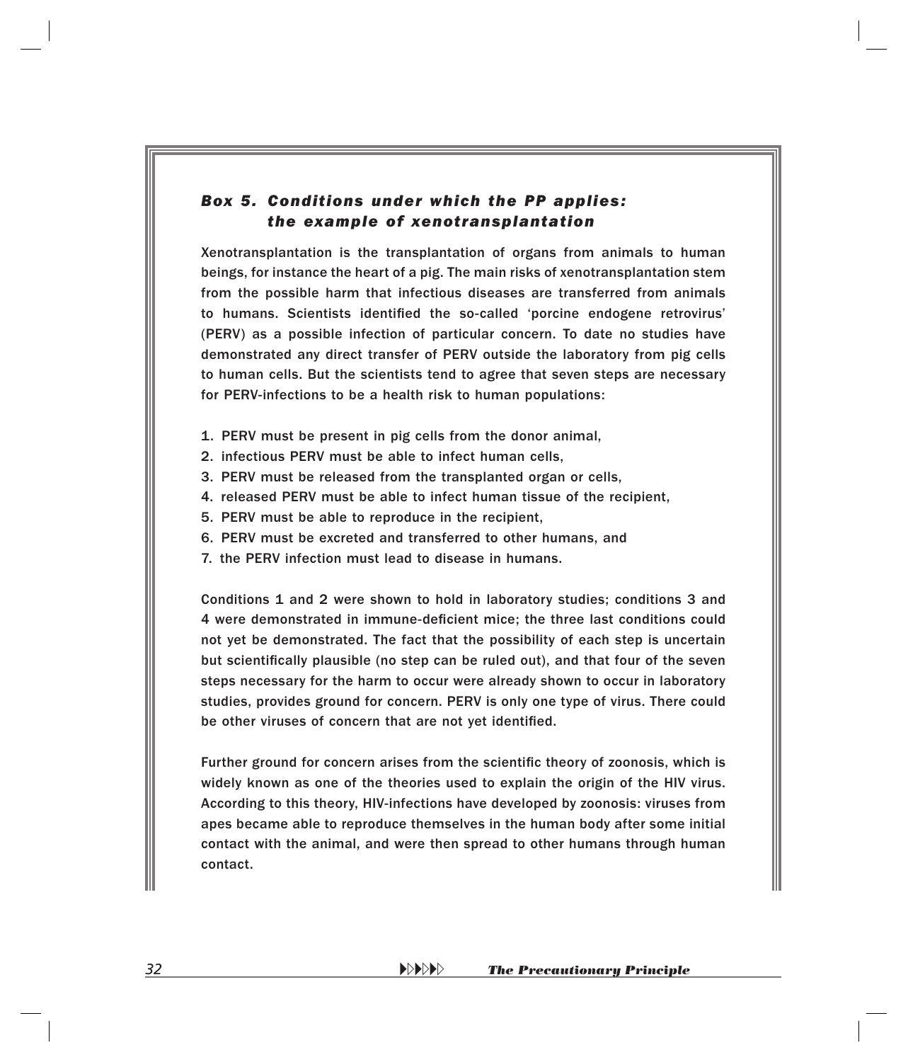### *Box 5. Conditions under which the PP applies: the example of xenotransplantation*

Xenotransplantation is the transplantation of organs from animals to human beings, for instance the heart of a pig. The main risks of xenotransplantation stem from the possible harm that infectious diseases are transferred from animals to humans. Scientists identified the so-called 'porcine endogene retrovirus' (PERV) as a possible infection of particular concern. To date no studies have demonstrated any direct transfer of PERV outside the laboratory from pig cells to human cells. But the scientists tend to agree that seven steps are necessary for PERV-infections to be a health risk to human populations:

1. PERV must be present in pig cells from the donor animal,
2. infectious PERV must be able to infect human cells,
3. PERV must be released from the transplanted organ or cells,
4. released PERV must be able to infect human tissue of the recipient,
5. PERV must be able to reproduce in the recipient,
6. PERV must be excreted and transferred to other humans, and
7. the PERV infection must lead to disease in humans.

Conditions 1 and 2 were shown to hold in laboratory studies; conditions 3 and 4 were demonstrated in immune-deficient mice; the three last conditions could not yet be demonstrated. The fact that the possibility of each step is uncertain but scientifically plausible (no step can be ruled out), and that four of the seven steps necessary for the harm to occur were already shown to occur in laboratory studies, provides ground for concern. PERV is only one type of virus. There could be other viruses of concern that are not yet identified.

Further ground for concern arises from the scientific theory of zoonosis, which is widely known as one of the theories used to explain the origin of the HIV virus. According to this theory, HIV-infections have developed by zoonosis: viruses from apes became able to reproduce themselves in the human body after some initial contact with the animal, and were then spread to other humans through human contact.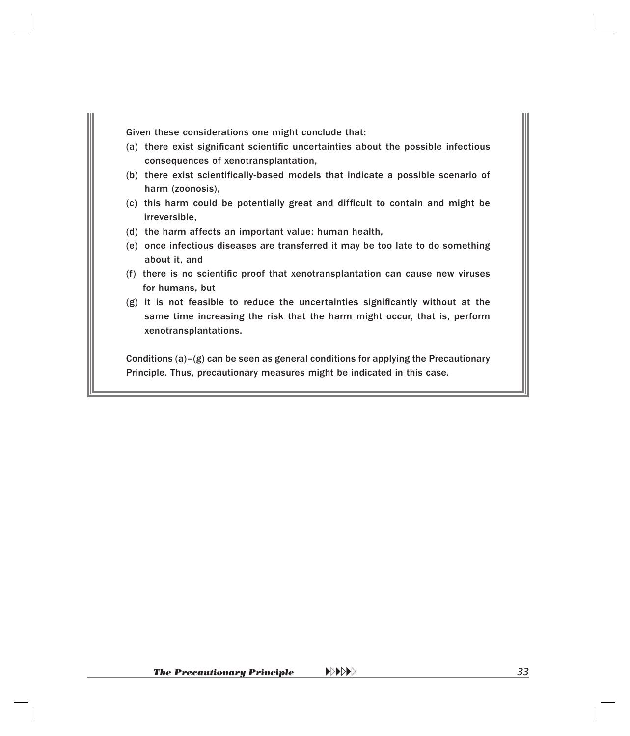Given these considerations one might conclude that:

(a) there exist significant scientific uncertainties about the possible infectious consequences of xenotransplantation,
(b) there exist scientifically-based models that indicate a possible scenario of harm (zoonosis),
(c) this harm could be potentially great and difficult to contain and might be irreversible,
(d) the harm affects an important value: human health,
(e) once infectious diseases are transferred it may be too late to do something about it, and
(f) there is no scientific proof that xenotransplantation can cause new viruses for humans, but
(g) it is not feasible to reduce the uncertainties significantly without at the same time increasing the risk that the harm might occur, that is, perform xenotransplantations.

Conditions (a)–(g) can be seen as general conditions for applying the Precautionary Principle. Thus, precautionary measures might be indicated in this case.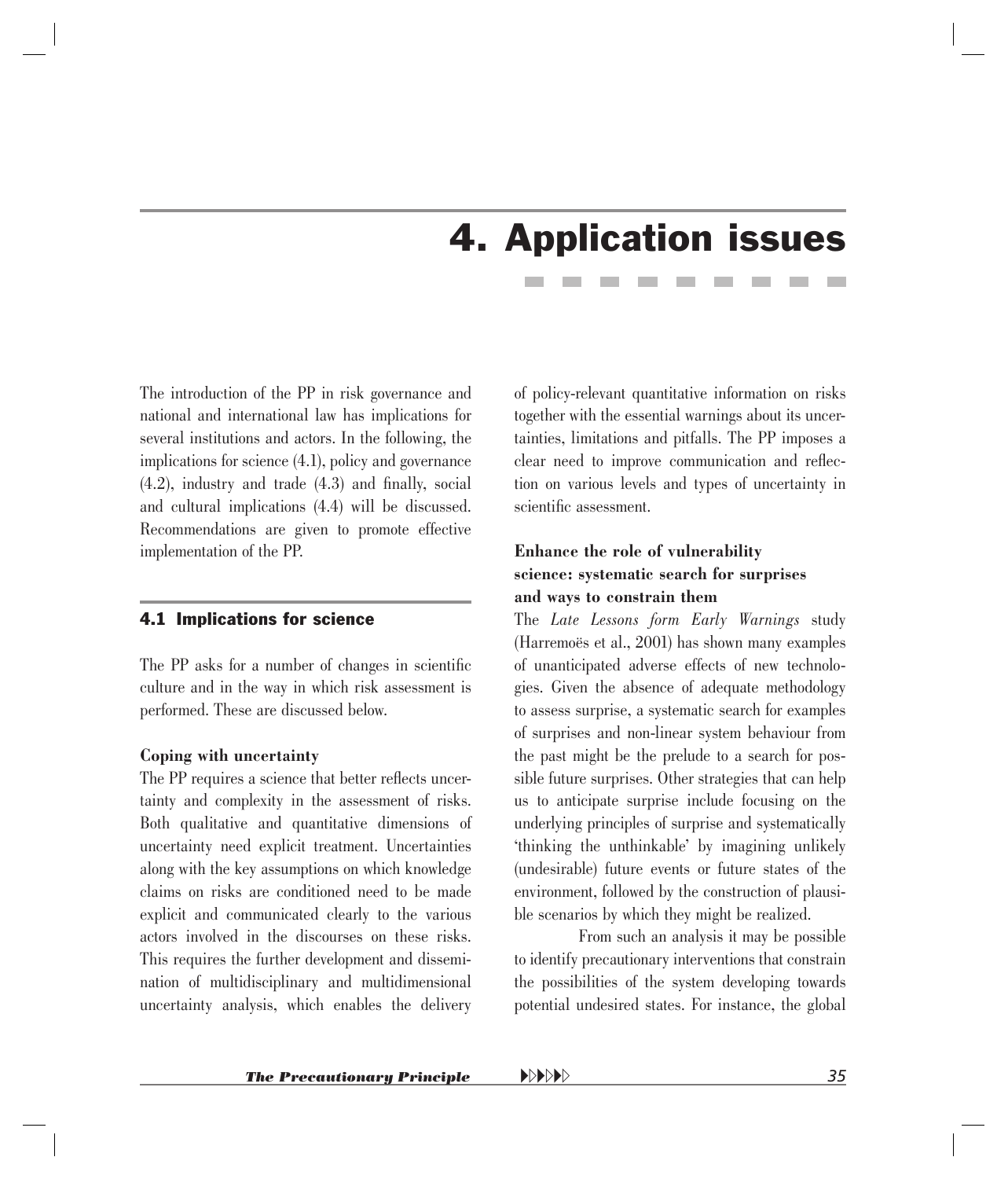# 4. Application issues

The introduction of the PP in risk governance and national and international law has implications for several institutions and actors. In the following, the implications for science (4.1), policy and governance (4.2), industry and trade (4.3) and finally, social and cultural implications (4.4) will be discussed. Recommendations are given to promote effective implementation of the PP.

## 4.1 Implications for science

The PP asks for a number of changes in scientific culture and in the way in which risk assessment is performed. These are discussed below.

### Coping with uncertainty

The PP requires a science that better reflects uncertainty and complexity in the assessment of risks. Both qualitative and quantitative dimensions of uncertainty need explicit treatment. Uncertainties along with the key assumptions on which knowledge claims on risks are conditioned need to be made explicit and communicated clearly to the various actors involved in the discourses on these risks. This requires the further development and dissemination of multidisciplinary and multidimensional uncertainty analysis, which enables the delivery of policy-relevant quantitative information on risks together with the essential warnings about its uncertainties, limitations and pitfalls. The PP imposes a clear need to improve communication and reflection on various levels and types of uncertainty in scientific assessment.

### Enhance the role of vulnerability science: systematic search for surprises and ways to constrain them

The *Late Lessons form Early Warnings* study (Harremoës et al., 2001) has shown many examples of unanticipated adverse effects of new technologies. Given the absence of adequate methodology to assess surprise, a systematic search for examples of surprises and non-linear system behaviour from the past might be the prelude to a search for possible future surprises. Other strategies that can help us to anticipate surprise include focusing on the underlying principles of surprise and systematically 'thinking the unthinkable' by imagining unlikely (undesirable) future events or future states of the environment, followed by the construction of plausible scenarios by which they might be realized.

From such an analysis it may be possible to identify precautionary interventions that constrain the possibilities of the system developing towards potential undesired states. For instance, the global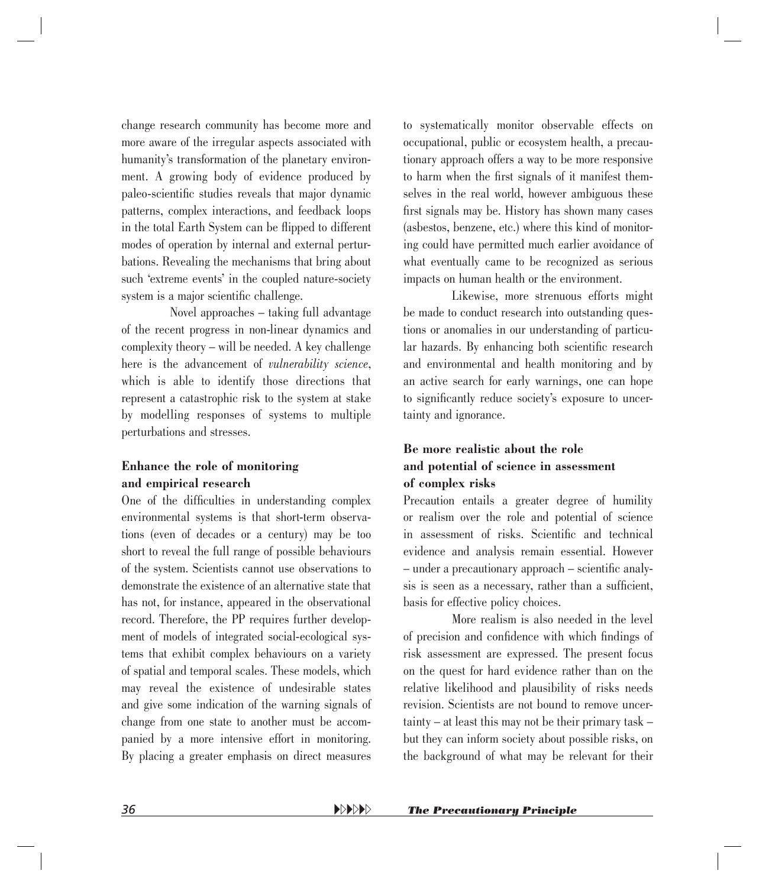change research community has become more and more aware of the irregular aspects associated with humanity's transformation of the planetary environment. A growing body of evidence produced by paleo-scientific studies reveals that major dynamic patterns, complex interactions, and feedback loops in the total Earth System can be flipped to different modes of operation by internal and external perturbations. Revealing the mechanisms that bring about such 'extreme events' in the coupled nature-society system is a major scientific challenge.

Novel approaches – taking full advantage of the recent progress in non-linear dynamics and complexity theory – will be needed. A key challenge here is the advancement of *vulnerability science*, which is able to identify those directions that represent a catastrophic risk to the system at stake by modelling responses of systems to multiple perturbations and stresses.

### Enhance the role of monitoring and empirical research

One of the difficulties in understanding complex environmental systems is that short-term observations (even of decades or a century) may be too short to reveal the full range of possible behaviours of the system. Scientists cannot use observations to demonstrate the existence of an alternative state that has not, for instance, appeared in the observational record. Therefore, the PP requires further development of models of integrated social-ecological systems that exhibit complex behaviours on a variety of spatial and temporal scales. These models, which may reveal the existence of undesirable states and give some indication of the warning signals of change from one state to another must be accompanied by a more intensive effort in monitoring. By placing a greater emphasis on direct measures to systematically monitor observable effects on occupational, public or ecosystem health, a precautionary approach offers a way to be more responsive to harm when the first signals of it manifest themselves in the real world, however ambiguous these first signals may be. History has shown many cases (asbestos, benzene, etc.) where this kind of monitoring could have permitted much earlier avoidance of what eventually came to be recognized as serious impacts on human health or the environment.

Likewise, more strenuous efforts might be made to conduct research into outstanding questions or anomalies in our understanding of particular hazards. By enhancing both scientific research and environmental and health monitoring and by an active search for early warnings, one can hope to significantly reduce society's exposure to uncertainty and ignorance.

### Be more realistic about the role and potential of science in assessment of complex risks

Precaution entails a greater degree of humility or realism over the role and potential of science in assessment of risks. Scientific and technical evidence and analysis remain essential. However – under a precautionary approach – scientific analysis is seen as a necessary, rather than a sufficient, basis for effective policy choices.

More realism is also needed in the level of precision and confidence with which findings of risk assessment are expressed. The present focus on the quest for hard evidence rather than on the relative likelihood and plausibility of risks needs revision. Scientists are not bound to remove uncertainty – at least this may not be their primary task – but they can inform society about possible risks, on the background of what may be relevant for their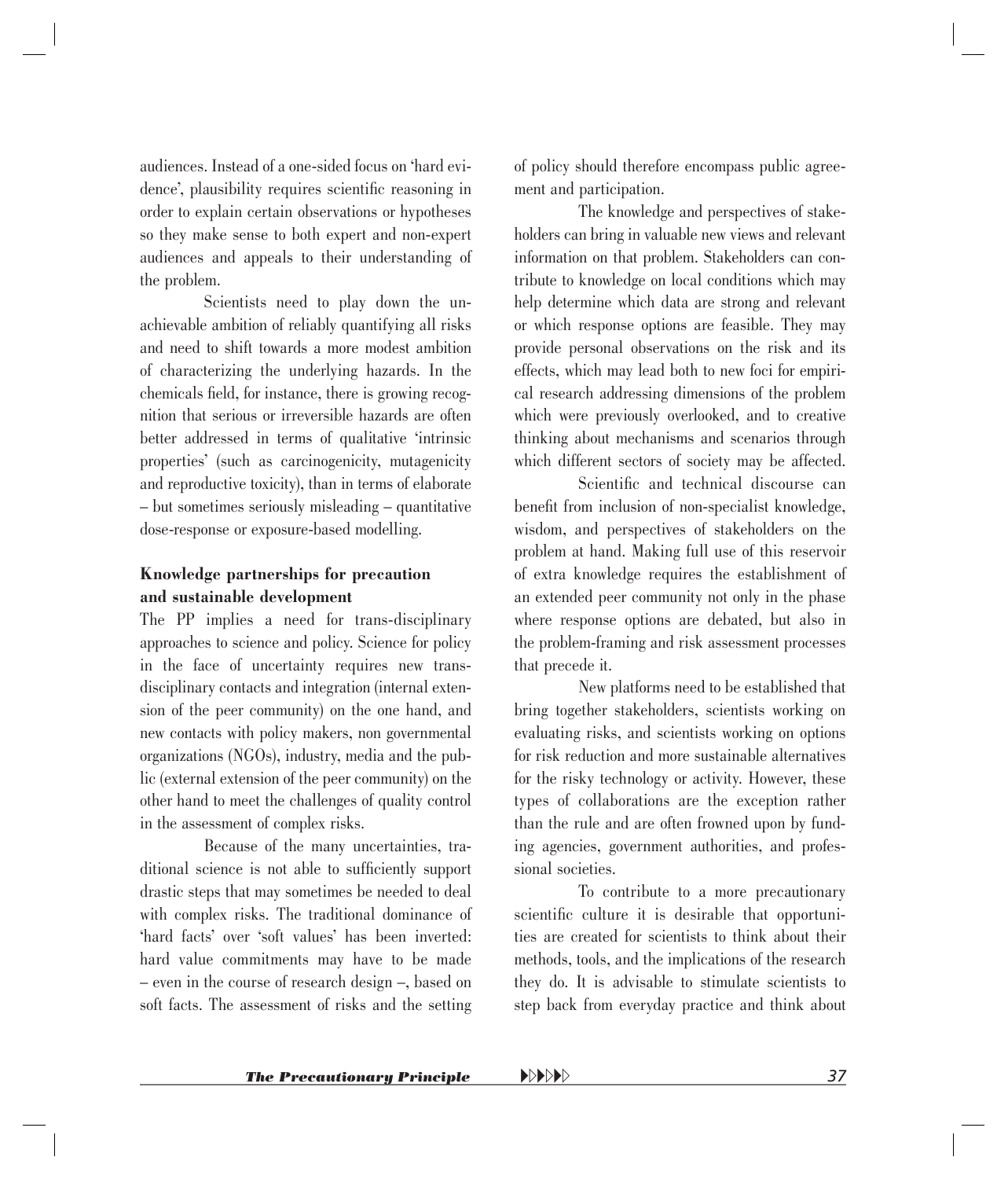audiences. Instead of a one-sided focus on 'hard evidence', plausibility requires scientific reasoning in order to explain certain observations or hypotheses so they make sense to both expert and non-expert audiences and appeals to their understanding of the problem.

Scientists need to play down the unachievable ambition of reliably quantifying all risks and need to shift towards a more modest ambition of characterizing the underlying hazards. In the chemicals field, for instance, there is growing recognition that serious or irreversible hazards are often better addressed in terms of qualitative 'intrinsic properties' (such as carcinogenicity, mutagenicity and reproductive toxicity), than in terms of elaborate – but sometimes seriously misleading – quantitative dose-response or exposure-based modelling.

**Knowledge partnerships for precaution and sustainable development**

The PP implies a need for trans-disciplinary approaches to science and policy. Science for policy in the face of uncertainty requires new trans-disciplinary contacts and integration (internal extension of the peer community) on the one hand, and new contacts with policy makers, non governmental organizations (NGOs), industry, media and the public (external extension of the peer community) on the other hand to meet the challenges of quality control in the assessment of complex risks.

Because of the many uncertainties, traditional science is not able to sufficiently support drastic steps that may sometimes be needed to deal with complex risks. The traditional dominance of 'hard facts' over 'soft values' has been inverted: hard value commitments may have to be made – even in the course of research design –, based on soft facts. The assessment of risks and the setting of policy should therefore encompass public agreement and participation.

The knowledge and perspectives of stakeholders can bring in valuable new views and relevant information on that problem. Stakeholders can contribute to knowledge on local conditions which may help determine which data are strong and relevant or which response options are feasible. They may provide personal observations on the risk and its effects, which may lead both to new foci for empirical research addressing dimensions of the problem which were previously overlooked, and to creative thinking about mechanisms and scenarios through which different sectors of society may be affected.

Scientific and technical discourse can benefit from inclusion of non-specialist knowledge, wisdom, and perspectives of stakeholders on the problem at hand. Making full use of this reservoir of extra knowledge requires the establishment of an extended peer community not only in the phase where response options are debated, but also in the problem-framing and risk assessment processes that precede it.

New platforms need to be established that bring together stakeholders, scientists working on evaluating risks, and scientists working on options for risk reduction and more sustainable alternatives for the risky technology or activity. However, these types of collaborations are the exception rather than the rule and are often frowned upon by funding agencies, government authorities, and professional societies.

To contribute to a more precautionary scientific culture it is desirable that opportunities are created for scientists to think about their methods, tools, and the implications of the research they do. It is advisable to stimulate scientists to step back from everyday practice and think about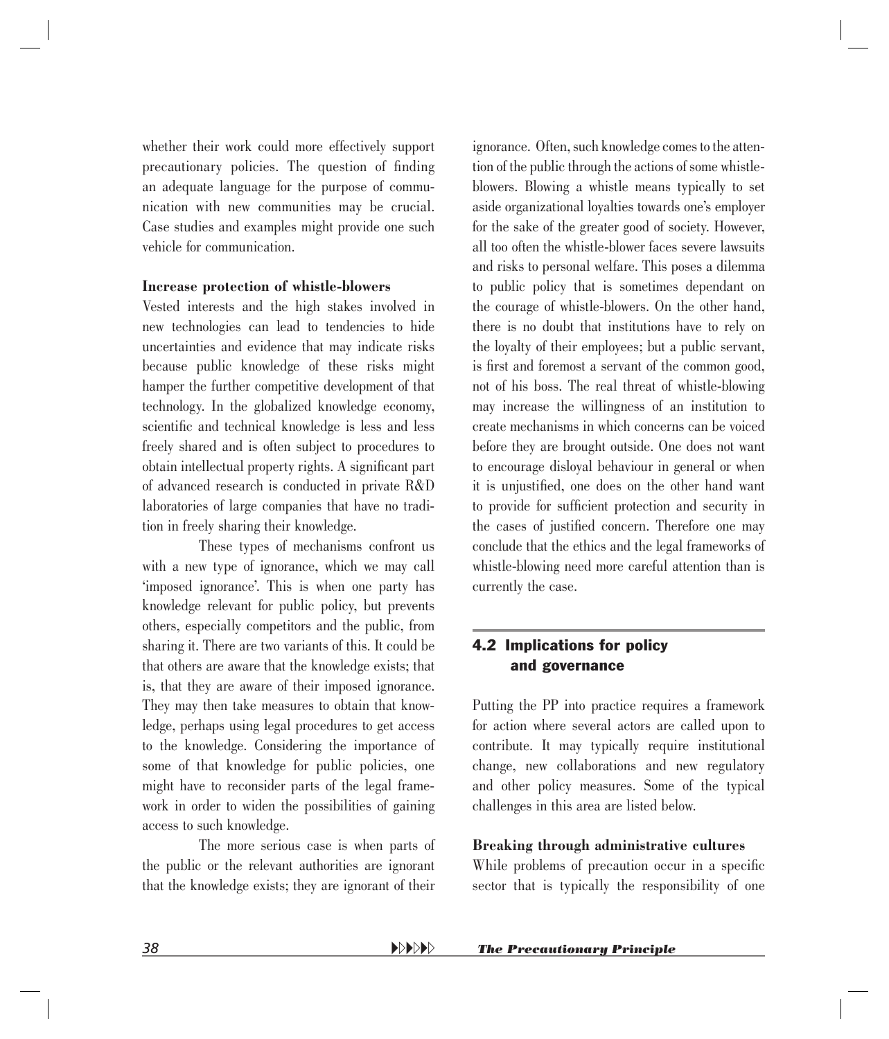whether their work could more effectively support precautionary policies. The question of finding an adequate language for the purpose of communication with new communities may be crucial. Case studies and examples might provide one such vehicle for communication.

**Increase protection of whistle-blowers**

Vested interests and the high stakes involved in new technologies can lead to tendencies to hide uncertainties and evidence that may indicate risks because public knowledge of these risks might hamper the further competitive development of that technology. In the globalized knowledge economy, scientific and technical knowledge is less and less freely shared and is often subject to procedures to obtain intellectual property rights. A significant part of advanced research is conducted in private R&D laboratories of large companies that have no tradition in freely sharing their knowledge.

These types of mechanisms confront us with a new type of ignorance, which we may call 'imposed ignorance'. This is when one party has knowledge relevant for public policy, but prevents others, especially competitors and the public, from sharing it. There are two variants of this. It could be that others are aware that the knowledge exists; that is, that they are aware of their imposed ignorance. They may then take measures to obtain that knowledge, perhaps using legal procedures to get access to the knowledge. Considering the importance of some of that knowledge for public policies, one might have to reconsider parts of the legal framework in order to widen the possibilities of gaining access to such knowledge.

The more serious case is when parts of the public or the relevant authorities are ignorant that the knowledge exists; they are ignorant of their ignorance. Often, such knowledge comes to the attention of the public through the actions of some whistle-blowers. Blowing a whistle means typically to set aside organizational loyalties towards one's employer for the sake of the greater good of society. However, all too often the whistle-blower faces severe lawsuits and risks to personal welfare. This poses a dilemma to public policy that is sometimes dependant on the courage of whistle-blowers. On the other hand, there is no doubt that institutions have to rely on the loyalty of their employees; but a public servant, is first and foremost a servant of the common good, not of his boss. The real threat of whistle-blowing may increase the willingness of an institution to create mechanisms in which concerns can be voiced before they are brought outside. One does not want to encourage disloyal behaviour in general or when it is unjustified, one does on the other hand want to provide for sufficient protection and security in the cases of justified concern. Therefore one may conclude that the ethics and the legal frameworks of whistle-blowing need more careful attention than is currently the case.

## 4.2 Implications for policy and governance

Putting the PP into practice requires a framework for action where several actors are called upon to contribute. It may typically require institutional change, new collaborations and new regulatory and other policy measures. Some of the typical challenges in this area are listed below.

**Breaking through administrative cultures**

While problems of precaution occur in a specific sector that is typically the responsibility of one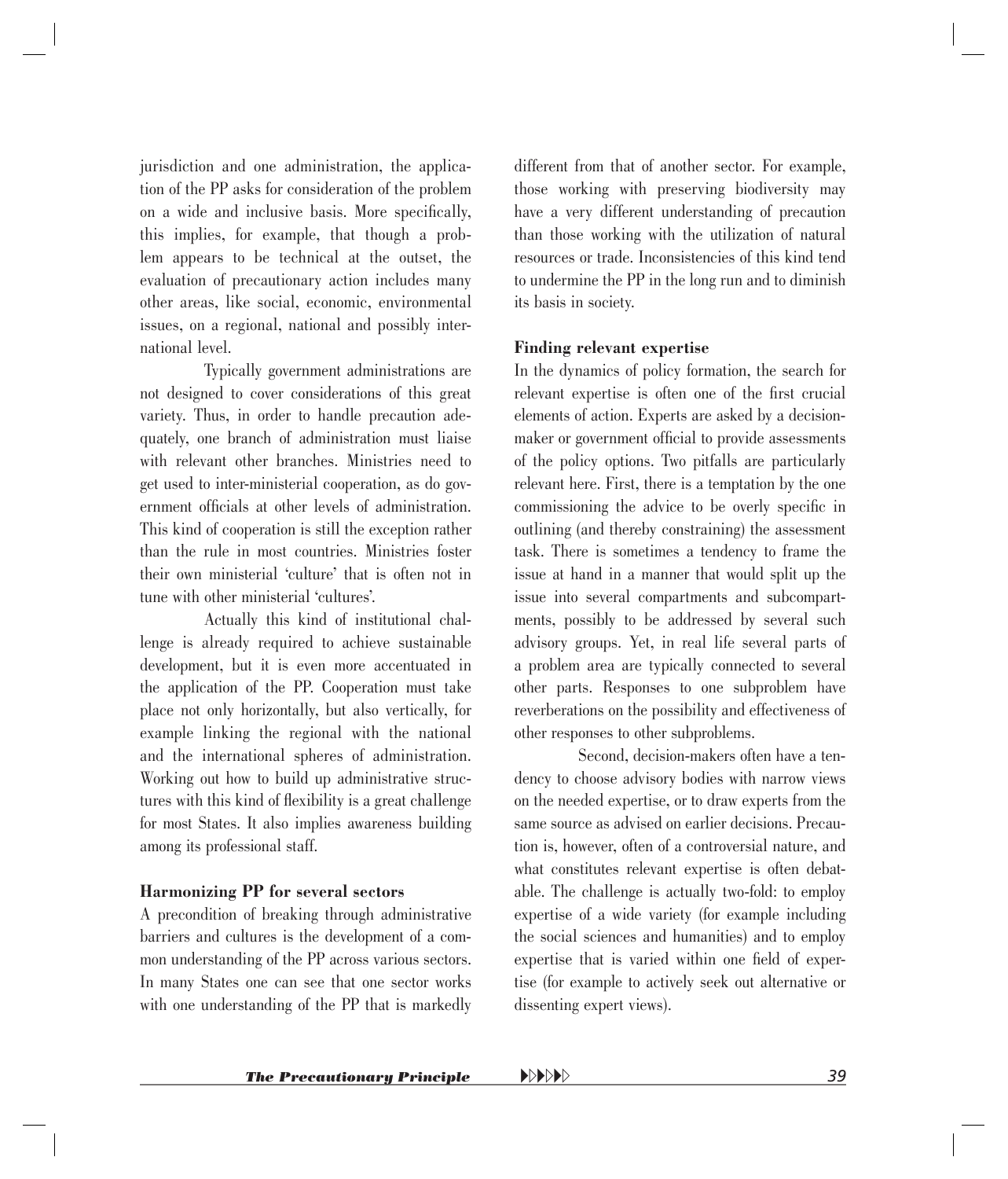jurisdiction and one administration, the application of the PP asks for consideration of the problem on a wide and inclusive basis. More specifically, this implies, for example, that though a problem appears to be technical at the outset, the evaluation of precautionary action includes many other areas, like social, economic, environmental issues, on a regional, national and possibly international level.

Typically government administrations are not designed to cover considerations of this great variety. Thus, in order to handle precaution adequately, one branch of administration must liaise with relevant other branches. Ministries need to get used to inter-ministerial cooperation, as do government officials at other levels of administration. This kind of cooperation is still the exception rather than the rule in most countries. Ministries foster their own ministerial 'culture' that is often not in tune with other ministerial 'cultures'.

Actually this kind of institutional challenge is already required to achieve sustainable development, but it is even more accentuated in the application of the PP. Cooperation must take place not only horizontally, but also vertically, for example linking the regional with the national and the international spheres of administration. Working out how to build up administrative structures with this kind of flexibility is a great challenge for most States. It also implies awareness building among its professional staff.

**Harmonizing PP for several sectors**

A precondition of breaking through administrative barriers and cultures is the development of a common understanding of the PP across various sectors. In many States one can see that one sector works with one understanding of the PP that is markedly different from that of another sector. For example, those working with preserving biodiversity may have a very different understanding of precaution than those working with the utilization of natural resources or trade. Inconsistencies of this kind tend to undermine the PP in the long run and to diminish its basis in society.

**Finding relevant expertise**

In the dynamics of policy formation, the search for relevant expertise is often one of the first crucial elements of action. Experts are asked by a decision-maker or government official to provide assessments of the policy options. Two pitfalls are particularly relevant here. First, there is a temptation by the one commissioning the advice to be overly specific in outlining (and thereby constraining) the assessment task. There is sometimes a tendency to frame the issue at hand in a manner that would split up the issue into several compartments and subcompartments, possibly to be addressed by several such advisory groups. Yet, in real life several parts of a problem area are typically connected to several other parts. Responses to one subproblem have reverberations on the possibility and effectiveness of other responses to other subproblems.

Second, decision-makers often have a tendency to choose advisory bodies with narrow views on the needed expertise, or to draw experts from the same source as advised on earlier decisions. Precaution is, however, often of a controversial nature, and what constitutes relevant expertise is often debatable. The challenge is actually two-fold: to employ expertise of a wide variety (for example including the social sciences and humanities) and to employ expertise that is varied within one field of expertise (for example to actively seek out alternative or dissenting expert views).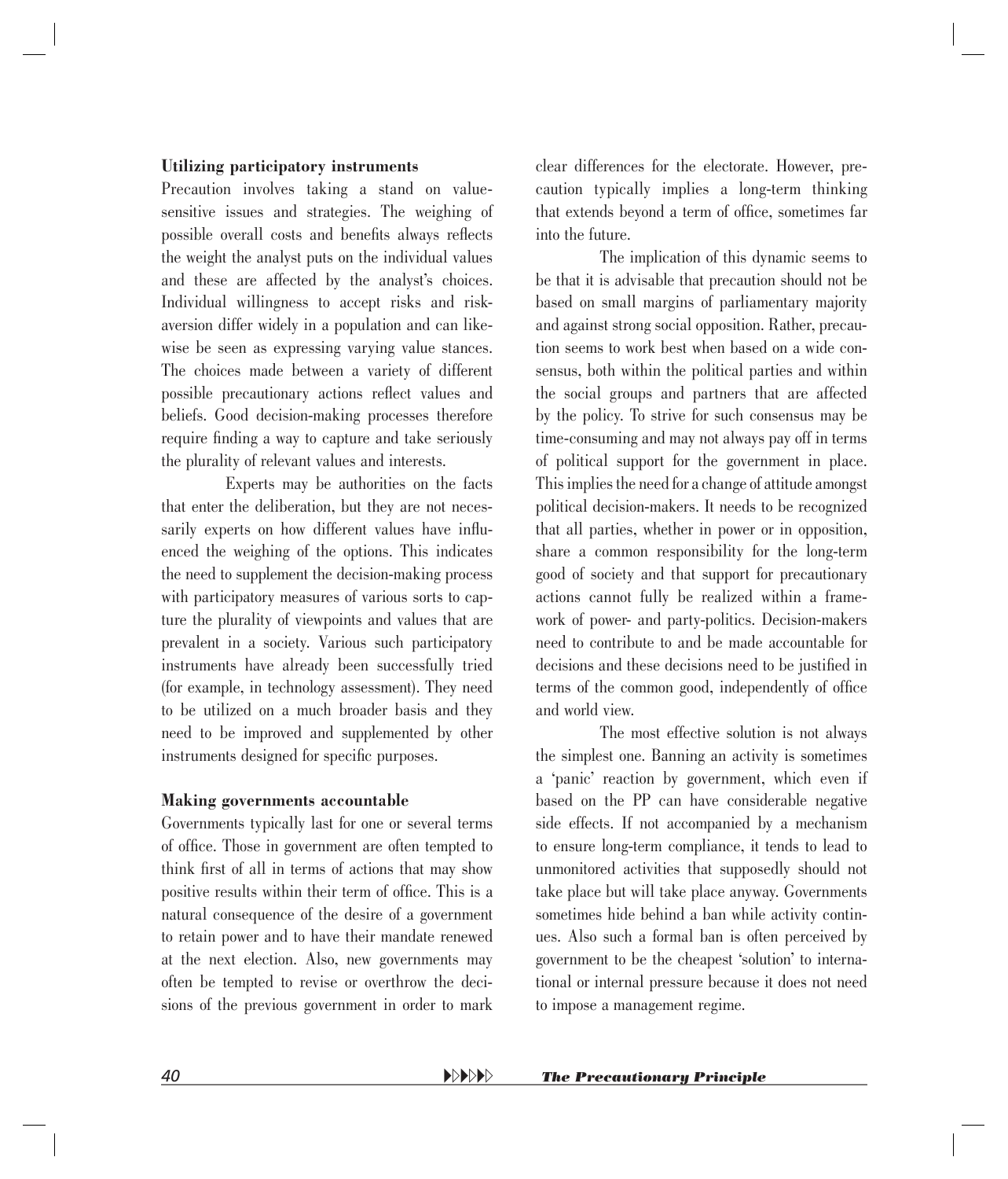### Utilizing participatory instruments

Precaution involves taking a stand on value-sensitive issues and strategies. The weighing of possible overall costs and benefits always reflects the weight the analyst puts on the individual values and these are affected by the analyst's choices. Individual willingness to accept risks and risk-aversion differ widely in a population and can likewise be seen as expressing varying value stances. The choices made between a variety of different possible precautionary actions reflect values and beliefs. Good decision-making processes therefore require finding a way to capture and take seriously the plurality of relevant values and interests.

Experts may be authorities on the facts that enter the deliberation, but they are not necessarily experts on how different values have influenced the weighing of the options. This indicates the need to supplement the decision-making process with participatory measures of various sorts to capture the plurality of viewpoints and values that are prevalent in a society. Various such participatory instruments have already been successfully tried (for example, in technology assessment). They need to be utilized on a much broader basis and they need to be improved and supplemented by other instruments designed for specific purposes.

### Making governments accountable

Governments typically last for one or several terms of office. Those in government are often tempted to think first of all in terms of actions that may show positive results within their term of office. This is a natural consequence of the desire of a government to retain power and to have their mandate renewed at the next election. Also, new governments may often be tempted to revise or overthrow the decisions of the previous government in order to mark clear differences for the electorate. However, precaution typically implies a long-term thinking that extends beyond a term of office, sometimes far into the future.

The implication of this dynamic seems to be that it is advisable that precaution should not be based on small margins of parliamentary majority and against strong social opposition. Rather, precaution seems to work best when based on a wide consensus, both within the political parties and within the social groups and partners that are affected by the policy. To strive for such consensus may be time-consuming and may not always pay off in terms of political support for the government in place. This implies the need for a change of attitude amongst political decision-makers. It needs to be recognized that all parties, whether in power or in opposition, share a common responsibility for the long-term good of society and that support for precautionary actions cannot fully be realized within a framework of power- and party-politics. Decision-makers need to contribute to and be made accountable for decisions and these decisions need to be justified in terms of the common good, independently of office and world view.

The most effective solution is not always the simplest one. Banning an activity is sometimes a 'panic' reaction by government, which even if based on the PP can have considerable negative side effects. If not accompanied by a mechanism to ensure long-term compliance, it tends to lead to unmonitored activities that supposedly should not take place but will take place anyway. Governments sometimes hide behind a ban while activity continues. Also such a formal ban is often perceived by government to be the cheapest 'solution' to international or internal pressure because it does not need to impose a management regime.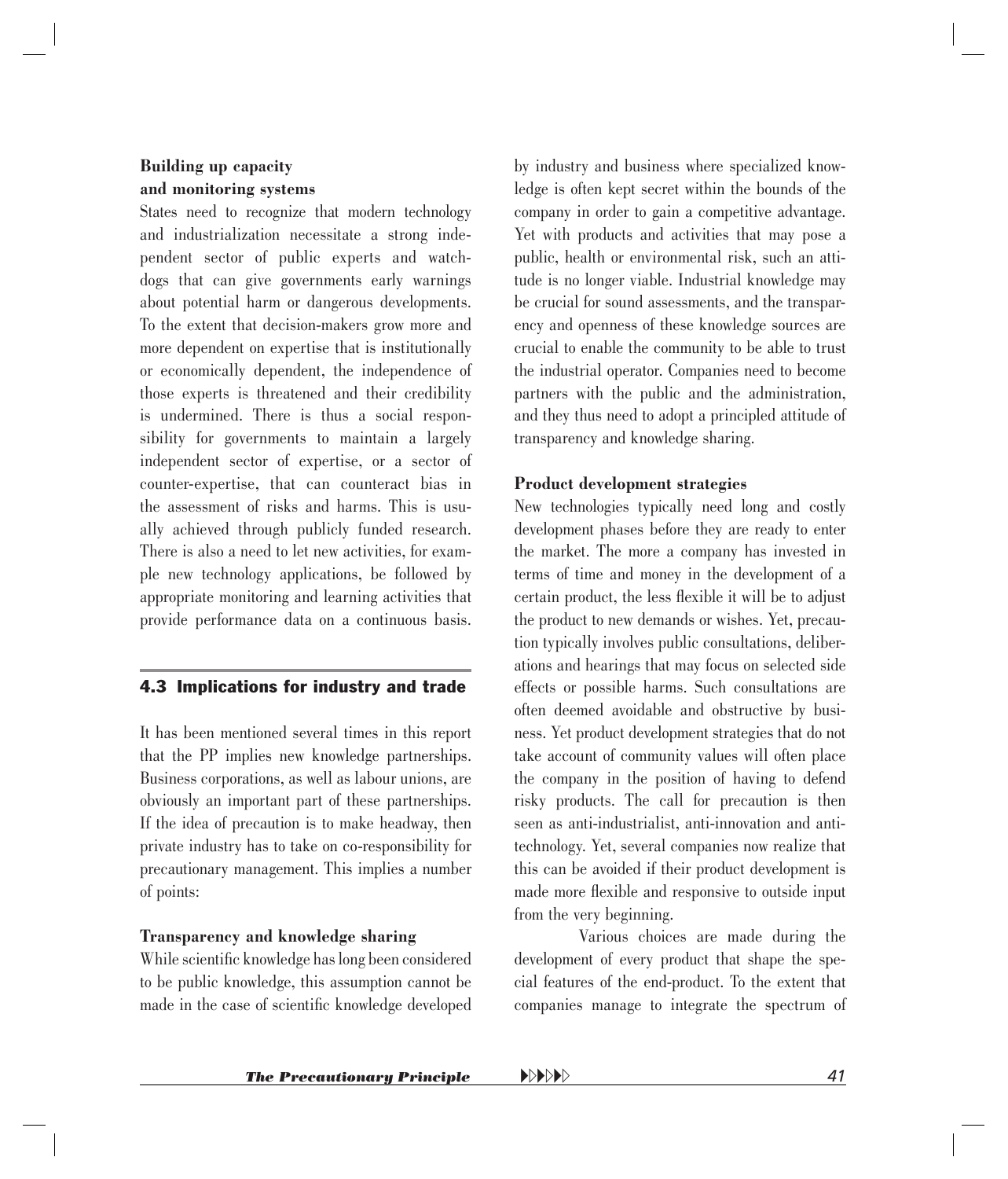**Building up capacity and monitoring systems**

States need to recognize that modern technology and industrialization necessitate a strong independent sector of public experts and watchdogs that can give governments early warnings about potential harm or dangerous developments. To the extent that decision-makers grow more and more dependent on expertise that is institutionally or economically dependent, the independence of those experts is threatened and their credibility is undermined. There is thus a social responsibility for governments to maintain a largely independent sector of expertise, or a sector of counter-expertise, that can counteract bias in the assessment of risks and harms. This is usually achieved through publicly funded research. There is also a need to let new activities, for example new technology applications, be followed by appropriate monitoring and learning activities that provide performance data on a continuous basis.

## 4.3 Implications for industry and trade

It has been mentioned several times in this report that the PP implies new knowledge partnerships. Business corporations, as well as labour unions, are obviously an important part of these partnerships. If the idea of precaution is to make headway, then private industry has to take on co-responsibility for precautionary management. This implies a number of points:

**Transparency and knowledge sharing**

While scientific knowledge has long been considered to be public knowledge, this assumption cannot be made in the case of scientific knowledge developed by industry and business where specialized knowledge is often kept secret within the bounds of the company in order to gain a competitive advantage. Yet with products and activities that may pose a public, health or environmental risk, such an attitude is no longer viable. Industrial knowledge may be crucial for sound assessments, and the transparency and openness of these knowledge sources are crucial to enable the community to be able to trust the industrial operator. Companies need to become partners with the public and the administration, and they thus need to adopt a principled attitude of transparency and knowledge sharing.

**Product development strategies**

New technologies typically need long and costly development phases before they are ready to enter the market. The more a company has invested in terms of time and money in the development of a certain product, the less flexible it will be to adjust the product to new demands or wishes. Yet, precaution typically involves public consultations, deliberations and hearings that may focus on selected side effects or possible harms. Such consultations are often deemed avoidable and obstructive by business. Yet product development strategies that do not take account of community values will often place the company in the position of having to defend risky products. The call for precaution is then seen as anti-industrialist, anti-innovation and anti-technology. Yet, several companies now realize that this can be avoided if their product development is made more flexible and responsive to outside input from the very beginning.

Various choices are made during the development of every product that shape the special features of the end-product. To the extent that companies manage to integrate the spectrum of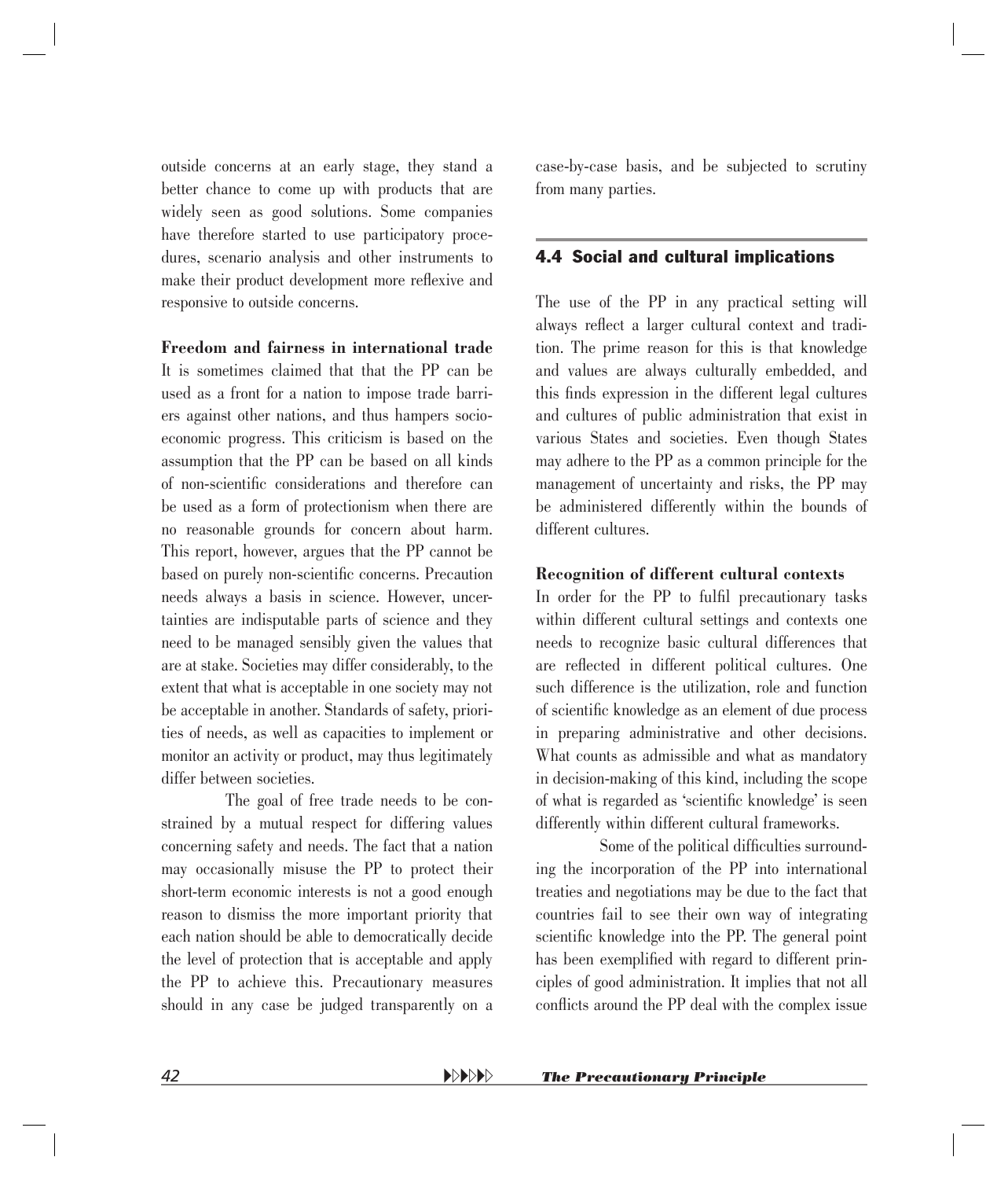outside concerns at an early stage, they stand a better chance to come up with products that are widely seen as good solutions. Some companies have therefore started to use participatory procedures, scenario analysis and other instruments to make their product development more reflexive and responsive to outside concerns.

**Freedom and fairness in international trade**

It is sometimes claimed that that the PP can be used as a front for a nation to impose trade barriers against other nations, and thus hampers socioeconomic progress. This criticism is based on the assumption that the PP can be based on all kinds of non-scientific considerations and therefore can be used as a form of protectionism when there are no reasonable grounds for concern about harm. This report, however, argues that the PP cannot be based on purely non-scientific concerns. Precaution needs always a basis in science. However, uncertainties are indisputable parts of science and they need to be managed sensibly given the values that are at stake. Societies may differ considerably, to the extent that what is acceptable in one society may not be acceptable in another. Standards of safety, priorities of needs, as well as capacities to implement or monitor an activity or product, may thus legitimately differ between societies.

The goal of free trade needs to be constrained by a mutual respect for differing values concerning safety and needs. The fact that a nation may occasionally misuse the PP to protect their short-term economic interests is not a good enough reason to dismiss the more important priority that each nation should be able to democratically decide the level of protection that is acceptable and apply the PP to achieve this. Precautionary measures should in any case be judged transparently on a case-by-case basis, and be subjected to scrutiny from many parties.

## 4.4 Social and cultural implications

The use of the PP in any practical setting will always reflect a larger cultural context and tradition. The prime reason for this is that knowledge and values are always culturally embedded, and this finds expression in the different legal cultures and cultures of public administration that exist in various States and societies. Even though States may adhere to the PP as a common principle for the management of uncertainty and risks, the PP may be administered differently within the bounds of different cultures.

**Recognition of different cultural contexts**

In order for the PP to fulfil precautionary tasks within different cultural settings and contexts one needs to recognize basic cultural differences that are reflected in different political cultures. One such difference is the utilization, role and function of scientific knowledge as an element of due process in preparing administrative and other decisions. What counts as admissible and what as mandatory in decision-making of this kind, including the scope of what is regarded as 'scientific knowledge' is seen differently within different cultural frameworks.

Some of the political difficulties surrounding the incorporation of the PP into international treaties and negotiations may be due to the fact that countries fail to see their own way of integrating scientific knowledge into the PP. The general point has been exemplified with regard to different principles of good administration. It implies that not all conflicts around the PP deal with the complex issue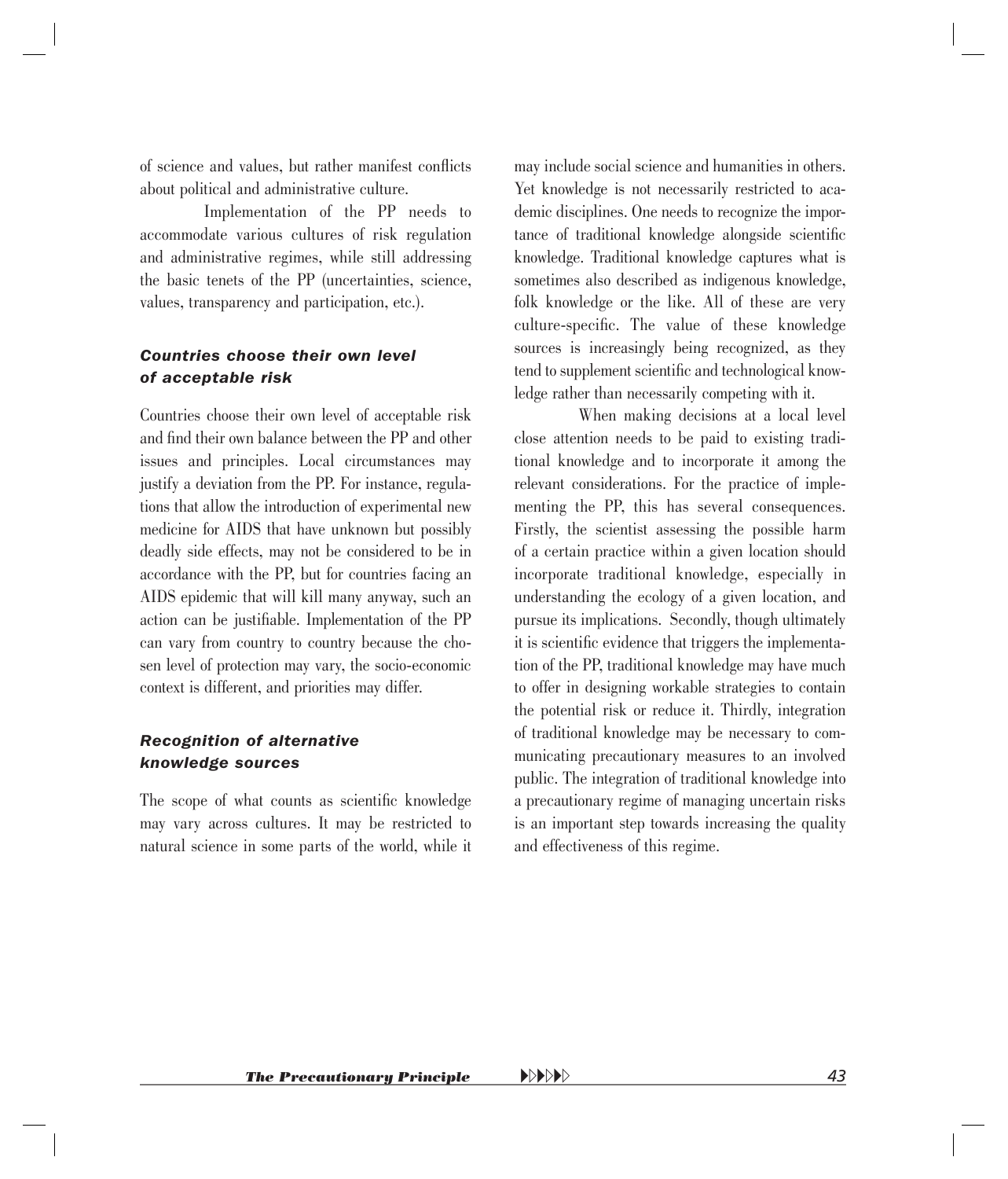of science and values, but rather manifest conflicts about political and administrative culture.

Implementation of the PP needs to accommodate various cultures of risk regulation and administrative regimes, while still addressing the basic tenets of the PP (uncertainties, science, values, transparency and participation, etc.).

### *Countries choose their own level of acceptable risk*

Countries choose their own level of acceptable risk and find their own balance between the PP and other issues and principles. Local circumstances may justify a deviation from the PP. For instance, regulations that allow the introduction of experimental new medicine for AIDS that have unknown but possibly deadly side effects, may not be considered to be in accordance with the PP, but for countries facing an AIDS epidemic that will kill many anyway, such an action can be justifiable. Implementation of the PP can vary from country to country because the chosen level of protection may vary, the socio-economic context is different, and priorities may differ.

### *Recognition of alternative knowledge sources*

The scope of what counts as scientific knowledge may vary across cultures. It may be restricted to natural science in some parts of the world, while it may include social science and humanities in others. Yet knowledge is not necessarily restricted to academic disciplines. One needs to recognize the importance of traditional knowledge alongside scientific knowledge. Traditional knowledge captures what is sometimes also described as indigenous knowledge, folk knowledge or the like. All of these are very culture-specific. The value of these knowledge sources is increasingly being recognized, as they tend to supplement scientific and technological knowledge rather than necessarily competing with it.

When making decisions at a local level close attention needs to be paid to existing traditional knowledge and to incorporate it among the relevant considerations. For the practice of implementing the PP, this has several consequences. Firstly, the scientist assessing the possible harm of a certain practice within a given location should incorporate traditional knowledge, especially in understanding the ecology of a given location, and pursue its implications. Secondly, though ultimately it is scientific evidence that triggers the implementation of the PP, traditional knowledge may have much to offer in designing workable strategies to contain the potential risk or reduce it. Thirdly, integration of traditional knowledge may be necessary to communicating precautionary measures to an involved public. The integration of traditional knowledge into a precautionary regime of managing uncertain risks is an important step towards increasing the quality and effectiveness of this regime.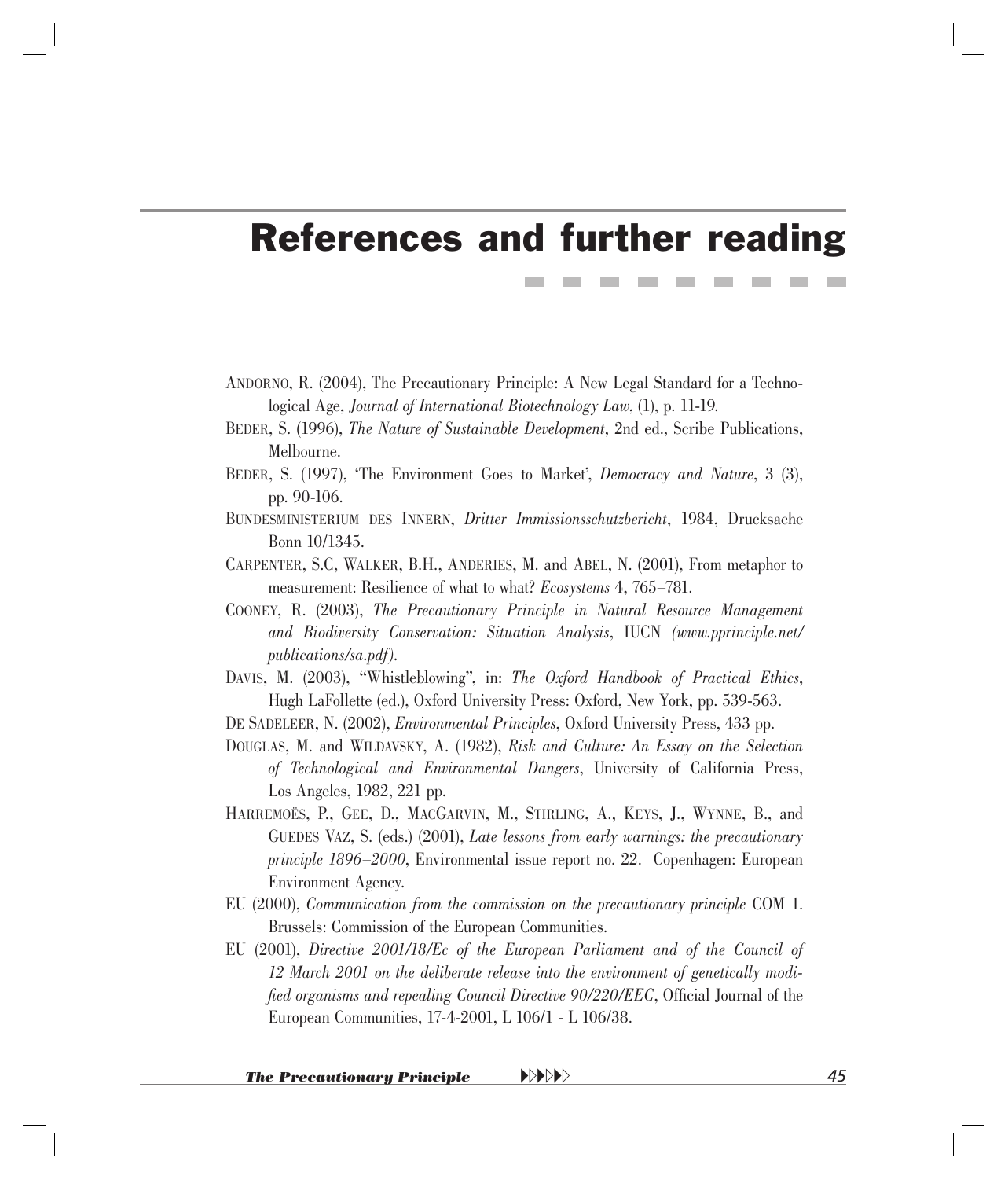# References and further reading

ANDORNO, R. (2004), The Precautionary Principle: A New Legal Standard for a Technological Age, *Journal of International Biotechnology Law*, (1), p. 11-19.

BEDER, S. (1996), *The Nature of Sustainable Development*, 2nd ed., Scribe Publications, Melbourne.

BEDER, S. (1997), 'The Environment Goes to Market', *Democracy and Nature*, 3 (3), pp. 90-106.

BUNDESMINISTERIUM DES INNERN, *Dritter Immissionsschutzbericht*, 1984, Drucksache Bonn 10/1345.

CARPENTER, S.C, WALKER, B.H., ANDERIES, M. and ABEL, N. (2001), From metaphor to measurement: Resilience of what to what? *Ecosystems* 4, 765–781.

COONEY, R. (2003), *The Precautionary Principle in Natural Resource Management and Biodiversity Conservation: Situation Analysis*, IUCN *(www.pprinciple.net/publications/sa.pdf)*.

DAVIS, M. (2003), "Whistleblowing", in: *The Oxford Handbook of Practical Ethics*, Hugh LaFollette (ed.), Oxford University Press: Oxford, New York, pp. 539-563.

DE SADELEER, N. (2002), *Environmental Principles*, Oxford University Press, 433 pp.

DOUGLAS, M. and WILDAVSKY, A. (1982), *Risk and Culture: An Essay on the Selection of Technological and Environmental Dangers*, University of California Press, Los Angeles, 1982, 221 pp.

HARREMOËS, P., GEE, D., MACGARVIN, M., STIRLING, A., KEYS, J., WYNNE, B., and GUEDES VAZ, S. (eds.) (2001), *Late lessons from early warnings: the precautionary principle 1896–2000*, Environmental issue report no. 22. Copenhagen: European Environment Agency.

EU (2000), *Communication from the commission on the precautionary principle* COM 1. Brussels: Commission of the European Communities.

EU (2001), *Directive 2001/18/Ec of the European Parliament and of the Council of 12 March 2001 on the deliberate release into the environment of genetically modified organisms and repealing Council Directive 90/220/EEC*, Official Journal of the European Communities, 17-4-2001, L 106/1 - L 106/38.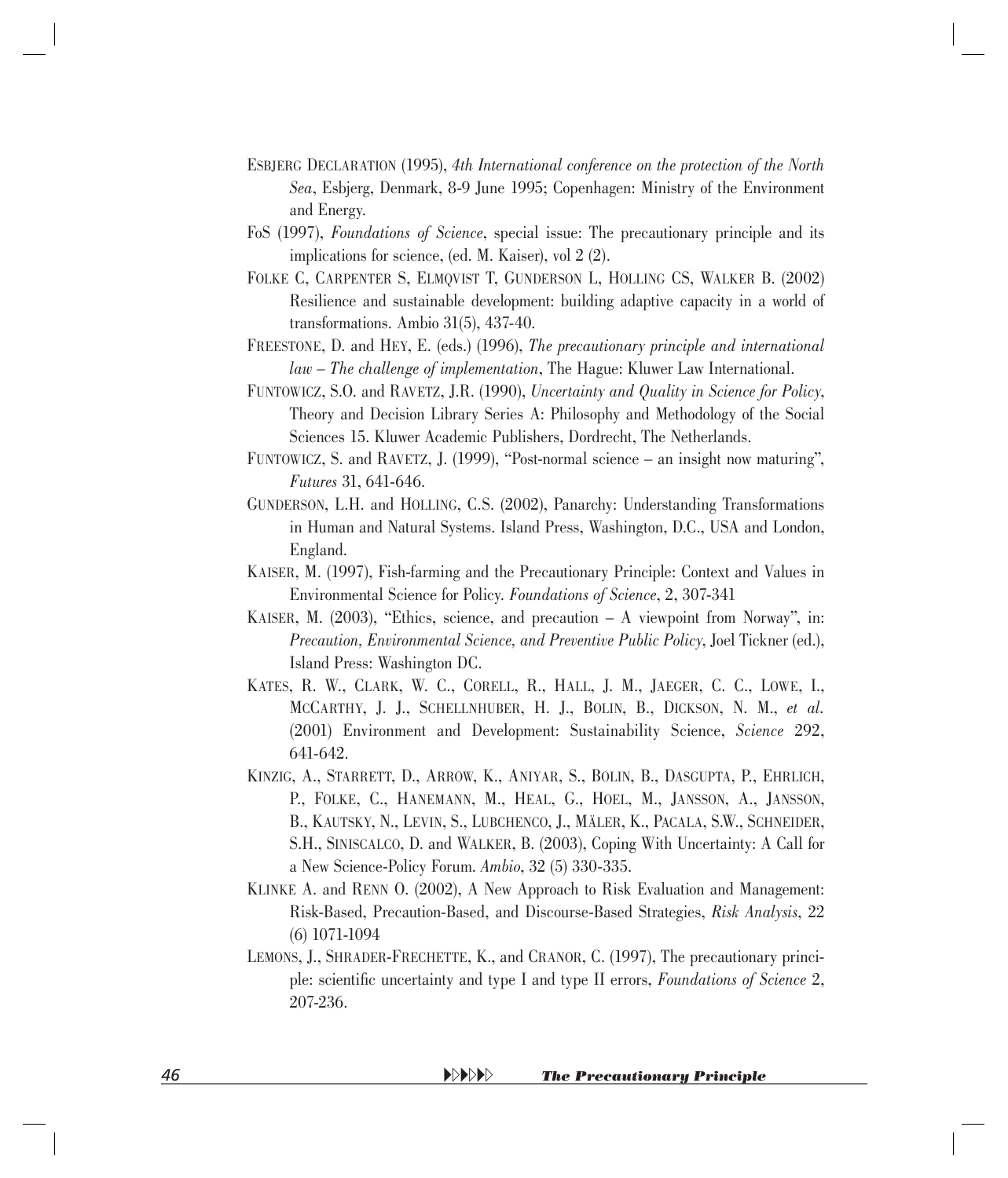ESBJERG DECLARATION (1995), *4th International conference on the protection of the North Sea*, Esbjerg, Denmark, 8-9 June 1995; Copenhagen: Ministry of the Environment and Energy.

FoS (1997), *Foundations of Science*, special issue: The precautionary principle and its implications for science, (ed. M. Kaiser), vol 2 (2).

FOLKE C, CARPENTER S, ELMQVIST T, GUNDERSON L, HOLLING CS, WALKER B. (2002) Resilience and sustainable development: building adaptive capacity in a world of transformations. Ambio 31(5), 437-40.

FREESTONE, D. and HEY, E. (eds.) (1996), *The precautionary principle and international law – The challenge of implementation*, The Hague: Kluwer Law International.

FUNTOWICZ, S.O. and RAVETZ, J.R. (1990), *Uncertainty and Quality in Science for Policy*, Theory and Decision Library Series A: Philosophy and Methodology of the Social Sciences 15. Kluwer Academic Publishers, Dordrecht, The Netherlands.

FUNTOWICZ, S. and RAVETZ, J. (1999), "Post-normal science – an insight now maturing", *Futures* 31, 641-646.

GUNDERSON, L.H. and HOLLING, C.S. (2002), Panarchy: Understanding Transformations in Human and Natural Systems. Island Press, Washington, D.C., USA and London, England.

KAISER, M. (1997), Fish-farming and the Precautionary Principle: Context and Values in Environmental Science for Policy. *Foundations of Science*, 2, 307-341

KAISER, M. (2003), "Ethics, science, and precaution – A viewpoint from Norway", in: *Precaution, Environmental Science, and Preventive Public Policy*, Joel Tickner (ed.), Island Press: Washington DC.

KATES, R. W., CLARK, W. C., CORELL, R., HALL, J. M., JAEGER, C. C., LOWE, I., MCCARTHY, J. J., SCHELLNHUBER, H. J., BOLIN, B., DICKSON, N. M., *et al.* (2001) Environment and Development: Sustainability Science, *Science* 292, 641-642.

KINZIG, A., STARRETT, D., ARROW, K., ANIYAR, S., BOLIN, B., DASGUPTA, P., EHRLICH, P., FOLKE, C., HANEMANN, M., HEAL, G., HOEL, M., JANSSON, A., JANSSON, B., KAUTSKY, N., LEVIN, S., LUBCHENCO, J., MÄLER, K., PACALA, S.W., SCHNEIDER, S.H., SINISCALCO, D. and WALKER, B. (2003), Coping With Uncertainty: A Call for a New Science-Policy Forum. *Ambio*, 32 (5) 330-335.

KLINKE A. and RENN O. (2002), A New Approach to Risk Evaluation and Management: Risk-Based, Precaution-Based, and Discourse-Based Strategies, *Risk Analysis*, 22 (6) 1071-1094

LEMONS, J., SHRADER-FRECHETTE, K., and CRANOR, C. (1997), The precautionary principle: scientific uncertainty and type I and type II errors, *Foundations of Science* 2, 207-236.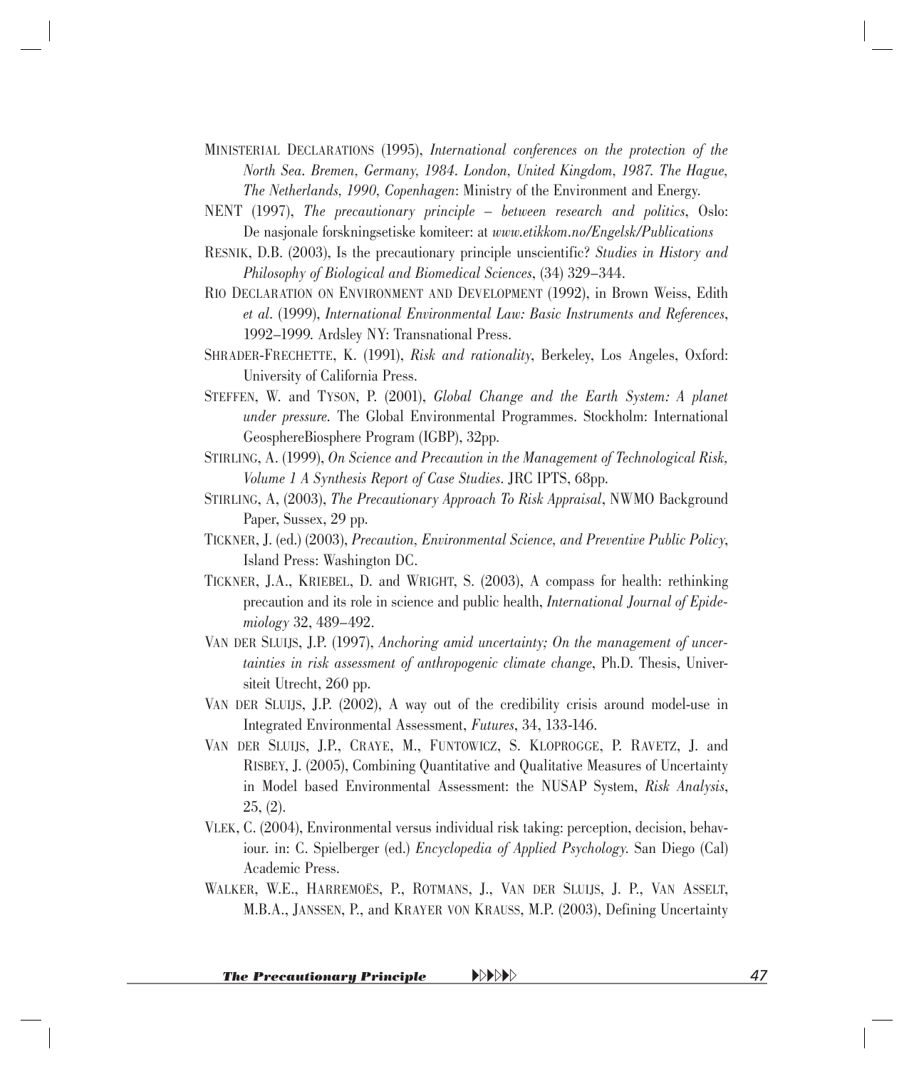MINISTERIAL DECLARATIONS (1995), *International conferences on the protection of the North Sea. Bremen, Germany, 1984. London, United Kingdom, 1987. The Hague, The Netherlands, 1990, Copenhagen*: Ministry of the Environment and Energy.

NENT (1997), *The precautionary principle – between research and politics*, Oslo: De nasjonale forskningsetiske komiteer: at *www.etikkom.no/Engelsk/Publications*

RESNIK, D.B. (2003), Is the precautionary principle unscientific? *Studies in History and Philosophy of Biological and Biomedical Sciences*, (34) 329–344.

RIO DECLARATION ON ENVIRONMENT AND DEVELOPMENT (1992), in Brown Weiss, Edith *et al*. (1999), *International Environmental Law: Basic Instruments and References*, 1992–1999. Ardsley NY: Transnational Press.

SHRADER-FRECHETTE, K. (1991), *Risk and rationality*, Berkeley, Los Angeles, Oxford: University of California Press.

STEFFEN, W. and TYSON, P. (2001), *Global Change and the Earth System: A planet under pressure.* The Global Environmental Programmes. Stockholm: International GeosphereBiosphere Program (IGBP), 32pp.

STIRLING, A. (1999), *On Science and Precaution in the Management of Technological Risk, Volume 1 A Synthesis Report of Case Studies*. JRC IPTS, 68pp.

STIRLING, A, (2003), *The Precautionary Approach To Risk Appraisal*, NWMO Background Paper, Sussex, 29 pp.

TICKNER, J. (ed.) (2003), *Precaution, Environmental Science, and Preventive Public Policy*, Island Press: Washington DC.

TICKNER, J.A., KRIEBEL, D. and WRIGHT, S. (2003), A compass for health: rethinking precaution and its role in science and public health, *International Journal of Epidemiology* 32, 489–492.

VAN DER SLUIJS, J.P. (1997), *Anchoring amid uncertainty; On the management of uncertainties in risk assessment of anthropogenic climate change*, Ph.D. Thesis, Universiteit Utrecht, 260 pp.

VAN DER SLUIJS, J.P. (2002), A way out of the credibility crisis around model-use in Integrated Environmental Assessment, *Futures*, 34, 133-146.

VAN DER SLUIJS, J.P., CRAYE, M., FUNTOWICZ, S. KLOPROGGE, P. RAVETZ, J. and RISBEY, J. (2005), Combining Quantitative and Qualitative Measures of Uncertainty in Model based Environmental Assessment: the NUSAP System, *Risk Analysis*, 25, (2).

VLEK, C. (2004), Environmental versus individual risk taking: perception, decision, behaviour. in: C. Spielberger (ed.) *Encyclopedia of Applied Psychology*. San Diego (Cal) Academic Press.

WALKER, W.E., HARREMOËS, P., ROTMANS, J., VAN DER SLUIJS, J. P., VAN ASSELT, M.B.A., JANSSEN, P., and KRAYER VON KRAUSS, M.P. (2003), Defining Uncertainty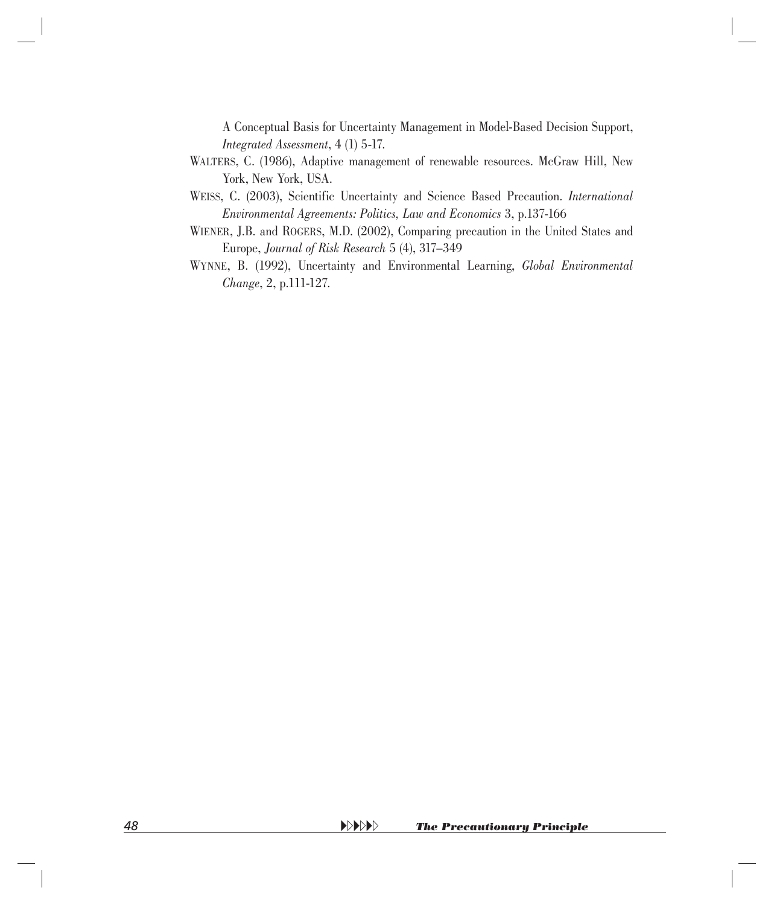A Conceptual Basis for Uncertainty Management in Model-Based Decision Support, *Integrated Assessment*, 4 (1) 5-17.

WALTERS, C. (1986), Adaptive management of renewable resources. McGraw Hill, New York, New York, USA.

WEISS, C. (2003), Scientific Uncertainty and Science Based Precaution. *International Environmental Agreements: Politics, Law and Economics* 3, p.137-166

WIENER, J.B. and ROGERS, M.D. (2002), Comparing precaution in the United States and Europe, *Journal of Risk Research* 5 (4), 317–349

WYNNE, B. (1992), Uncertainty and Environmental Learning, *Global Environmental Change*, 2, p.111-127.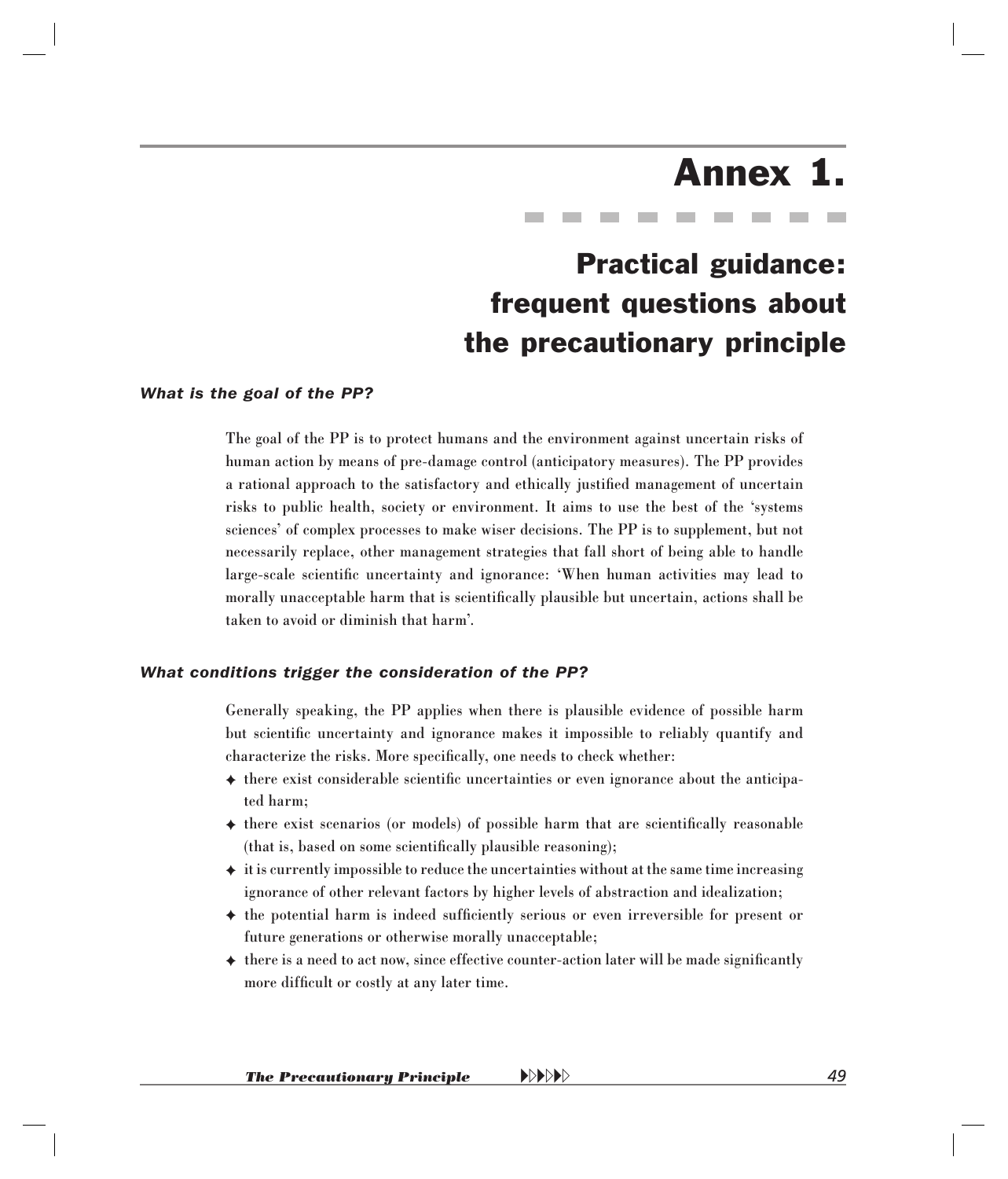# Annex 1.

## Practical guidance: frequent questions about the precautionary principle

### *What is the goal of the PP?*

The goal of the PP is to protect humans and the environment against uncertain risks of human action by means of pre-damage control (anticipatory measures). The PP provides a rational approach to the satisfactory and ethically justified management of uncertain risks to public health, society or environment. It aims to use the best of the 'systems sciences' of complex processes to make wiser decisions. The PP is to supplement, but not necessarily replace, other management strategies that fall short of being able to handle large-scale scientific uncertainty and ignorance: 'When human activities may lead to morally unacceptable harm that is scientifically plausible but uncertain, actions shall be taken to avoid or diminish that harm'.

### *What conditions trigger the consideration of the PP?*

Generally speaking, the PP applies when there is plausible evidence of possible harm but scientific uncertainty and ignorance makes it impossible to reliably quantify and characterize the risks. More specifically, one needs to check whether:

- there exist considerable scientific uncertainties or even ignorance about the anticipated harm;
- there exist scenarios (or models) of possible harm that are scientifically reasonable (that is, based on some scientifically plausible reasoning);
- it is currently impossible to reduce the uncertainties without at the same time increasing ignorance of other relevant factors by higher levels of abstraction and idealization;
- the potential harm is indeed sufficiently serious or even irreversible for present or future generations or otherwise morally unacceptable;
- there is a need to act now, since effective counter-action later will be made significantly more difficult or costly at any later time.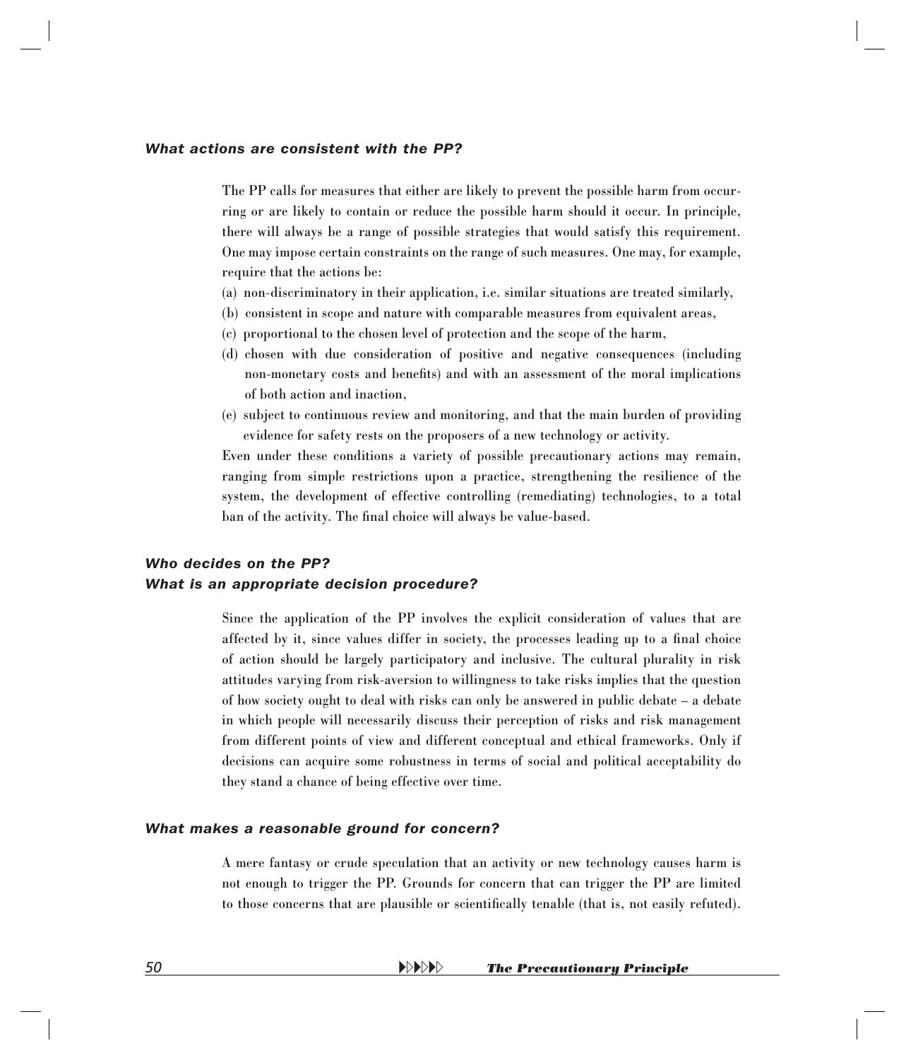### *What actions are consistent with the PP?*

The PP calls for measures that either are likely to prevent the possible harm from occurring or are likely to contain or reduce the possible harm should it occur. In principle, there will always be a range of possible strategies that would satisfy this requirement. One may impose certain constraints on the range of such measures. One may, for example, require that the actions be:

(a) non-discriminatory in their application, i.e. similar situations are treated similarly,

(b) consistent in scope and nature with comparable measures from equivalent areas,

(c) proportional to the chosen level of protection and the scope of the harm,

(d) chosen with due consideration of positive and negative consequences (including non-monetary costs and benefits) and with an assessment of the moral implications of both action and inaction,

(e) subject to continuous review and monitoring, and that the main burden of providing evidence for safety rests on the proposers of a new technology or activity.

Even under these conditions a variety of possible precautionary actions may remain, ranging from simple restrictions upon a practice, strengthening the resilience of the system, the development of effective controlling (remediating) technologies, to a total ban of the activity. The final choice will always be value-based.

### *Who decides on the PP?*
### *What is an appropriate decision procedure?*

Since the application of the PP involves the explicit consideration of values that are affected by it, since values differ in society, the processes leading up to a final choice of action should be largely participatory and inclusive. The cultural plurality in risk attitudes varying from risk-aversion to willingness to take risks implies that the question of how society ought to deal with risks can only be answered in public debate – a debate in which people will necessarily discuss their perception of risks and risk management from different points of view and different conceptual and ethical frameworks. Only if decisions can acquire some robustness in terms of social and political acceptability do they stand a chance of being effective over time.

### *What makes a reasonable ground for concern?*

A mere fantasy or crude speculation that an activity or new technology causes harm is not enough to trigger the PP. Grounds for concern that can trigger the PP are limited to those concerns that are plausible or scientifically tenable (that is, not easily refuted).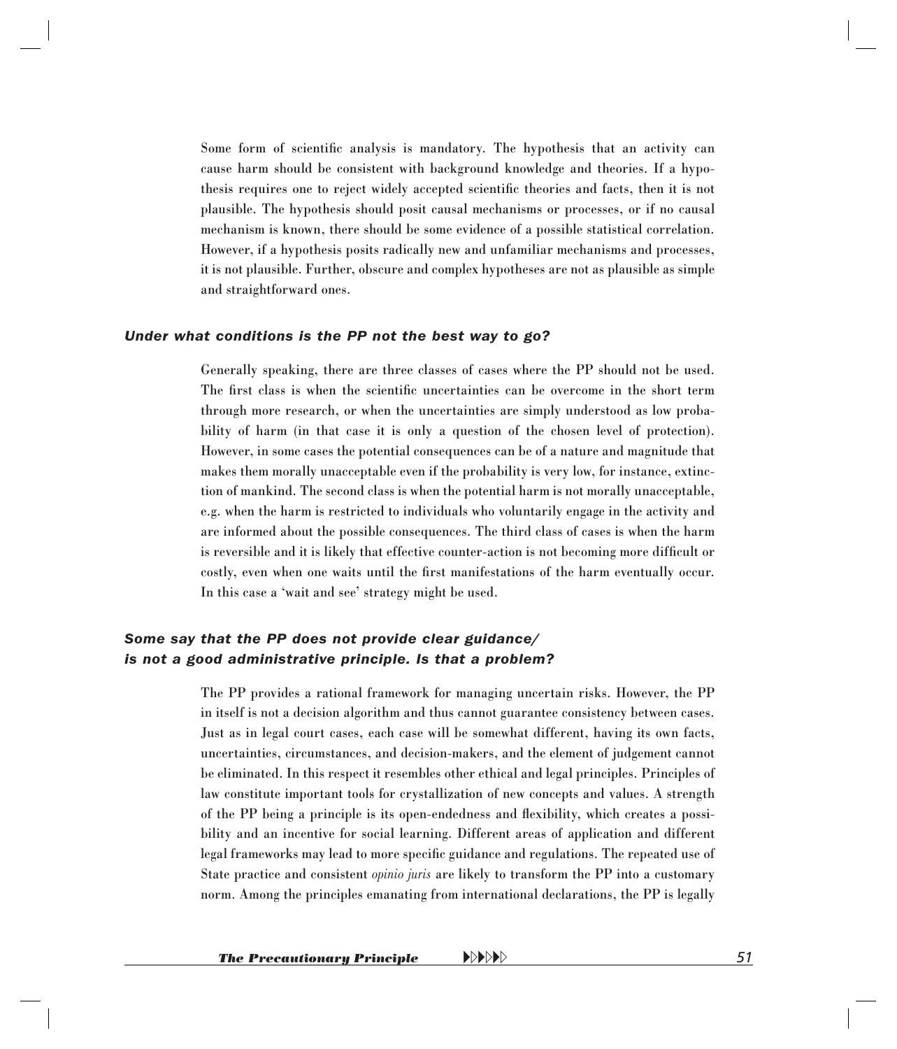Some form of scientific analysis is mandatory. The hypothesis that an activity can cause harm should be consistent with background knowledge and theories. If a hypothesis requires one to reject widely accepted scientific theories and facts, then it is not plausible. The hypothesis should posit causal mechanisms or processes, or if no causal mechanism is known, there should be some evidence of a possible statistical correlation. However, if a hypothesis posits radically new and unfamiliar mechanisms and processes, it is not plausible. Further, obscure and complex hypotheses are not as plausible as simple and straightforward ones.

### *Under what conditions is the PP not the best way to go?*

Generally speaking, there are three classes of cases where the PP should not be used. The first class is when the scientific uncertainties can be overcome in the short term through more research, or when the uncertainties are simply understood as low probability of harm (in that case it is only a question of the chosen level of protection). However, in some cases the potential consequences can be of a nature and magnitude that makes them morally unacceptable even if the probability is very low, for instance, extinction of mankind. The second class is when the potential harm is not morally unacceptable, e.g. when the harm is restricted to individuals who voluntarily engage in the activity and are informed about the possible consequences. The third class of cases is when the harm is reversible and it is likely that effective counter-action is not becoming more difficult or costly, even when one waits until the first manifestations of the harm eventually occur. In this case a 'wait and see' strategy might be used.

### *Some say that the PP does not provide clear guidance/ is not a good administrative principle. Is that a problem?*

The PP provides a rational framework for managing uncertain risks. However, the PP in itself is not a decision algorithm and thus cannot guarantee consistency between cases. Just as in legal court cases, each case will be somewhat different, having its own facts, uncertainties, circumstances, and decision-makers, and the element of judgement cannot be eliminated. In this respect it resembles other ethical and legal principles. Principles of law constitute important tools for crystallization of new concepts and values. A strength of the PP being a principle is its open-endedness and flexibility, which creates a possibility and an incentive for social learning. Different areas of application and different legal frameworks may lead to more specific guidance and regulations. The repeated use of State practice and consistent *opinio juris* are likely to transform the PP into a customary norm. Among the principles emanating from international declarations, the PP is legally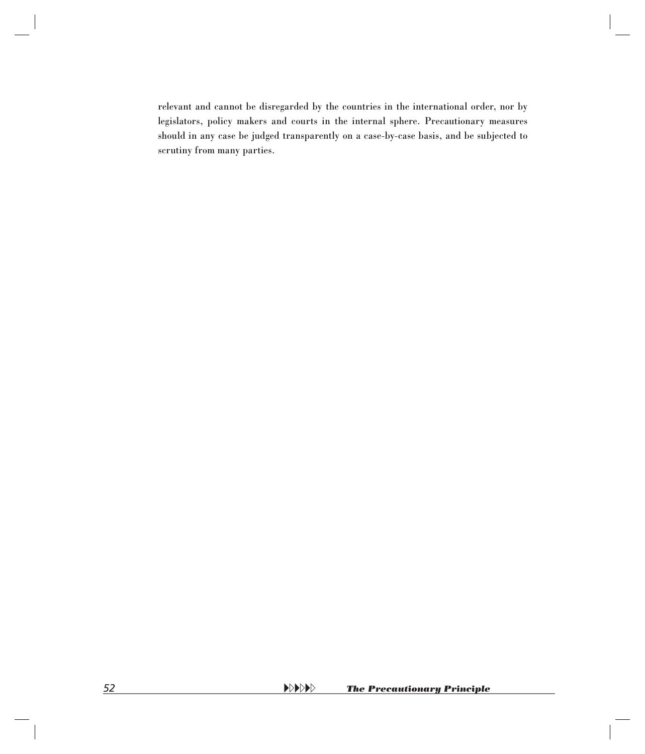relevant and cannot be disregarded by the countries in the international order, nor by legislators, policy makers and courts in the internal sphere. Precautionary measures should in any case be judged transparently on a case-by-case basis, and be subjected to scrutiny from many parties.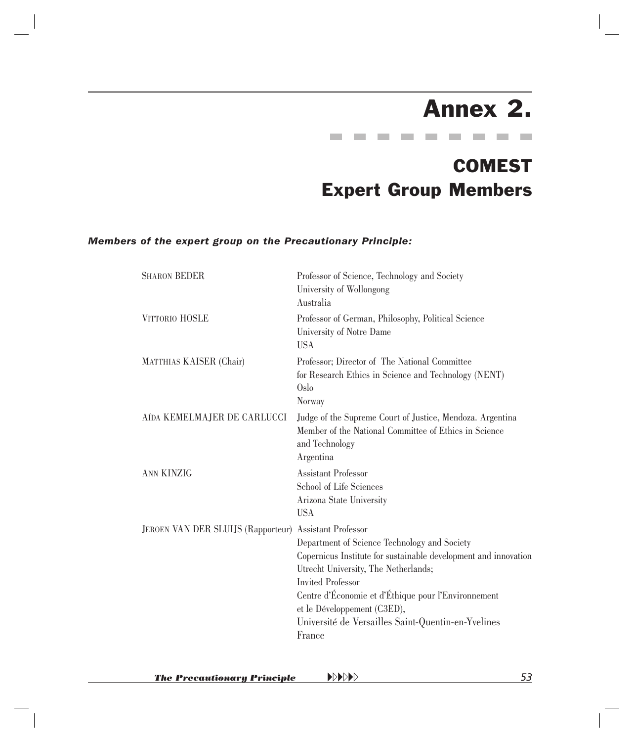# Annex 2.

## COMEST Expert Group Members

***Members of the expert group on the Precautionary Principle:***

| | |
|---|---|
| SHARON BEDER | Professor of Science, Technology and Society<br>University of Wollongong<br>Australia |
| VITTORIO HOSLE | Professor of German, Philosophy, Political Science<br>University of Notre Dame<br>USA |
| MATTHIAS KAISER (Chair) | Professor; Director of The National Committee for Research Ethics in Science and Technology (NENT)<br>Oslo<br>Norway |
| AÍDA KEMELMAJER DE CARLUCCI | Judge of the Supreme Court of Justice, Mendoza. Argentina<br>Member of the National Committee of Ethics in Science and Technology<br>Argentina |
| ANN KINZIG | Assistant Professor<br>School of Life Sciences<br>Arizona State University<br>USA |
| JEROEN VAN DER SLUIJS (Rapporteur) | Assistant Professor<br>Department of Science Technology and Society<br>Copernicus Institute for sustainable development and innovation<br>Utrecht University, The Netherlands;<br>Invited Professor<br>Centre d'Économie et d'Éthique pour l'Environnement et le Développement (C3ED),<br>Université de Versailles Saint-Quentin-en-Yvelines<br>France |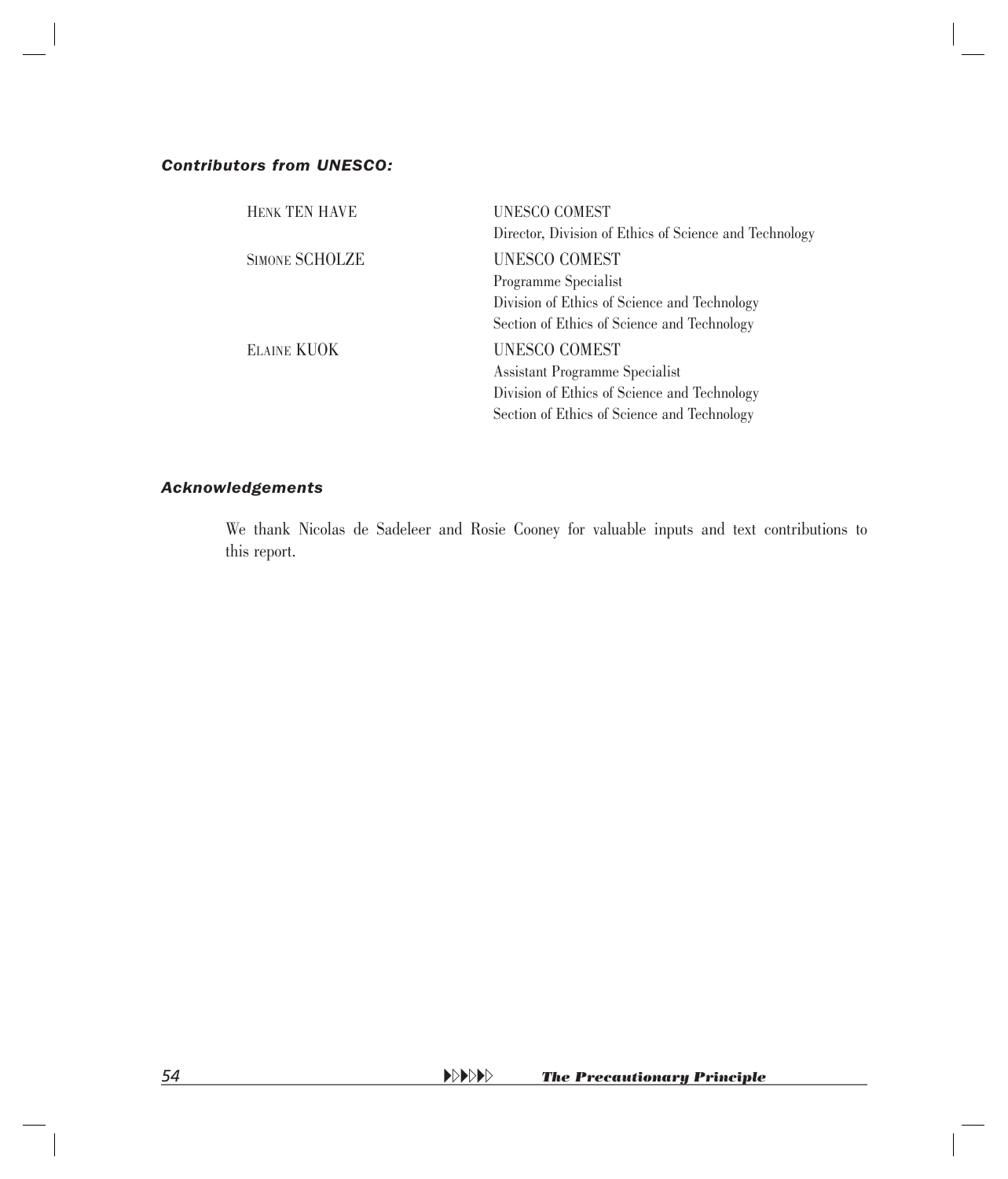### *Contributors from UNESCO:*

| | |
|---|---|
| HENK TEN HAVE | UNESCO COMEST<br>Director, Division of Ethics of Science and Technology |
| SIMONE SCHOLZE | UNESCO COMEST<br>Programme Specialist<br>Division of Ethics of Science and Technology<br>Section of Ethics of Science and Technology |
| ELAINE KUOK | UNESCO COMEST<br>Assistant Programme Specialist<br>Division of Ethics of Science and Technology<br>Section of Ethics of Science and Technology |

### *Acknowledgements*

We thank Nicolas de Sadeleer and Rosie Cooney for valuable inputs and text contributions to this report.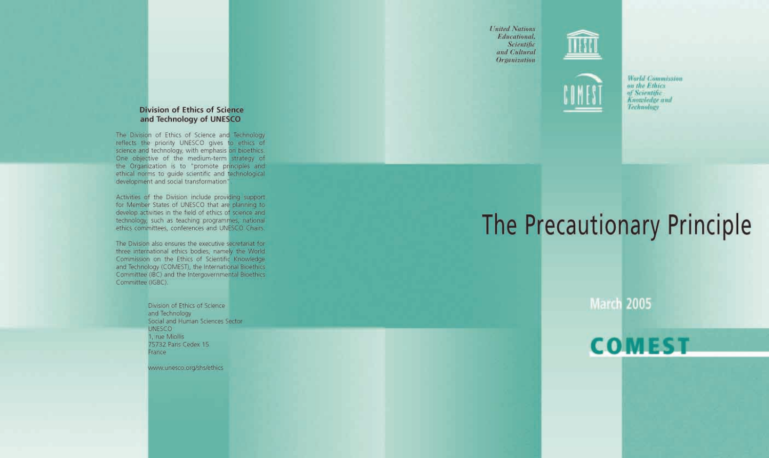## Division of Ethics of Science and Technology of UNESCO

The Division of Ethics of Science and Technology reflects the priority UNESCO gives to ethics of science and technology, with emphasis on bioethics. One objective of the medium-term strategy of the Organization is to "promote principles and ethical norms to guide scientific and technological development and social transformation".

Activities of the Division include providing support for Member States of UNESCO that are planning to develop activities in the field of ethics of science and technology, such as teaching programmes, national ethics committees, conferences and UNESCO Chairs.

The Division also ensures the executive secretariat for three international ethics bodies, namely the World Commission on the Ethics of Scientific Knowledge and Technology (COMEST), the International Bioethics Committee (IBC) and the Intergovernmental Bioethics Committee (IGBC).

Division of Ethics of Science
and Technology
Social and Human Sciences Sector
UNESCO
1, rue Miollis
75732 Paris Cedex 15
France

www.unesco.org/shs/ethics

*United Nations Educational, Scientific and Cultural Organization*

*World Commission on the Ethics of Scientific Knowledge and Technology*

# The Precautionary Principle

March 2005

**COMEST**